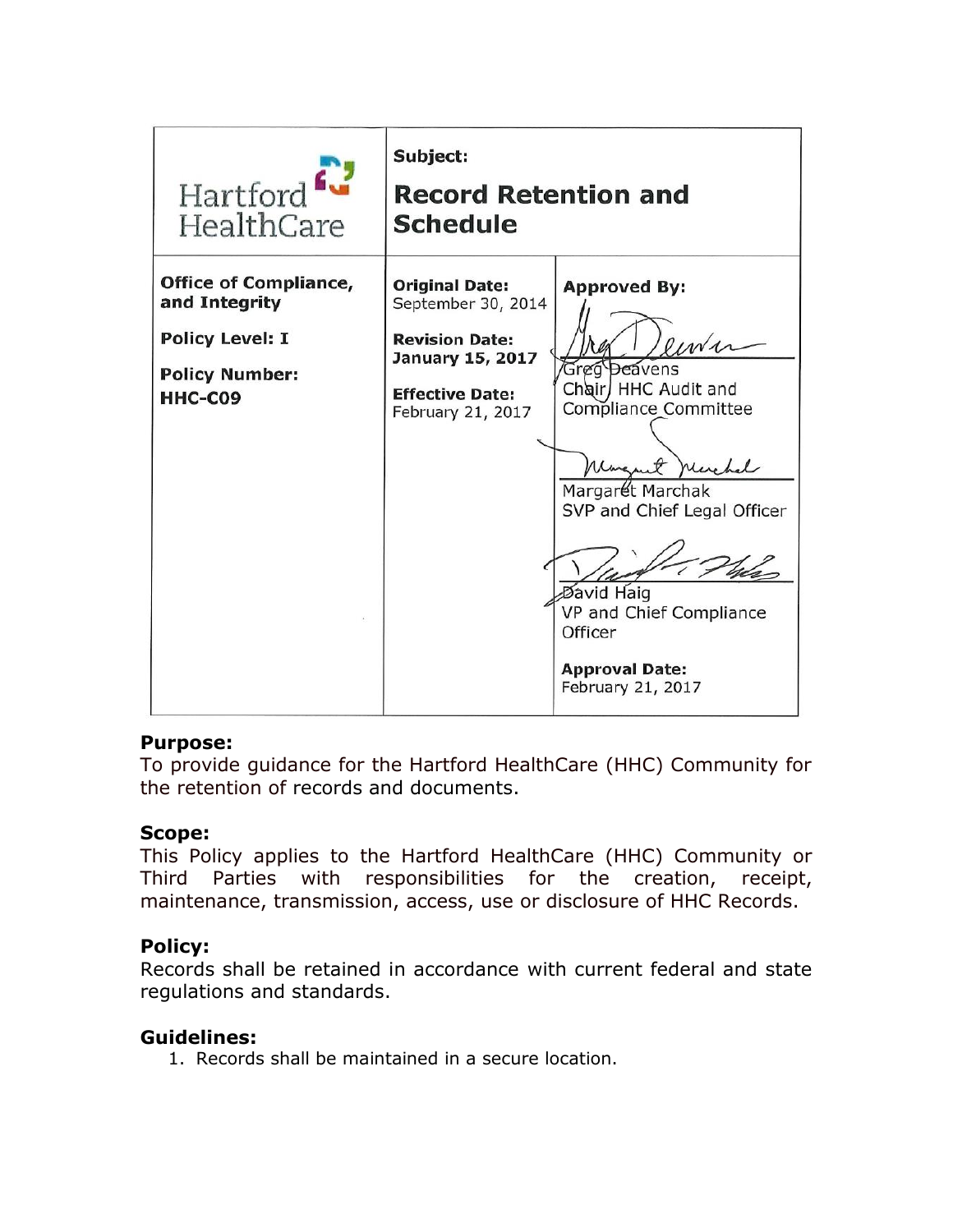| Hartford HealthCare | Subject: **Record Retention and Schedule** | |
|---|---|---|
| **Office of Compliance, and Integrity**<br><br>**Policy Level: I**<br><br>**Policy Number: HHC-C09** | **Original Date:** September 30, 2014<br><br>**Revision Date: January 15, 2017**<br><br>**Effective Date:** February 21, 2017 | **Approved By:**<br><br>Greg Deavens<br>Chair, HHC Audit and Compliance Committee<br><br>Margaret Marchak<br>SVP and Chief Legal Officer<br><br>David Haig<br>VP and Chief Compliance Officer<br><br>**Approval Date:** February 21, 2017 |

**Purpose:**
To provide guidance for the Hartford HealthCare (HHC) Community for the retention of records and documents.

**Scope:**
This Policy applies to the Hartford HealthCare (HHC) Community or Third Parties with responsibilities for the creation, receipt, maintenance, transmission, access, use or disclosure of HHC Records.

**Policy:**
Records shall be retained in accordance with current federal and state regulations and standards.

**Guidelines:**

1. Records shall be maintained in a secure location.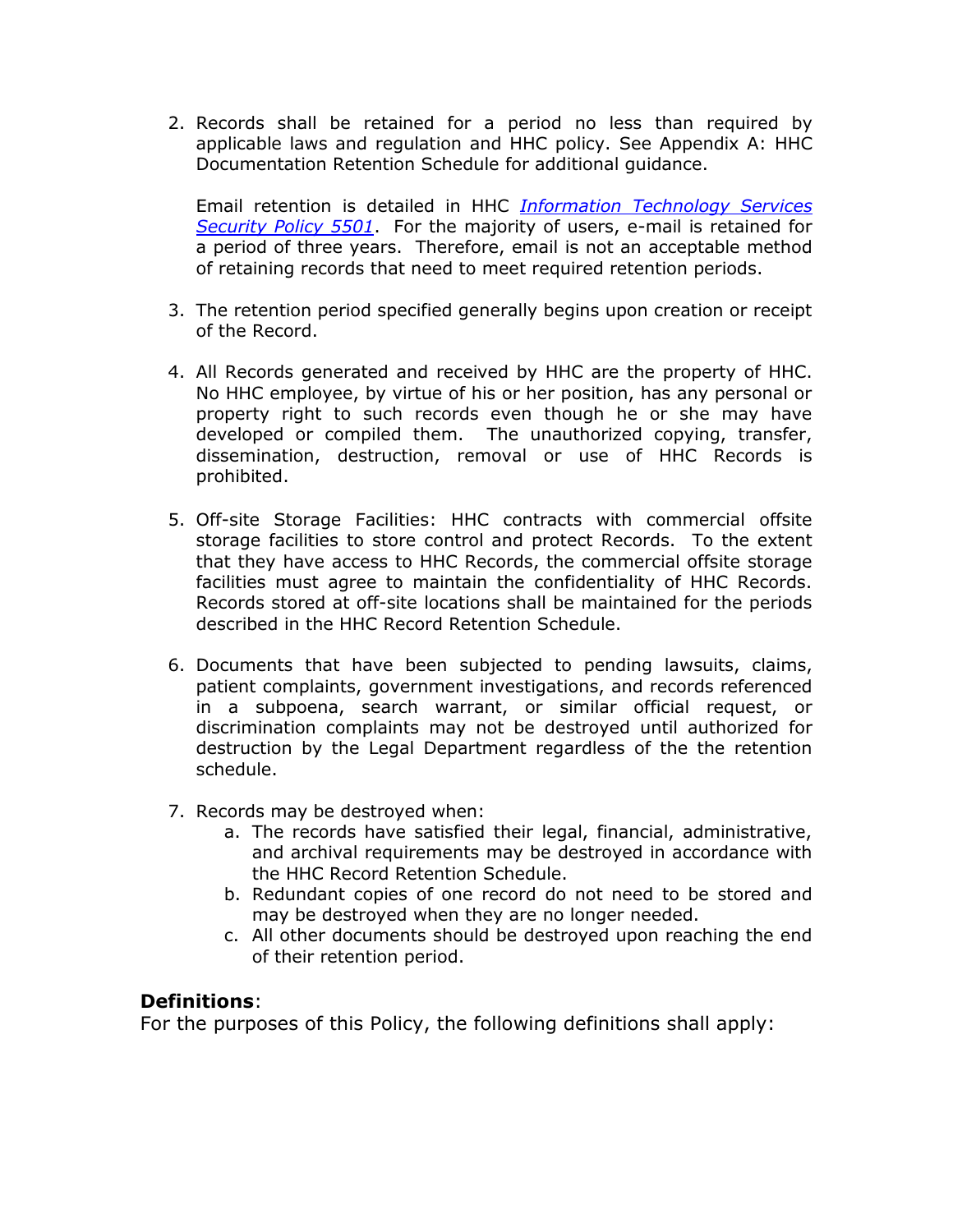2. Records shall be retained for a period no less than required by applicable laws and regulation and HHC policy. See Appendix A: HHC Documentation Retention Schedule for additional guidance.

   Email retention is detailed in HHC *Information Technology Services Security Policy 5501*. For the majority of users, e-mail is retained for a period of three years. Therefore, email is not an acceptable method of retaining records that need to meet required retention periods.

3. The retention period specified generally begins upon creation or receipt of the Record.

4. All Records generated and received by HHC are the property of HHC. No HHC employee, by virtue of his or her position, has any personal or property right to such records even though he or she may have developed or compiled them. The unauthorized copying, transfer, dissemination, destruction, removal or use of HHC Records is prohibited.

5. Off-site Storage Facilities: HHC contracts with commercial offsite storage facilities to store control and protect Records. To the extent that they have access to HHC Records, the commercial offsite storage facilities must agree to maintain the confidentiality of HHC Records. Records stored at off-site locations shall be maintained for the periods described in the HHC Record Retention Schedule.

6. Documents that have been subjected to pending lawsuits, claims, patient complaints, government investigations, and records referenced in a subpoena, search warrant, or similar official request, or discrimination complaints may not be destroyed until authorized for destruction by the Legal Department regardless of the the retention schedule.

7. Records may be destroyed when:
   a. The records have satisfied their legal, financial, administrative, and archival requirements may be destroyed in accordance with the HHC Record Retention Schedule.
   b. Redundant copies of one record do not need to be stored and may be destroyed when they are no longer needed.
   c. All other documents should be destroyed upon reaching the end of their retention period.

**Definitions**:

For the purposes of this Policy, the following definitions shall apply: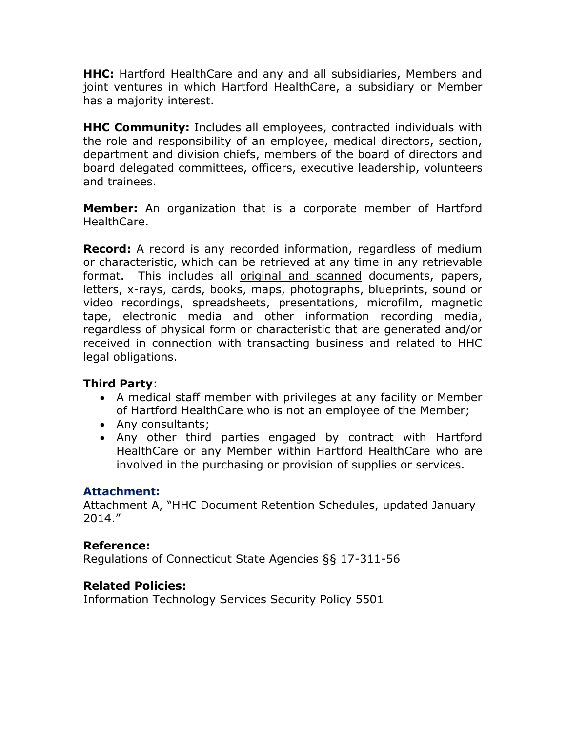**HHC:** Hartford HealthCare and any and all subsidiaries, Members and joint ventures in which Hartford HealthCare, a subsidiary or Member has a majority interest.

**HHC Community:** Includes all employees, contracted individuals with the role and responsibility of an employee, medical directors, section, department and division chiefs, members of the board of directors and board delegated committees, officers, executive leadership, volunteers and trainees.

**Member:** An organization that is a corporate member of Hartford HealthCare.

**Record:** A record is any recorded information, regardless of medium or characteristic, which can be retrieved at any time in any retrievable format. This includes all <u>original and scanned</u> documents, papers, letters, x-rays, cards, books, maps, photographs, blueprints, sound or video recordings, spreadsheets, presentations, microfilm, magnetic tape, electronic media and other information recording media, regardless of physical form or characteristic that are generated and/or received in connection with transacting business and related to HHC legal obligations.

**Third Party**:

- A medical staff member with privileges at any facility or Member of Hartford HealthCare who is not an employee of the Member;
- Any consultants;
- Any other third parties engaged by contract with Hartford HealthCare or any Member within Hartford HealthCare who are involved in the purchasing or provision of supplies or services.

### Attachment:

Attachment A, "HHC Document Retention Schedules, updated January 2014."

**Reference:**

Regulations of Connecticut State Agencies §§ 17-311-56

**Related Policies:**

Information Technology Services Security Policy 5501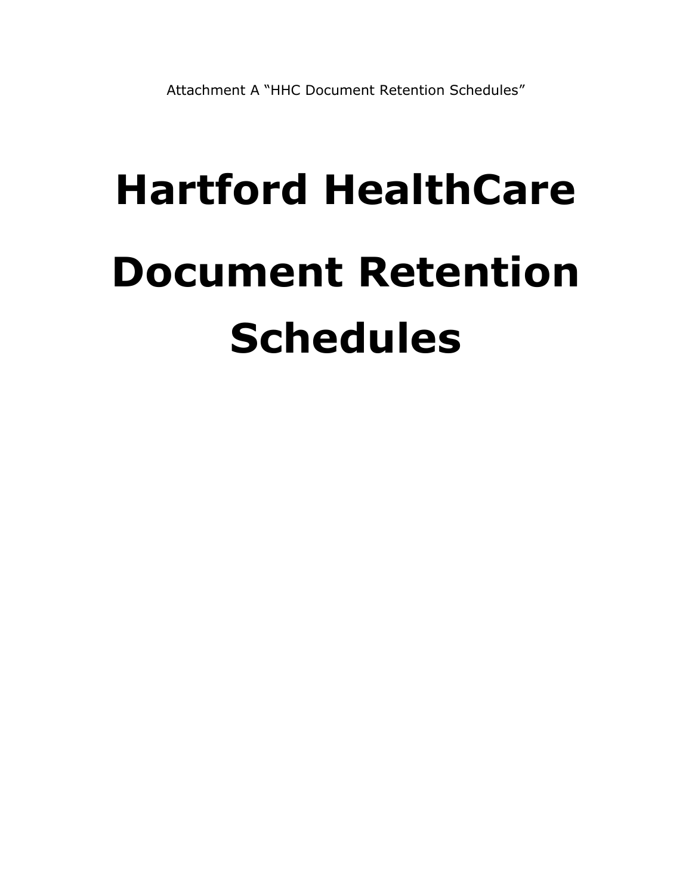Attachment A “HHC Document Retention Schedules”

# Hartford HealthCare Document Retention Schedules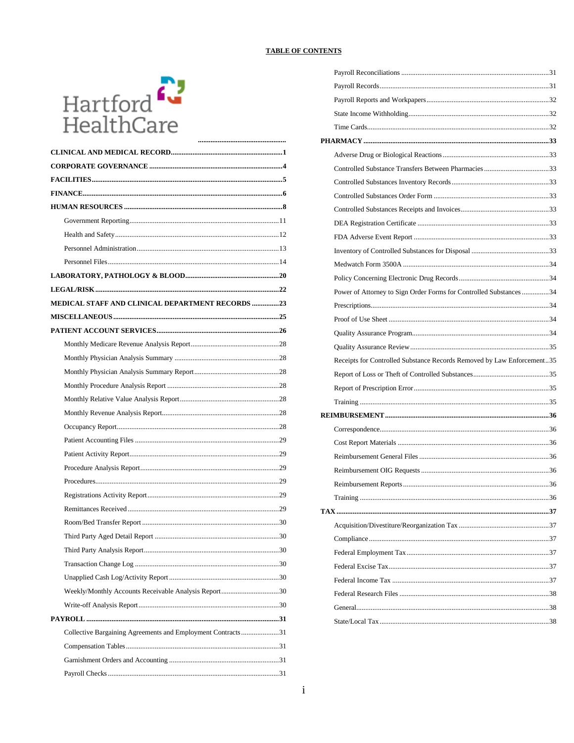# TABLE OF CONTENTS

Hartford HealthCare

- **CLINICAL AND MEDICAL RECORD** .......... 1
- **CORPORATE GOVERNANCE** .......... 4
- **FACILITIES** .......... 5
- **FINANCE** .......... 6
- **HUMAN RESOURCES** .......... 8
  - Government Reporting .......... 11
  - Health and Safety .......... 12
  - Personnel Administration .......... 13
  - Personnel Files .......... 14
- **LABORATORY, PATHOLOGY & BLOOD** .......... 20
- **LEGAL/RISK** .......... 22
- **MEDICAL STAFF AND CLINICAL DEPARTMENT RECORDS** .......... 23
- **MISCELLANEOUS** .......... 25
- **PATIENT ACCOUNT SERVICES** .......... 26
  - Monthly Medicare Revenue Analysis Report .......... 28
  - Monthly Physician Analysis Summary .......... 28
  - Monthly Physician Analysis Summary Report .......... 28
  - Monthly Procedure Analysis Report .......... 28
  - Monthly Relative Value Analysis Report .......... 28
  - Monthly Revenue Analysis Report .......... 28
  - Occupancy Report .......... 28
  - Patient Accounting Files .......... 29
  - Patient Activity Report .......... 29
  - Procedure Analysis Report .......... 29
  - Procedures .......... 29
  - Registrations Activity Report .......... 29
  - Remittances Received .......... 29
  - Room/Bed Transfer Report .......... 30
  - Third Party Aged Detail Report .......... 30
  - Third Party Analysis Report .......... 30
  - Transaction Change Log .......... 30
  - Unapplied Cash Log/Activity Report .......... 30
  - Weekly/Monthly Accounts Receivable Analysis Report .......... 30
  - Write-off Analysis Report .......... 30
- **PAYROLL** .......... 31
  - Collective Bargaining Agreements and Employment Contracts .......... 31
  - Compensation Tables .......... 31
  - Garnishment Orders and Accounting .......... 31
  - Payroll Checks .......... 31
  - Payroll Reconciliations .......... 31
  - Payroll Records .......... 31
  - Payroll Reports and Workpapers .......... 32
  - State Income Withholding .......... 32
  - Time Cards .......... 32
- **PHARMACY** .......... 33
  - Adverse Drug or Biological Reactions .......... 33
  - Controlled Substance Transfers Between Pharmacies .......... 33
  - Controlled Substances Inventory Records .......... 33
  - Controlled Substances Order Form .......... 33
  - Controlled Substances Receipts and Invoices .......... 33
  - DEA Registration Certificate .......... 33
  - FDA Adverse Event Report .......... 33
  - Inventory of Controlled Substances for Disposal .......... 33
  - Medwatch Form 3500A .......... 34
  - Policy Concerning Electronic Drug Records .......... 34
  - Power of Attorney to Sign Order Forms for Controlled Substances .......... 34
  - Prescriptions .......... 34
  - Proof of Use Sheet .......... 34
  - Quality Assurance Program .......... 34
  - Quality Assurance Review .......... 35
  - Receipts for Controlled Substance Records Removed by Law Enforcement .......... 35
  - Report of Loss or Theft of Controlled Substances .......... 35
  - Report of Prescription Error .......... 35
  - Training .......... 35
- **REIMBURSEMENT** .......... 36
  - Correspondence .......... 36
  - Cost Report Materials .......... 36
  - Reimbursement General Files .......... 36
  - Reimbursement OIG Requests .......... 36
  - Reimbursement Reports .......... 36
  - Training .......... 36
- **TAX** .......... 37
  - Acquisition/Divestiture/Reorganization Tax .......... 37
  - Compliance .......... 37
  - Federal Employment Tax .......... 37
  - Federal Excise Tax .......... 37
  - Federal Income Tax .......... 37
  - Federal Research Files .......... 38
  - General .......... 38
  - State/Local Tax .......... 38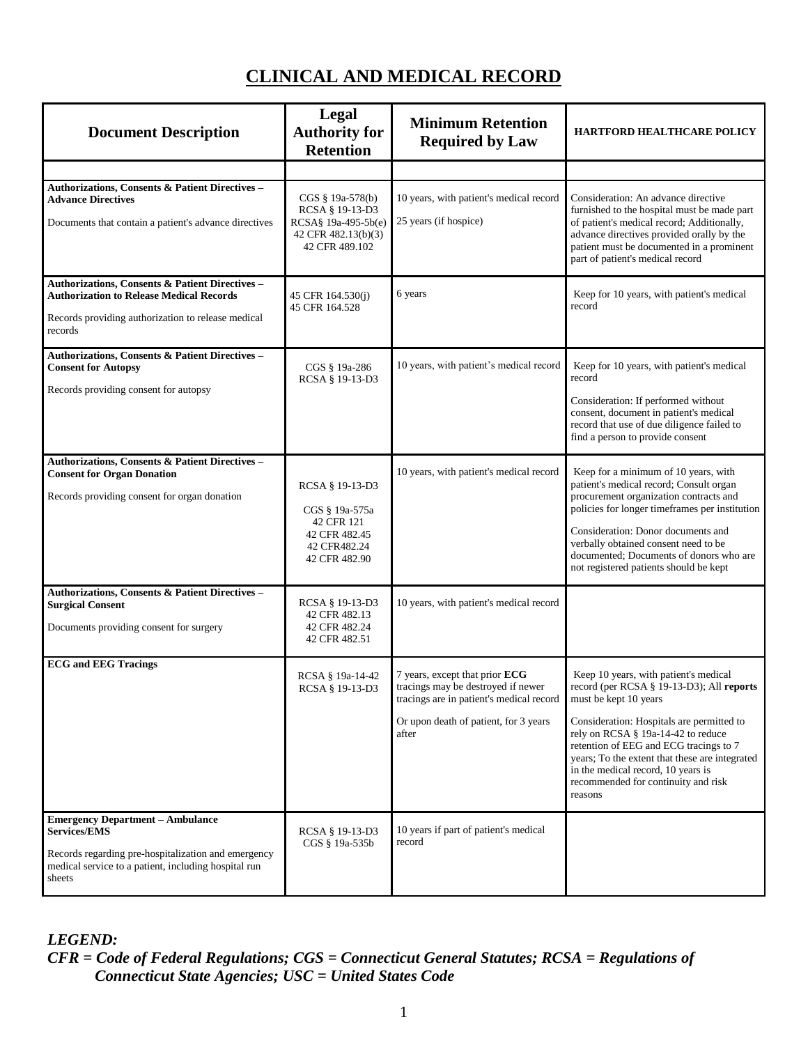# CLINICAL AND MEDICAL RECORD

| Document Description | Legal Authority for Retention | Minimum Retention Required by Law | HARTFORD HEALTHCARE POLICY |
|---|---|---|---|
| | | | |
| **Authorizations, Consents & Patient Directives – Advance Directives**<br><br>Documents that contain a patient's advance directives | CGS § 19a-578(b)<br>RCSA § 19-13-D3<br>RCSA§ 19a-495-5b(e)<br>42 CFR 482.13(b)(3)<br>42 CFR 489.102 | 10 years, with patient's medical record<br><br>25 years (if hospice) | Consideration: An advance directive furnished to the hospital must be made part of patient's medical record; Additionally, advance directives provided orally by the patient must be documented in a prominent part of patient's medical record |
| **Authorizations, Consents & Patient Directives – Authorization to Release Medical Records**<br><br>Records providing authorization to release medical records | 45 CFR 164.530(j)<br>45 CFR 164.528 | 6 years | Keep for 10 years, with patient's medical record |
| **Authorizations, Consents & Patient Directives – Consent for Autopsy**<br><br>Records providing consent for autopsy | CGS § 19a-286<br>RCSA § 19-13-D3 | 10 years, with patient's medical record | Keep for 10 years, with patient's medical record<br><br>Consideration: If performed without consent, document in patient's medical record that use of due diligence failed to find a person to provide consent |
| **Authorizations, Consents & Patient Directives – Consent for Organ Donation**<br><br>Records providing consent for organ donation | RCSA § 19-13-D3<br><br>CGS § 19a-575a<br>42 CFR 121<br>42 CFR 482.45<br>42 CFR482.24<br>42 CFR 482.90 | 10 years, with patient's medical record | Keep for a minimum of 10 years, with patient's medical record; Consult organ procurement organization contracts and policies for longer timeframes per institution<br><br>Consideration: Donor documents and verbally obtained consent need to be documented; Documents of donors who are not registered patients should be kept |
| **Authorizations, Consents & Patient Directives – Surgical Consent**<br><br>Documents providing consent for surgery | RCSA § 19-13-D3<br>42 CFR 482.13<br>42 CFR 482.24<br>42 CFR 482.51 | 10 years, with patient's medical record | |
| **ECG and EEG Tracings** | RCSA § 19a-14-42<br>RCSA § 19-13-D3 | 7 years, except that prior **ECG** tracings may be destroyed if newer tracings are in patient's medical record<br><br>Or upon death of patient, for 3 years after | Keep 10 years, with patient's medical record (per RCSA § 19-13-D3); All **reports** must be kept 10 years<br><br>Consideration: Hospitals are permitted to rely on RCSA § 19a-14-42 to reduce retention of EEG and ECG tracings to 7 years; To the extent that these are integrated in the medical record, 10 years is recommended for continuity and risk reasons |
| **Emergency Department – Ambulance Services/EMS**<br><br>Records regarding pre-hospitalization and emergency medical service to a patient, including hospital run sheets | RCSA § 19-13-D3<br>CGS § 19a-535b | 10 years if part of patient's medical record | |

***LEGEND:***
***CFR = Code of Federal Regulations; CGS = Connecticut General Statutes; RCSA = Regulations of Connecticut State Agencies; USC = United States Code***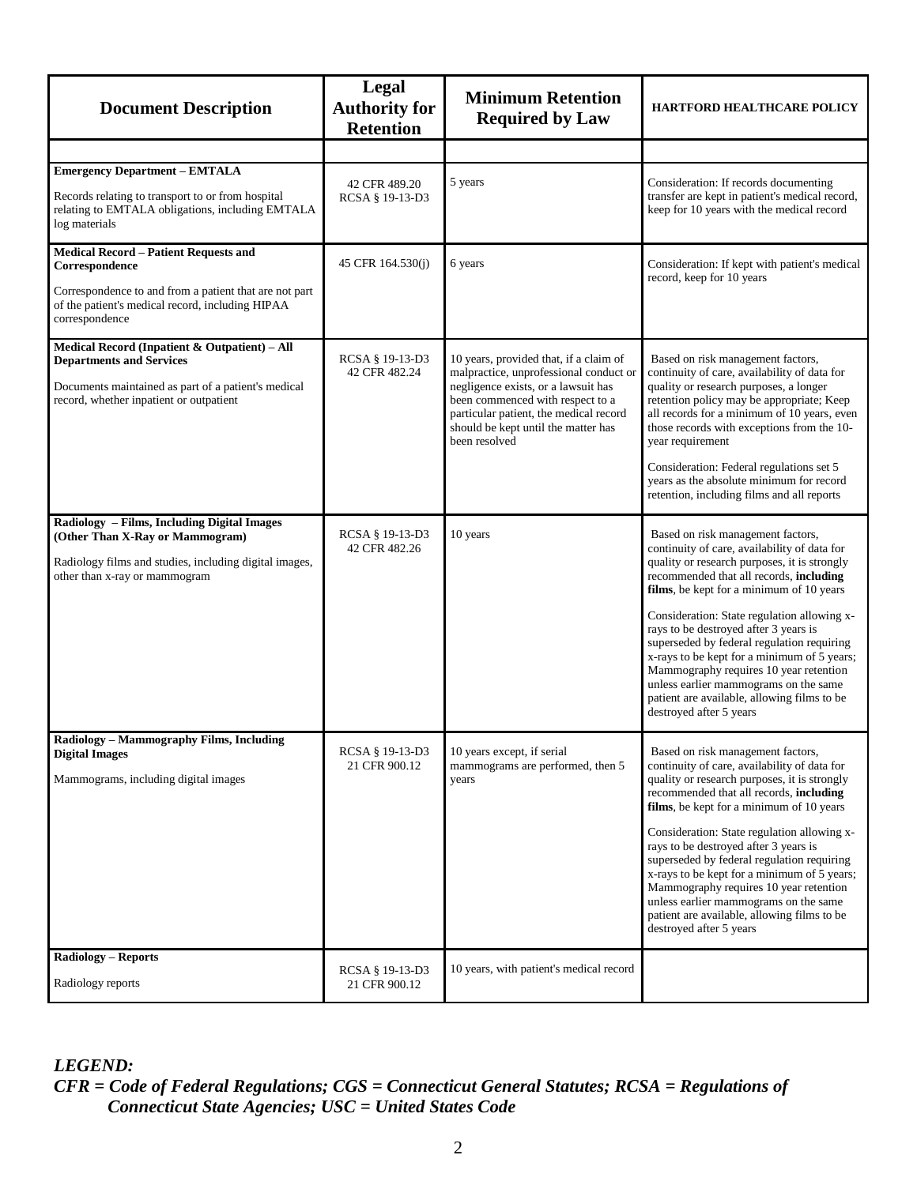| Document Description | Legal Authority for Retention | Minimum Retention Required by Law | HARTFORD HEALTHCARE POLICY |
|---|---|---|---|
| | | | |
| **Emergency Department – EMTALA**<br><br>Records relating to transport to or from hospital relating to EMTALA obligations, including EMTALA log materials | 42 CFR 489.20<br>RCSA § 19-13-D3 | 5 years | Consideration: If records documenting transfer are kept in patient's medical record, keep for 10 years with the medical record |
| **Medical Record – Patient Requests and Correspondence**<br><br>Correspondence to and from a patient that are not part of the patient's medical record, including HIPAA correspondence | 45 CFR 164.530(j) | 6 years | Consideration: If kept with patient's medical record, keep for 10 years |
| **Medical Record (Inpatient & Outpatient) – All Departments and Services**<br><br>Documents maintained as part of a patient's medical record, whether inpatient or outpatient | RCSA § 19-13-D3<br>42 CFR 482.24 | 10 years, provided that, if a claim of malpractice, unprofessional conduct or negligence exists, or a lawsuit has been commenced with respect to a particular patient, the medical record should be kept until the matter has been resolved | Based on risk management factors, continuity of care, availability of data for quality or research purposes, a longer retention policy may be appropriate; Keep all records for a minimum of 10 years, even those records with exceptions from the 10-year requirement<br><br>Consideration: Federal regulations set 5 years as the absolute minimum for record retention, including films and all reports |
| **Radiology – Films, Including Digital Images (Other Than X-Ray or Mammogram)**<br><br>Radiology films and studies, including digital images, other than x-ray or mammogram | RCSA § 19-13-D3<br>42 CFR 482.26 | 10 years | Based on risk management factors, continuity of care, availability of data for quality or research purposes, it is strongly recommended that all records, **including films**, be kept for a minimum of 10 years<br><br>Consideration: State regulation allowing x-rays to be destroyed after 3 years is superseded by federal regulation requiring x-rays to be kept for a minimum of 5 years; Mammography requires 10 year retention unless earlier mammograms on the same patient are available, allowing films to be destroyed after 5 years |
| **Radiology – Mammography Films, Including Digital Images**<br><br>Mammograms, including digital images | RCSA § 19-13-D3<br>21 CFR 900.12 | 10 years except, if serial mammograms are performed, then 5 years | Based on risk management factors, continuity of care, availability of data for quality or research purposes, it is strongly recommended that all records, **including films**, be kept for a minimum of 10 years<br><br>Consideration: State regulation allowing x-rays to be destroyed after 3 years is superseded by federal regulation requiring x-rays to be kept for a minimum of 5 years; Mammography requires 10 year retention unless earlier mammograms on the same patient are available, allowing films to be destroyed after 5 years |
| **Radiology – Reports**<br><br>Radiology reports | RCSA § 19-13-D3<br>21 CFR 900.12 | 10 years, with patient's medical record | |

***LEGEND:***
***CFR = Code of Federal Regulations; CGS = Connecticut General Statutes; RCSA = Regulations of Connecticut State Agencies; USC = United States Code***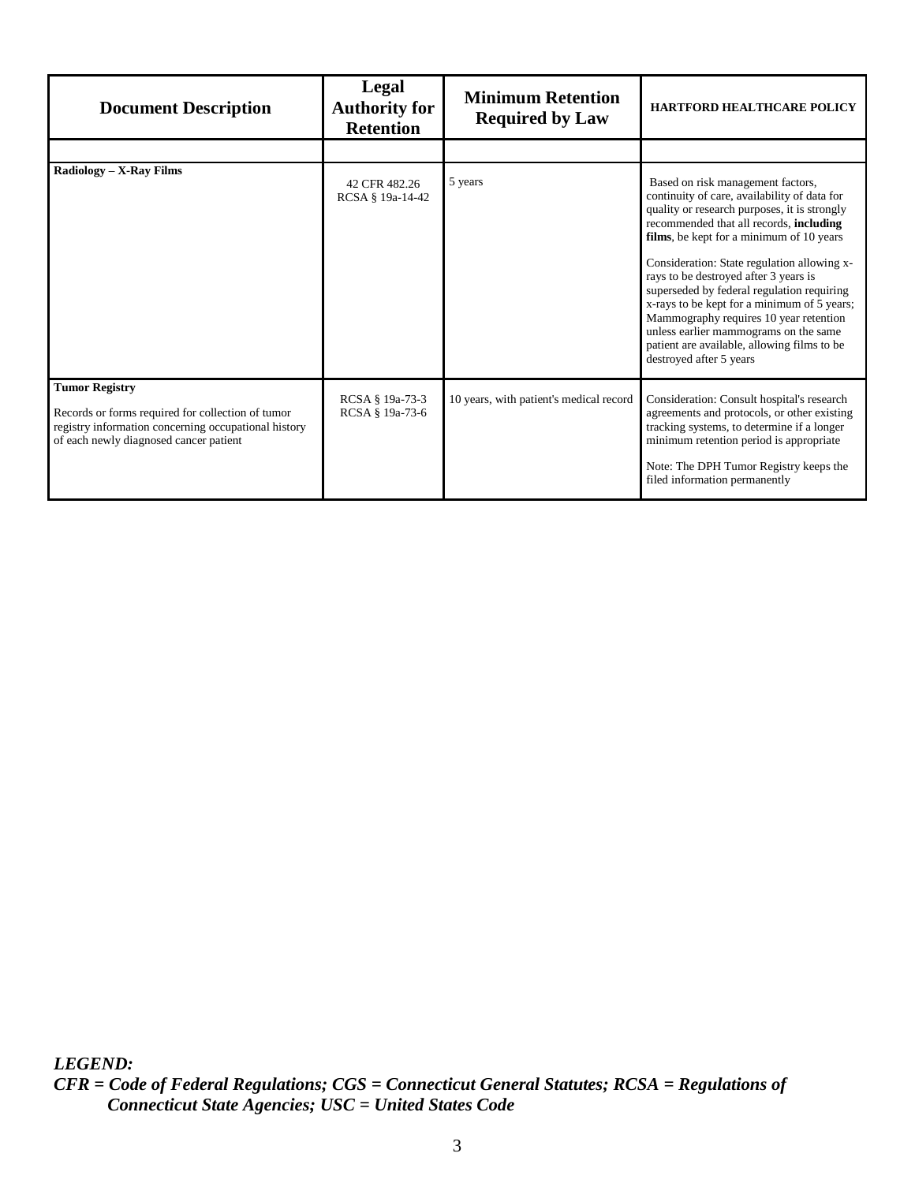| Document Description | Legal Authority for Retention | Minimum Retention Required by Law | HARTFORD HEALTHCARE POLICY |
|---|---|---|---|
| | | | |
| **Radiology – X-Ray Films** | 42 CFR 482.26<br>RCSA § 19a-14-42 | 5 years | Based on risk management factors, continuity of care, availability of data for quality or research purposes, it is strongly recommended that all records, **including films**, be kept for a minimum of 10 years<br><br>Consideration: State regulation allowing x-rays to be destroyed after 3 years is superseded by federal regulation requiring x-rays to be kept for a minimum of 5 years; Mammography requires 10 year retention unless earlier mammograms on the same patient are available, allowing films to be destroyed after 5 years |
| **Tumor Registry**<br><br>Records or forms required for collection of tumor registry information concerning occupational history of each newly diagnosed cancer patient | RCSA § 19a-73-3<br>RCSA § 19a-73-6 | 10 years, with patient's medical record | Consideration: Consult hospital's research agreements and protocols, or other existing tracking systems, to determine if a longer minimum retention period is appropriate<br><br>Note: The DPH Tumor Registry keeps the filed information permanently |

***LEGEND:***
***CFR = Code of Federal Regulations; CGS = Connecticut General Statutes; RCSA = Regulations of Connecticut State Agencies; USC = United States Code***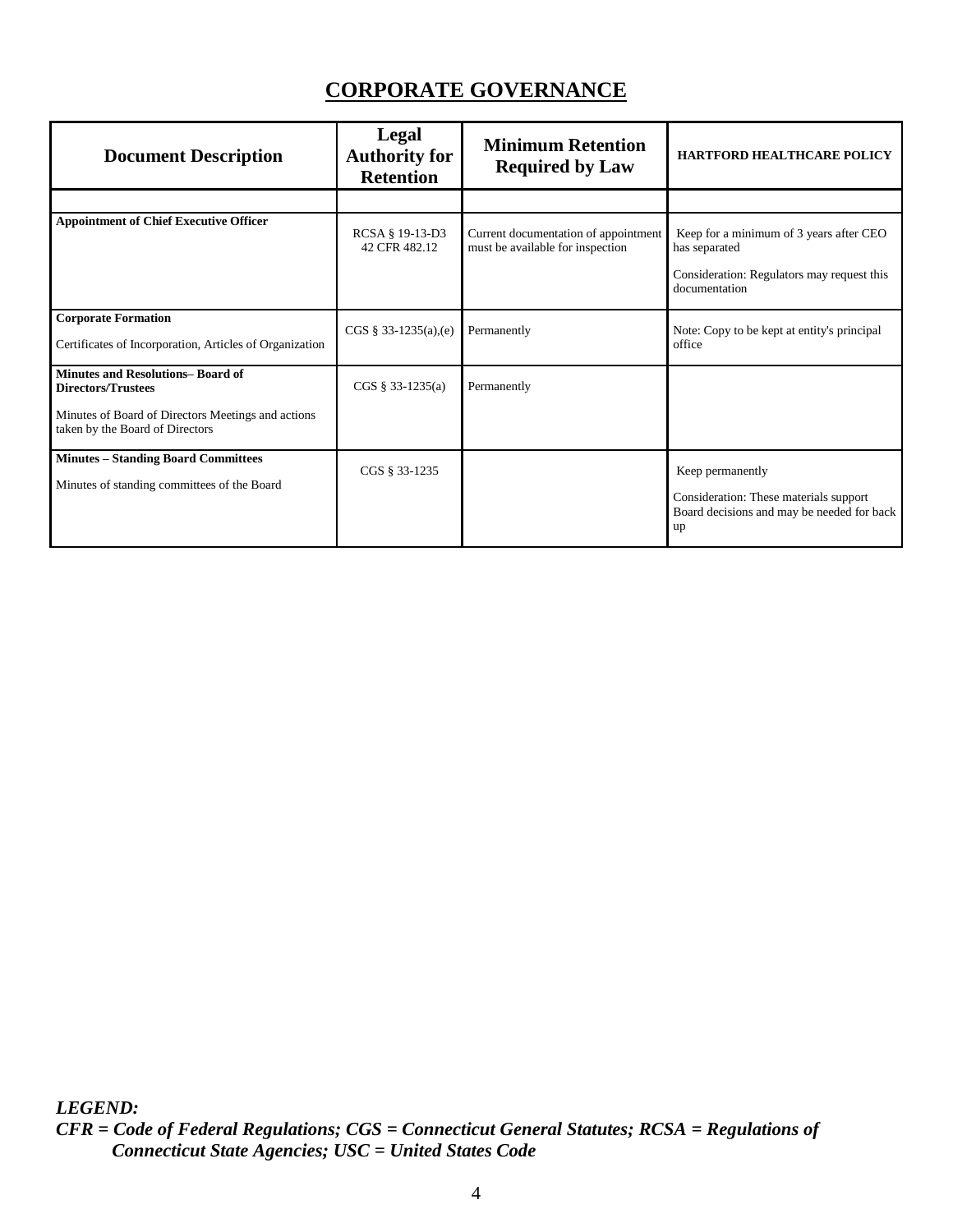# CORPORATE GOVERNANCE

| Document Description | Legal Authority for Retention | Minimum Retention Required by Law | HARTFORD HEALTHCARE POLICY |
|---|---|---|---|
| | | | |
| **Appointment of Chief Executive Officer** | RCSA § 19-13-D3<br>42 CFR 482.12 | Current documentation of appointment must be available for inspection | Keep for a minimum of 3 years after CEO has separated<br><br>Consideration: Regulators may request this documentation |
| **Corporate Formation**<br><br>Certificates of Incorporation, Articles of Organization | CGS § 33-1235(a),(e) | Permanently | Note: Copy to be kept at entity's principal office |
| **Minutes and Resolutions– Board of Directors/Trustees**<br><br>Minutes of Board of Directors Meetings and actions taken by the Board of Directors | CGS § 33-1235(a) | Permanently | |
| **Minutes – Standing Board Committees**<br><br>Minutes of standing committees of the Board | CGS § 33-1235 | | Keep permanently<br><br>Consideration: These materials support Board decisions and may be needed for back up |

***LEGEND:***
***CFR = Code of Federal Regulations; CGS = Connecticut General Statutes; RCSA = Regulations of Connecticut State Agencies; USC = United States Code***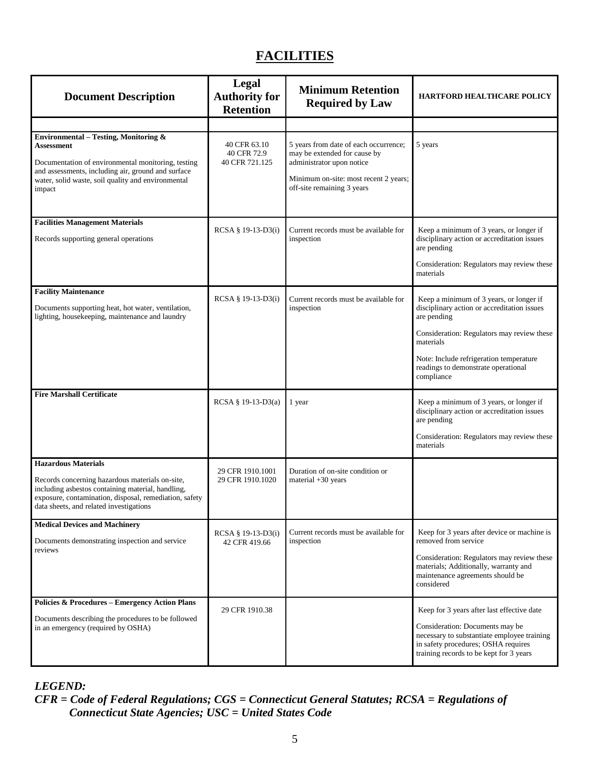# FACILITIES

| Document Description | Legal Authority for Retention | Minimum Retention Required by Law | HARTFORD HEALTHCARE POLICY |
|---|---|---|---|
| | | | |
| **Environmental – Testing, Monitoring & Assessment**<br><br>Documentation of environmental monitoring, testing and assessments, including air, ground and surface water, solid waste, soil quality and environmental impact | 40 CFR 63.10<br>40 CFR 72.9<br>40 CFR 721.125 | 5 years from date of each occurrence; may be extended for cause by administrator upon notice<br><br>Minimum on-site: most recent 2 years; off-site remaining 3 years | 5 years |
| **Facilities Management Materials**<br><br>Records supporting general operations | RCSA § 19-13-D3(i) | Current records must be available for inspection | Keep a minimum of 3 years, or longer if disciplinary action or accreditation issues are pending<br><br>Consideration: Regulators may review these materials |
| **Facility Maintenance**<br><br>Documents supporting heat, hot water, ventilation, lighting, housekeeping, maintenance and laundry | RCSA § 19-13-D3(i) | Current records must be available for inspection | Keep a minimum of 3 years, or longer if disciplinary action or accreditation issues are pending<br><br>Consideration: Regulators may review these materials<br><br>Note: Include refrigeration temperature readings to demonstrate operational compliance |
| **Fire Marshall Certificate** | RCSA § 19-13-D3(a) | 1 year | Keep a minimum of 3 years, or longer if disciplinary action or accreditation issues are pending<br><br>Consideration: Regulators may review these materials |
| **Hazardous Materials**<br><br>Records concerning hazardous materials on-site, including asbestos containing material, handling, exposure, contamination, disposal, remediation, safety data sheets, and related investigations | 29 CFR 1910.1001<br>29 CFR 1910.1020 | Duration of on-site condition or material +30 years | |
| **Medical Devices and Machinery**<br><br>Documents demonstrating inspection and service reviews | RCSA § 19-13-D3(i)<br>42 CFR 419.66 | Current records must be available for inspection | Keep for 3 years after device or machine is removed from service<br><br>Consideration: Regulators may review these materials; Additionally, warranty and maintenance agreements should be considered |
| **Policies & Procedures – Emergency Action Plans**<br><br>Documents describing the procedures to be followed in an emergency (required by OSHA) | 29 CFR 1910.38 | | Keep for 3 years after last effective date<br><br>Consideration: Documents may be necessary to substantiate employee training in safety procedures; OSHA requires training records to be kept for 3 years |

***LEGEND:***
***CFR = Code of Federal Regulations; CGS = Connecticut General Statutes; RCSA = Regulations of Connecticut State Agencies; USC = United States Code***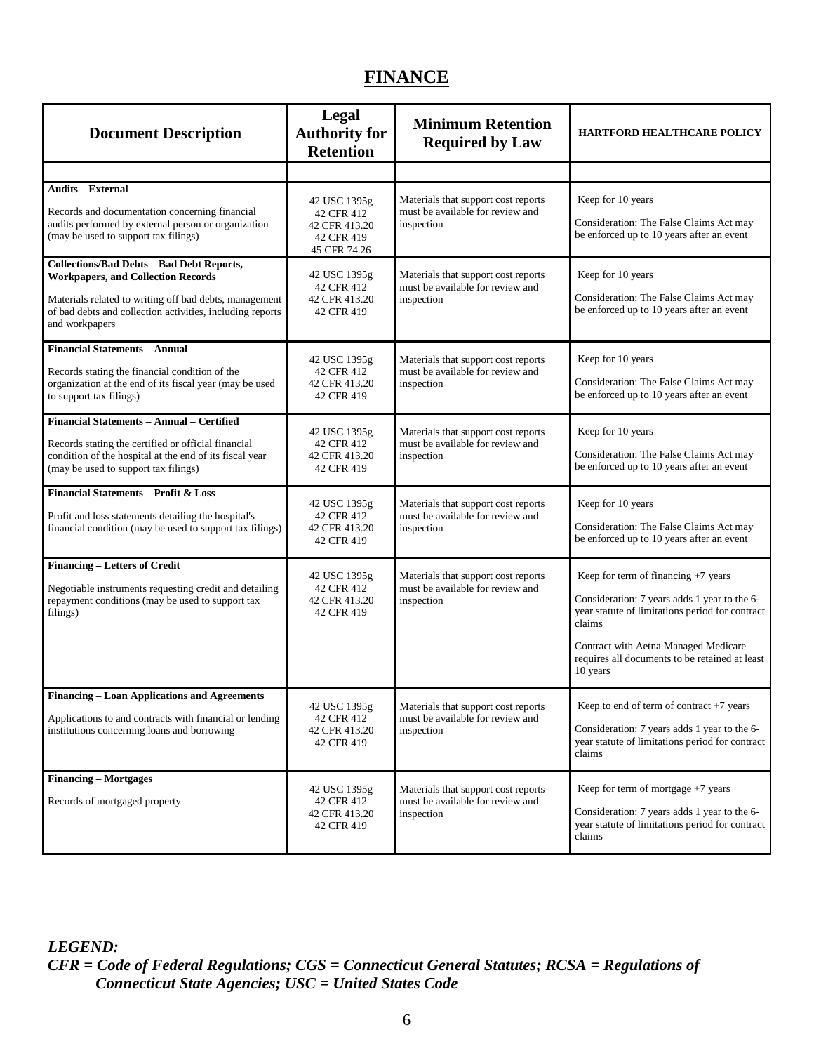# FINANCE

| Document Description | Legal Authority for Retention | Minimum Retention Required by Law | HARTFORD HEALTHCARE POLICY |
|---|---|---|---|
| | | | |
| **Audits – External**<br><br>Records and documentation concerning financial audits performed by external person or organization (may be used to support tax filings) | 42 USC 1395g<br>42 CFR 412<br>42 CFR 413.20<br>42 CFR 419<br>45 CFR 74.26 | Materials that support cost reports must be available for review and inspection | Keep for 10 years<br><br>Consideration: The False Claims Act may be enforced up to 10 years after an event |
| **Collections/Bad Debts – Bad Debt Reports, Workpapers, and Collection Records**<br><br>Materials related to writing off bad debts, management of bad debts and collection activities, including reports and workpapers | 42 USC 1395g<br>42 CFR 412<br>42 CFR 413.20<br>42 CFR 419 | Materials that support cost reports must be available for review and inspection | Keep for 10 years<br><br>Consideration: The False Claims Act may be enforced up to 10 years after an event |
| **Financial Statements – Annual**<br><br>Records stating the financial condition of the organization at the end of its fiscal year (may be used to support tax filings) | 42 USC 1395g<br>42 CFR 412<br>42 CFR 413.20<br>42 CFR 419 | Materials that support cost reports must be available for review and inspection | Keep for 10 years<br><br>Consideration: The False Claims Act may be enforced up to 10 years after an event |
| **Financial Statements – Annual – Certified**<br><br>Records stating the certified or official financial condition of the hospital at the end of its fiscal year (may be used to support tax filings) | 42 USC 1395g<br>42 CFR 412<br>42 CFR 413.20<br>42 CFR 419 | Materials that support cost reports must be available for review and inspection | Keep for 10 years<br><br>Consideration: The False Claims Act may be enforced up to 10 years after an event |
| **Financial Statements – Profit & Loss**<br><br>Profit and loss statements detailing the hospital's financial condition (may be used to support tax filings) | 42 USC 1395g<br>42 CFR 412<br>42 CFR 413.20<br>42 CFR 419 | Materials that support cost reports must be available for review and inspection | Keep for 10 years<br><br>Consideration: The False Claims Act may be enforced up to 10 years after an event |
| **Financing – Letters of Credit**<br><br>Negotiable instruments requesting credit and detailing repayment conditions (may be used to support tax filings) | 42 USC 1395g<br>42 CFR 412<br>42 CFR 413.20<br>42 CFR 419 | Materials that support cost reports must be available for review and inspection | Keep for term of financing +7 years<br><br>Consideration: 7 years adds 1 year to the 6-year statute of limitations period for contract claims<br><br>Contract with Aetna Managed Medicare requires all documents to be retained at least 10 years |
| **Financing – Loan Applications and Agreements**<br><br>Applications to and contracts with financial or lending institutions concerning loans and borrowing | 42 USC 1395g<br>42 CFR 412<br>42 CFR 413.20<br>42 CFR 419 | Materials that support cost reports must be available for review and inspection | Keep to end of term of contract +7 years<br><br>Consideration: 7 years adds 1 year to the 6-year statute of limitations period for contract claims |
| **Financing – Mortgages**<br><br>Records of mortgaged property | 42 USC 1395g<br>42 CFR 412<br>42 CFR 413.20<br>42 CFR 419 | Materials that support cost reports must be available for review and inspection | Keep for term of mortgage +7 years<br><br>Consideration: 7 years adds 1 year to the 6-year statute of limitations period for contract claims |

***LEGEND:***
***CFR = Code of Federal Regulations; CGS = Connecticut General Statutes; RCSA = Regulations of Connecticut State Agencies; USC = United States Code***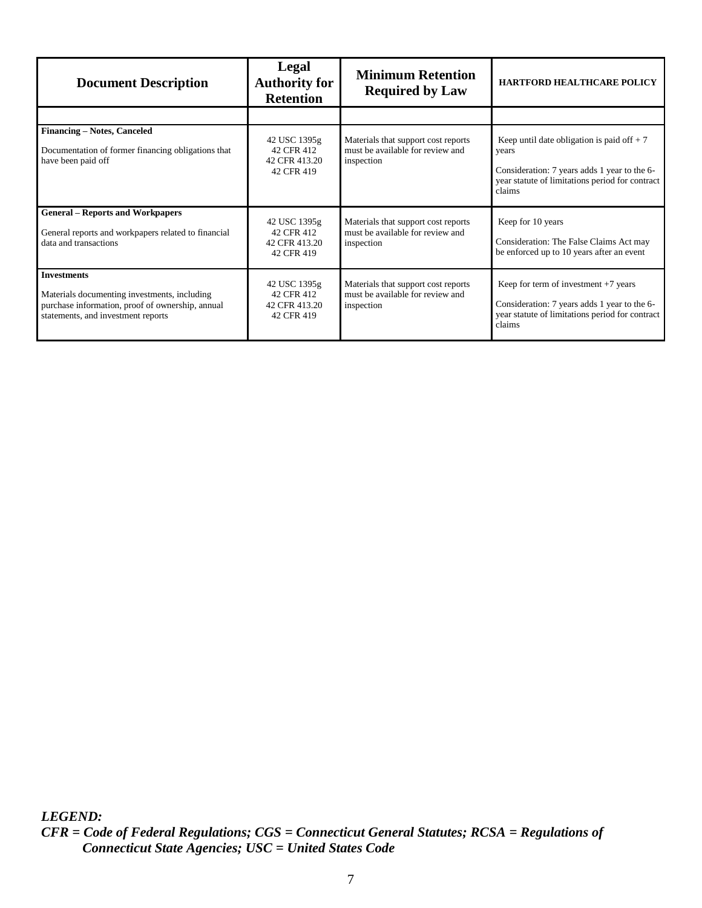| Document Description | Legal Authority for Retention | Minimum Retention Required by Law | HARTFORD HEALTHCARE POLICY |
|---|---|---|---|
| | | | |
| **Financing – Notes, Canceled**<br><br>Documentation of former financing obligations that have been paid off | 42 USC 1395g<br>42 CFR 412<br>42 CFR 413.20<br>42 CFR 419 | Materials that support cost reports must be available for review and inspection | Keep until date obligation is paid off + 7 years<br><br>Consideration: 7 years adds 1 year to the 6-year statute of limitations period for contract claims |
| **General – Reports and Workpapers**<br><br>General reports and workpapers related to financial data and transactions | 42 USC 1395g<br>42 CFR 412<br>42 CFR 413.20<br>42 CFR 419 | Materials that support cost reports must be available for review and inspection | Keep for 10 years<br><br>Consideration: The False Claims Act may be enforced up to 10 years after an event |
| **Investments**<br><br>Materials documenting investments, including purchase information, proof of ownership, annual statements, and investment reports | 42 USC 1395g<br>42 CFR 412<br>42 CFR 413.20<br>42 CFR 419 | Materials that support cost reports must be available for review and inspection | Keep for term of investment +7 years<br><br>Consideration: 7 years adds 1 year to the 6-year statute of limitations period for contract claims |

***LEGEND:***
***CFR = Code of Federal Regulations; CGS = Connecticut General Statutes; RCSA = Regulations of Connecticut State Agencies; USC = United States Code***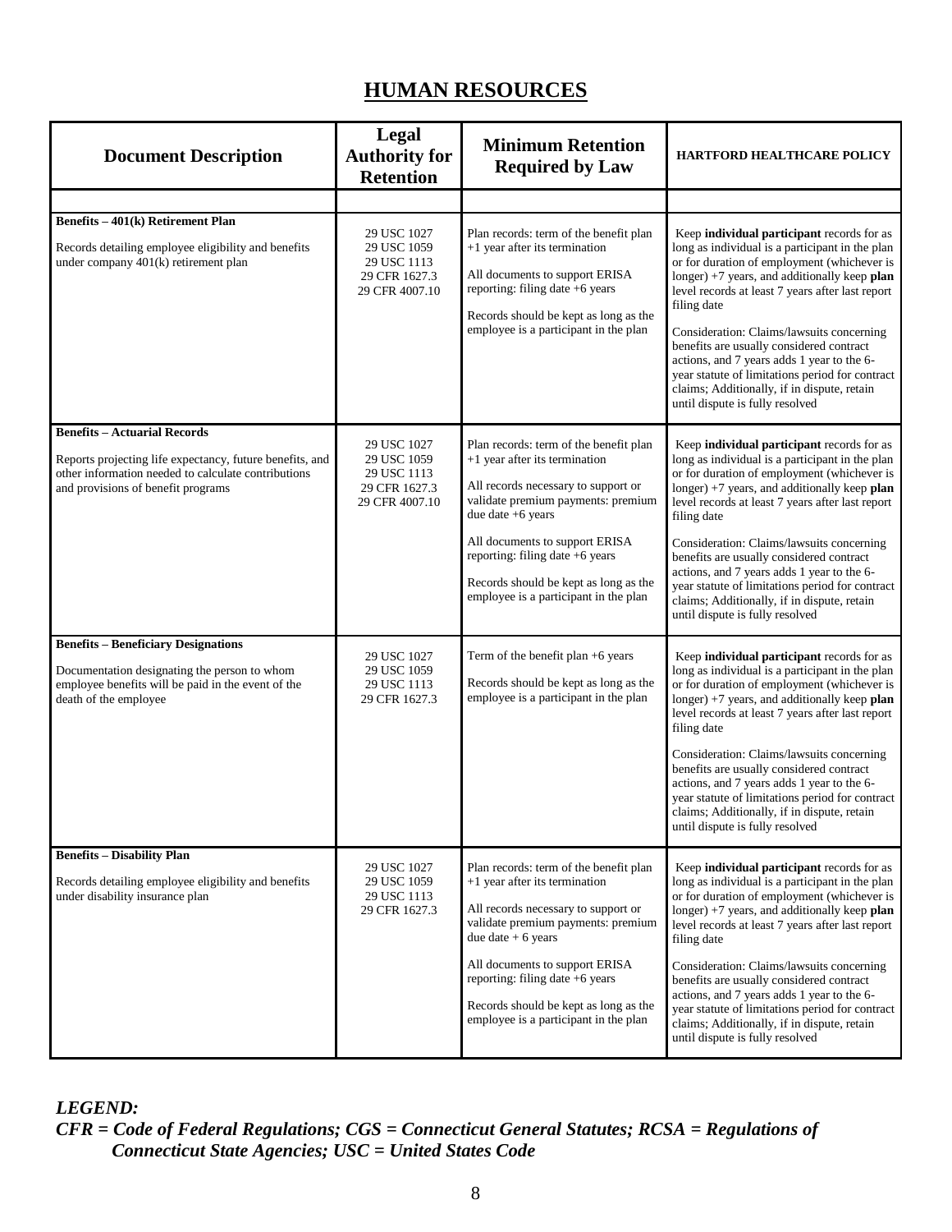# HUMAN RESOURCES

| Document Description | Legal Authority for Retention | Minimum Retention Required by Law | HARTFORD HEALTHCARE POLICY |
|---|---|---|---|
| | | | |
| **Benefits – 401(k) Retirement Plan**<br><br>Records detailing employee eligibility and benefits under company 401(k) retirement plan | 29 USC 1027<br>29 USC 1059<br>29 USC 1113<br>29 CFR 1627.3<br>29 CFR 4007.10 | Plan records: term of the benefit plan +1 year after its termination<br><br>All documents to support ERISA reporting: filing date +6 years<br><br>Records should be kept as long as the employee is a participant in the plan | Keep **individual participant** records for as long as individual is a participant in the plan or for duration of employment (whichever is longer) +7 years, and additionally keep **plan** level records at least 7 years after last report filing date<br><br>Consideration: Claims/lawsuits concerning benefits are usually considered contract actions, and 7 years adds 1 year to the 6-year statute of limitations period for contract claims; Additionally, if in dispute, retain until dispute is fully resolved |
| **Benefits – Actuarial Records**<br><br>Reports projecting life expectancy, future benefits, and other information needed to calculate contributions and provisions of benefit programs | 29 USC 1027<br>29 USC 1059<br>29 USC 1113<br>29 CFR 1627.3<br>29 CFR 4007.10 | Plan records: term of the benefit plan +1 year after its termination<br><br>All records necessary to support or validate premium payments: premium due date +6 years<br><br>All documents to support ERISA reporting: filing date +6 years<br><br>Records should be kept as long as the employee is a participant in the plan | Keep **individual participant** records for as long as individual is a participant in the plan or for duration of employment (whichever is longer) +7 years, and additionally keep **plan** level records at least 7 years after last report filing date<br><br>Consideration: Claims/lawsuits concerning benefits are usually considered contract actions, and 7 years adds 1 year to the 6-year statute of limitations period for contract claims; Additionally, if in dispute, retain until dispute is fully resolved |
| **Benefits – Beneficiary Designations**<br><br>Documentation designating the person to whom employee benefits will be paid in the event of the death of the employee | 29 USC 1027<br>29 USC 1059<br>29 USC 1113<br>29 CFR 1627.3 | Term of the benefit plan +6 years<br><br>Records should be kept as long as the employee is a participant in the plan | Keep **individual participant** records for as long as individual is a participant in the plan or for duration of employment (whichever is longer) +7 years, and additionally keep **plan** level records at least 7 years after last report filing date<br><br>Consideration: Claims/lawsuits concerning benefits are usually considered contract actions, and 7 years adds 1 year to the 6-year statute of limitations period for contract claims; Additionally, if in dispute, retain until dispute is fully resolved |
| **Benefits – Disability Plan**<br><br>Records detailing employee eligibility and benefits under disability insurance plan | 29 USC 1027<br>29 USC 1059<br>29 USC 1113<br>29 CFR 1627.3 | Plan records: term of the benefit plan +1 year after its termination<br><br>All records necessary to support or validate premium payments: premium due date + 6 years<br><br>All documents to support ERISA reporting: filing date +6 years<br><br>Records should be kept as long as the employee is a participant in the plan | Keep **individual participant** records for as long as individual is a participant in the plan or for duration of employment (whichever is longer) +7 years, and additionally keep **plan** level records at least 7 years after last report filing date<br><br>Consideration: Claims/lawsuits concerning benefits are usually considered contract actions, and 7 years adds 1 year to the 6-year statute of limitations period for contract claims; Additionally, if in dispute, retain until dispute is fully resolved |

***LEGEND:***
***CFR = Code of Federal Regulations; CGS = Connecticut General Statutes; RCSA = Regulations of Connecticut State Agencies; USC = United States Code***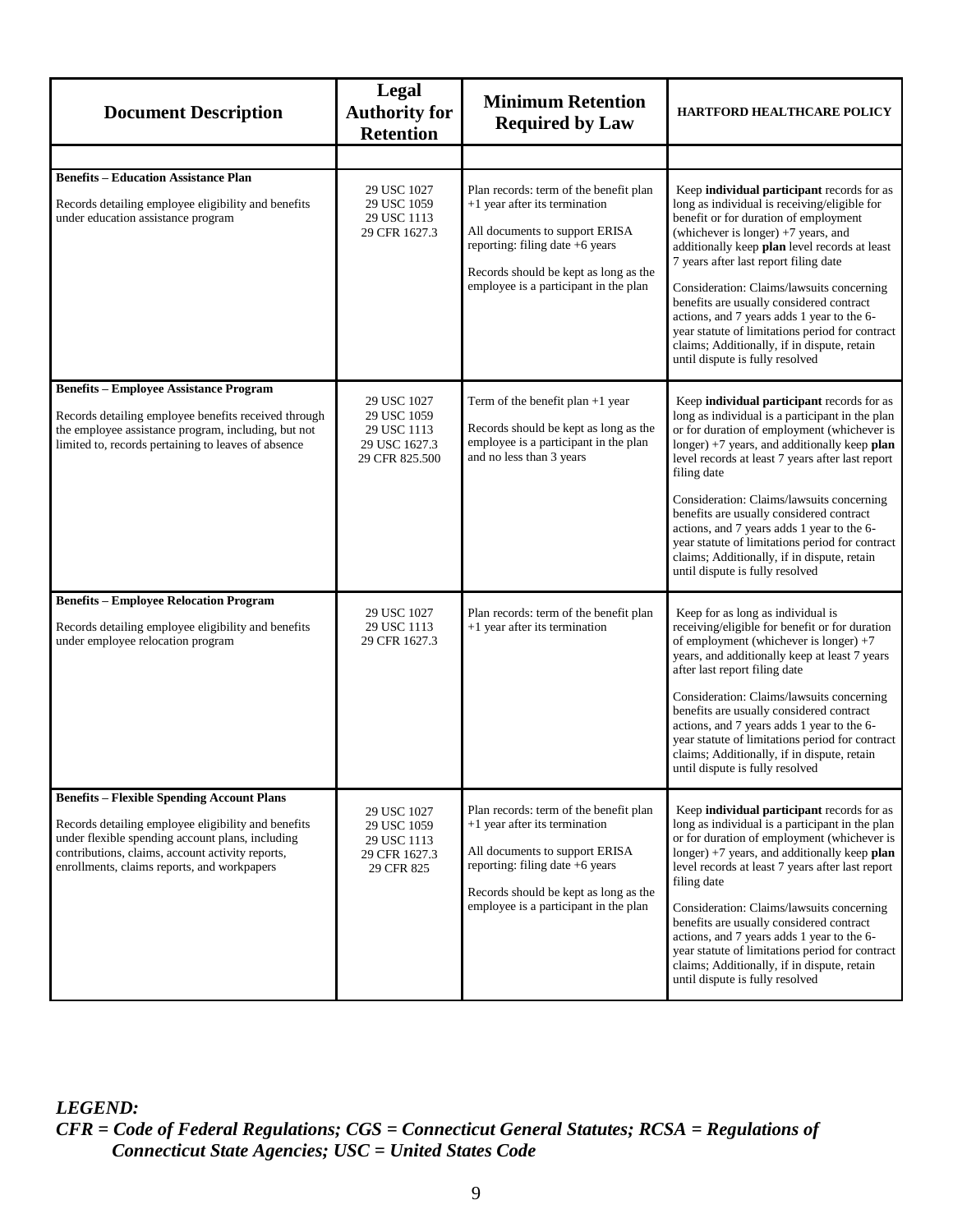| Document Description | Legal Authority for Retention | Minimum Retention Required by Law | HARTFORD HEALTHCARE POLICY |
|---|---|---|---|
| | | | |
| **Benefits – Education Assistance Plan**<br><br>Records detailing employee eligibility and benefits under education assistance program | 29 USC 1027<br>29 USC 1059<br>29 USC 1113<br>29 CFR 1627.3 | Plan records: term of the benefit plan +1 year after its termination<br><br>All documents to support ERISA reporting: filing date +6 years<br><br>Records should be kept as long as the employee is a participant in the plan | Keep **individual participant** records for as long as individual is receiving/eligible for benefit or for duration of employment (whichever is longer) +7 years, and additionally keep **plan** level records at least 7 years after last report filing date<br><br>Consideration: Claims/lawsuits concerning benefits are usually considered contract actions, and 7 years adds 1 year to the 6-year statute of limitations period for contract claims; Additionally, if in dispute, retain until dispute is fully resolved |
| **Benefits – Employee Assistance Program**<br><br>Records detailing employee benefits received through the employee assistance program, including, but not limited to, records pertaining to leaves of absence | 29 USC 1027<br>29 USC 1059<br>29 USC 1113<br>29 USC 1627.3<br>29 CFR 825.500 | Term of the benefit plan +1 year<br><br>Records should be kept as long as the employee is a participant in the plan and no less than 3 years | Keep **individual participant** records for as long as individual is a participant in the plan or for duration of employment (whichever is longer) +7 years, and additionally keep **plan** level records at least 7 years after last report filing date<br><br>Consideration: Claims/lawsuits concerning benefits are usually considered contract actions, and 7 years adds 1 year to the 6-year statute of limitations period for contract claims; Additionally, if in dispute, retain until dispute is fully resolved |
| **Benefits – Employee Relocation Program**<br><br>Records detailing employee eligibility and benefits under employee relocation program | 29 USC 1027<br>29 USC 1113<br>29 CFR 1627.3 | Plan records: term of the benefit plan +1 year after its termination | Keep for as long as individual is receiving/eligible for benefit or for duration of employment (whichever is longer) +7 years, and additionally keep at least 7 years after last report filing date<br><br>Consideration: Claims/lawsuits concerning benefits are usually considered contract actions, and 7 years adds 1 year to the 6-year statute of limitations period for contract claims; Additionally, if in dispute, retain until dispute is fully resolved |
| **Benefits – Flexible Spending Account Plans**<br><br>Records detailing employee eligibility and benefits under flexible spending account plans, including contributions, claims, account activity reports, enrollments, claims reports, and workpapers | 29 USC 1027<br>29 USC 1059<br>29 USC 1113<br>29 CFR 1627.3<br>29 CFR 825 | Plan records: term of the benefit plan +1 year after its termination<br><br>All documents to support ERISA reporting: filing date +6 years<br><br>Records should be kept as long as the employee is a participant in the plan | Keep **individual participant** records for as long as individual is a participant in the plan or for duration of employment (whichever is longer) +7 years, and additionally keep **plan** level records at least 7 years after last report filing date<br><br>Consideration: Claims/lawsuits concerning benefits are usually considered contract actions, and 7 years adds 1 year to the 6-year statute of limitations period for contract claims; Additionally, if in dispute, retain until dispute is fully resolved |

***LEGEND:***
***CFR = Code of Federal Regulations; CGS = Connecticut General Statutes; RCSA = Regulations of Connecticut State Agencies; USC = United States Code***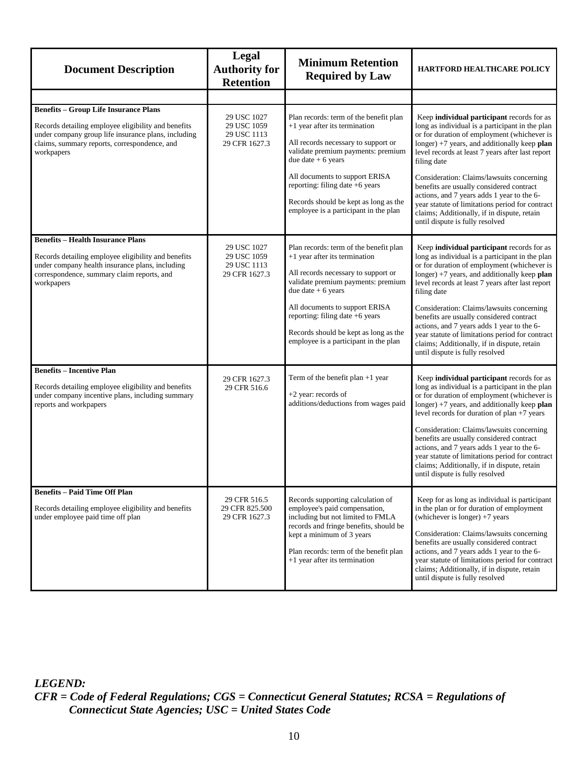| Document Description | Legal Authority for Retention | Minimum Retention Required by Law | HARTFORD HEALTHCARE POLICY |
|---|---|---|---|
| | | | |
| **Benefits – Group Life Insurance Plans**<br><br>Records detailing employee eligibility and benefits under company group life insurance plans, including claims, summary reports, correspondence, and workpapers | 29 USC 1027<br>29 USC 1059<br>29 USC 1113<br>29 CFR 1627.3 | Plan records: term of the benefit plan +1 year after its termination<br><br>All records necessary to support or validate premium payments: premium due date + 6 years<br><br>All documents to support ERISA reporting: filing date +6 years<br><br>Records should be kept as long as the employee is a participant in the plan | Keep **individual participant** records for as long as individual is a participant in the plan or for duration of employment (whichever is longer) +7 years, and additionally keep **plan** level records at least 7 years after last report filing date<br><br>Consideration: Claims/lawsuits concerning benefits are usually considered contract actions, and 7 years adds 1 year to the 6-year statute of limitations period for contract claims; Additionally, if in dispute, retain until dispute is fully resolved |
| **Benefits – Health Insurance Plans**<br><br>Records detailing employee eligibility and benefits under company health insurance plans, including correspondence, summary claim reports, and workpapers | 29 USC 1027<br>29 USC 1059<br>29 USC 1113<br>29 CFR 1627.3 | Plan records: term of the benefit plan +1 year after its termination<br><br>All records necessary to support or validate premium payments: premium due date + 6 years<br><br>All documents to support ERISA reporting: filing date +6 years<br><br>Records should be kept as long as the employee is a participant in the plan | Keep **individual participant** records for as long as individual is a participant in the plan or for duration of employment (whichever is longer) +7 years, and additionally keep **plan** level records at least 7 years after last report filing date<br><br>Consideration: Claims/lawsuits concerning benefits are usually considered contract actions, and 7 years adds 1 year to the 6-year statute of limitations period for contract claims; Additionally, if in dispute, retain until dispute is fully resolved |
| **Benefits – Incentive Plan**<br><br>Records detailing employee eligibility and benefits under company incentive plans, including summary reports and workpapers | 29 CFR 1627.3<br>29 CFR 516.6 | Term of the benefit plan +1 year<br><br>+2 year: records of additions/deductions from wages paid | Keep **individual participant** records for as long as individual is a participant in the plan or for duration of employment (whichever is longer) +7 years, and additionally keep **plan** level records for duration of plan +7 years<br><br>Consideration: Claims/lawsuits concerning benefits are usually considered contract actions, and 7 years adds 1 year to the 6-year statute of limitations period for contract claims; Additionally, if in dispute, retain until dispute is fully resolved |
| **Benefits – Paid Time Off Plan**<br><br>Records detailing employee eligibility and benefits under employee paid time off plan | 29 CFR 516.5<br>29 CFR 825.500<br>29 CFR 1627.3 | Records supporting calculation of employee's paid compensation, including but not limited to FMLA records and fringe benefits, should be kept a minimum of 3 years<br><br>Plan records: term of the benefit plan +1 year after its termination | Keep for as long as individual is participant in the plan or for duration of employment (whichever is longer) +7 years<br><br>Consideration: Claims/lawsuits concerning benefits are usually considered contract actions, and 7 years adds 1 year to the 6-year statute of limitations period for contract claims; Additionally, if in dispute, retain until dispute is fully resolved |

***LEGEND:***
***CFR = Code of Federal Regulations; CGS = Connecticut General Statutes; RCSA = Regulations of Connecticut State Agencies; USC = United States Code***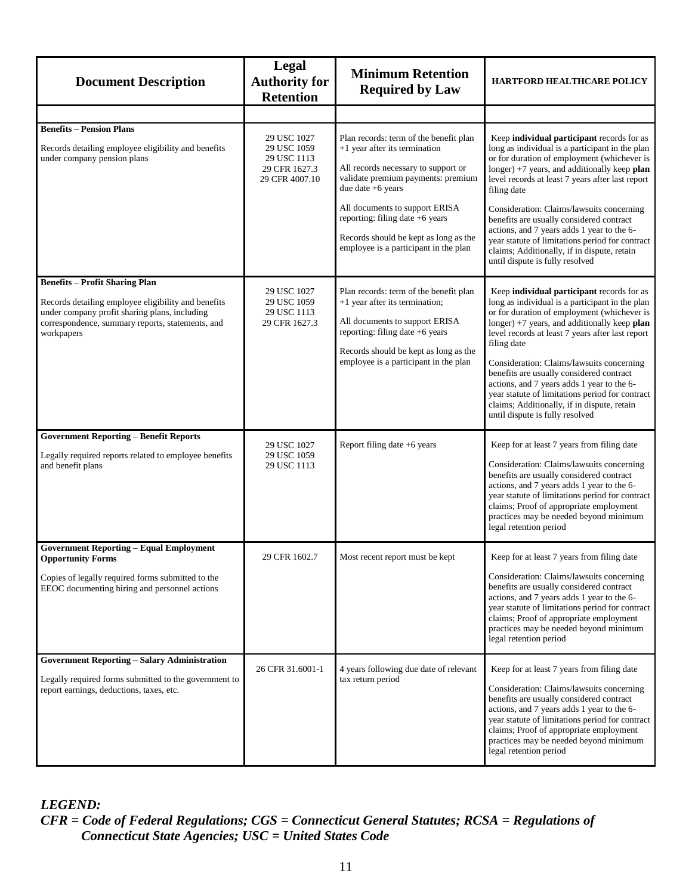| Document Description | Legal Authority for Retention | Minimum Retention Required by Law | HARTFORD HEALTHCARE POLICY |
|---|---|---|---|
| | | | |
| **Benefits – Pension Plans**<br><br>Records detailing employee eligibility and benefits under company pension plans | 29 USC 1027<br>29 USC 1059<br>29 USC 1113<br>29 CFR 1627.3<br>29 CFR 4007.10 | Plan records: term of the benefit plan +1 year after its termination<br><br>All records necessary to support or validate premium payments: premium due date +6 years<br><br>All documents to support ERISA reporting: filing date +6 years<br><br>Records should be kept as long as the employee is a participant in the plan | Keep **individual participant** records for as long as individual is a participant in the plan or for duration of employment (whichever is longer) +7 years, and additionally keep **plan** level records at least 7 years after last report filing date<br><br>Consideration: Claims/lawsuits concerning benefits are usually considered contract actions, and 7 years adds 1 year to the 6-year statute of limitations period for contract claims; Additionally, if in dispute, retain until dispute is fully resolved |
| **Benefits – Profit Sharing Plan**<br><br>Records detailing employee eligibility and benefits under company profit sharing plans, including correspondence, summary reports, statements, and workpapers | 29 USC 1027<br>29 USC 1059<br>29 USC 1113<br>29 CFR 1627.3 | Plan records: term of the benefit plan +1 year after its termination;<br><br>All documents to support ERISA reporting: filing date +6 years<br><br>Records should be kept as long as the employee is a participant in the plan | Keep **individual participant** records for as long as individual is a participant in the plan or for duration of employment (whichever is longer) +7 years, and additionally keep **plan** level records at least 7 years after last report filing date<br><br>Consideration: Claims/lawsuits concerning benefits are usually considered contract actions, and 7 years adds 1 year to the 6-year statute of limitations period for contract claims; Additionally, if in dispute, retain until dispute is fully resolved |
| **Government Reporting – Benefit Reports**<br><br>Legally required reports related to employee benefits and benefit plans | 29 USC 1027<br>29 USC 1059<br>29 USC 1113 | Report filing date +6 years | Keep for at least 7 years from filing date<br><br>Consideration: Claims/lawsuits concerning benefits are usually considered contract actions, and 7 years adds 1 year to the 6-year statute of limitations period for contract claims; Proof of appropriate employment practices may be needed beyond minimum legal retention period |
| **Government Reporting – Equal Employment Opportunity Forms**<br><br>Copies of legally required forms submitted to the EEOC documenting hiring and personnel actions | 29 CFR 1602.7 | Most recent report must be kept | Keep for at least 7 years from filing date<br><br>Consideration: Claims/lawsuits concerning benefits are usually considered contract actions, and 7 years adds 1 year to the 6-year statute of limitations period for contract claims; Proof of appropriate employment practices may be needed beyond minimum legal retention period |
| **Government Reporting – Salary Administration**<br><br>Legally required forms submitted to the government to report earnings, deductions, taxes, etc. | 26 CFR 31.6001-1 | 4 years following due date of relevant tax return period | Keep for at least 7 years from filing date<br><br>Consideration: Claims/lawsuits concerning benefits are usually considered contract actions, and 7 years adds 1 year to the 6-year statute of limitations period for contract claims; Proof of appropriate employment practices may be needed beyond minimum legal retention period |

***LEGEND:***
***CFR = Code of Federal Regulations; CGS = Connecticut General Statutes; RCSA = Regulations of Connecticut State Agencies; USC = United States Code***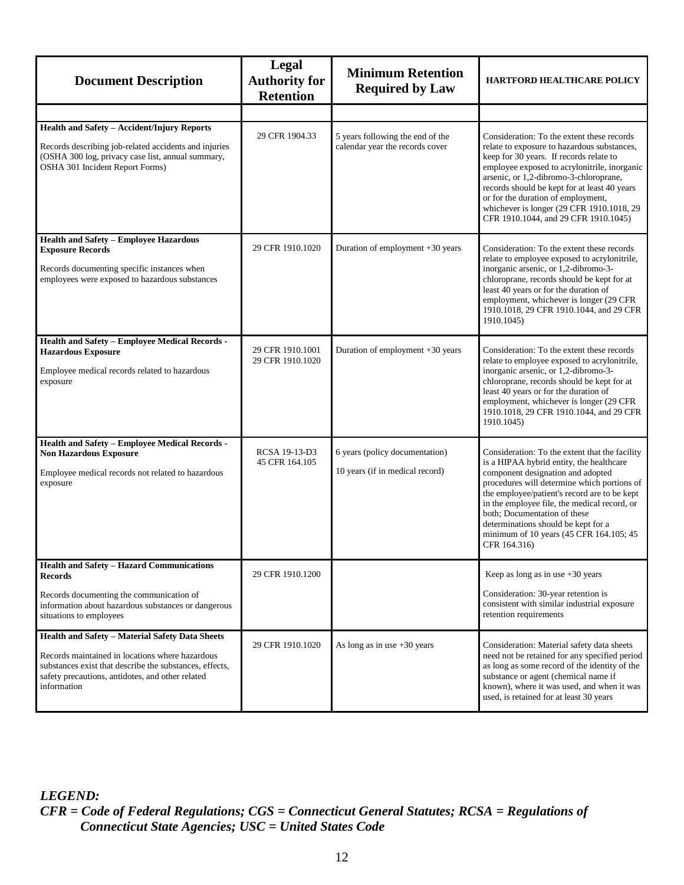| Document Description | Legal Authority for Retention | Minimum Retention Required by Law | HARTFORD HEALTHCARE POLICY |
|---|---|---|---|
| | | | |
| **Health and Safety – Accident/Injury Reports**<br><br>Records describing job-related accidents and injuries (OSHA 300 log, privacy case list, annual summary, OSHA 301 Incident Report Forms) | 29 CFR 1904.33 | 5 years following the end of the calendar year the records cover | Consideration: To the extent these records relate to exposure to hazardous substances, keep for 30 years. If records relate to employee exposed to acrylonitrile, inorganic arsenic, or 1,2-dibromo-3-chloroprane, records should be kept for at least 40 years or for the duration of employment, whichever is longer (29 CFR 1910.1018, 29 CFR 1910.1044, and 29 CFR 1910.1045) |
| **Health and Safety – Employee Hazardous Exposure Records**<br><br>Records documenting specific instances when employees were exposed to hazardous substances | 29 CFR 1910.1020 | Duration of employment +30 years | Consideration: To the extent these records relate to employee exposed to acrylonitrile, inorganic arsenic, or 1,2-dibromo-3-chloroprane, records should be kept for at least 40 years or for the duration of employment, whichever is longer (29 CFR 1910.1018, 29 CFR 1910.1044, and 29 CFR 1910.1045) |
| **Health and Safety – Employee Medical Records - Hazardous Exposure**<br><br>Employee medical records related to hazardous exposure | 29 CFR 1910.1001<br>29 CFR 1910.1020 | Duration of employment +30 years | Consideration: To the extent these records relate to employee exposed to acrylonitrile, inorganic arsenic, or 1,2-dibromo-3-chloroprane, records should be kept for at least 40 years or for the duration of employment, whichever is longer (29 CFR 1910.1018, 29 CFR 1910.1044, and 29 CFR 1910.1045) |
| **Health and Safety – Employee Medical Records - Non Hazardous Exposure**<br><br>Employee medical records not related to hazardous exposure | RCSA 19-13-D3<br>45 CFR 164.105 | 6 years (policy documentation)<br><br>10 years (if in medical record) | Consideration: To the extent that the facility is a HIPAA hybrid entity, the healthcare component designation and adopted procedures will determine which portions of the employee/patient's record are to be kept in the employee file, the medical record, or both; Documentation of these determinations should be kept for a minimum of 10 years (45 CFR 164.105; 45 CFR 164.316) |
| **Health and Safety – Hazard Communications Records**<br><br>Records documenting the communication of information about hazardous substances or dangerous situations to employees | 29 CFR 1910.1200 | | Keep as long as in use +30 years<br><br>Consideration: 30-year retention is consistent with similar industrial exposure retention requirements |
| **Health and Safety – Material Safety Data Sheets**<br><br>Records maintained in locations where hazardous substances exist that describe the substances, effects, safety precautions, antidotes, and other related information | 29 CFR 1910.1020 | As long as in use +30 years | Consideration: Material safety data sheets need not be retained for any specified period as long as some record of the identity of the substance or agent (chemical name if known), where it was used, and when it was used, is retained for at least 30 years |

***LEGEND:***
***CFR = Code of Federal Regulations; CGS = Connecticut General Statutes; RCSA = Regulations of Connecticut State Agencies; USC = United States Code***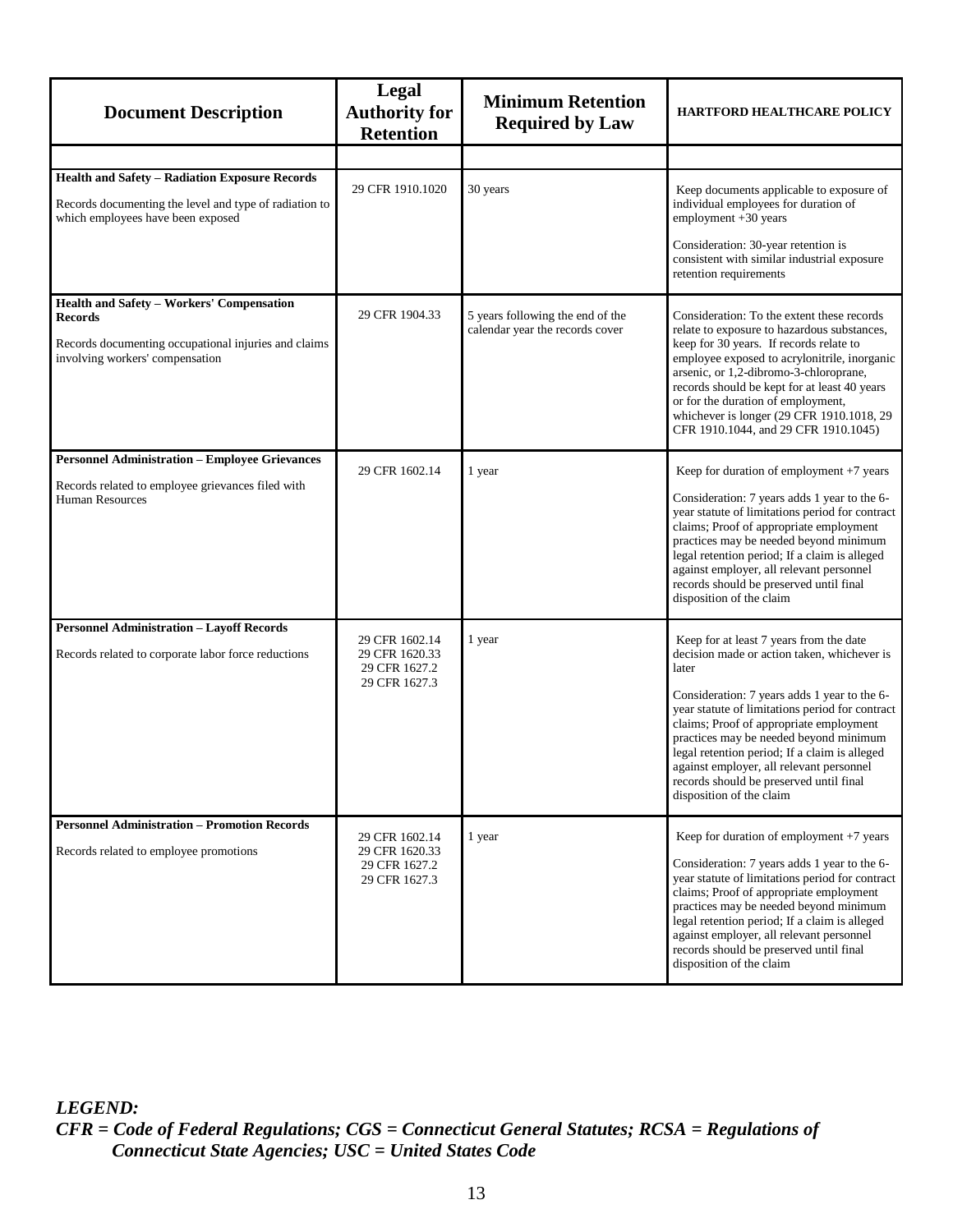| Document Description | Legal Authority for Retention | Minimum Retention Required by Law | HARTFORD HEALTHCARE POLICY |
|---|---|---|---|
| | | | |
| **Health and Safety – Radiation Exposure Records**<br><br>Records documenting the level and type of radiation to which employees have been exposed | 29 CFR 1910.1020 | 30 years | Keep documents applicable to exposure of individual employees for duration of employment +30 years<br><br>Consideration: 30-year retention is consistent with similar industrial exposure retention requirements |
| **Health and Safety – Workers' Compensation Records**<br><br>Records documenting occupational injuries and claims involving workers' compensation | 29 CFR 1904.33 | 5 years following the end of the calendar year the records cover | Consideration: To the extent these records relate to exposure to hazardous substances, keep for 30 years. If records relate to employee exposed to acrylonitrile, inorganic arsenic, or 1,2-dibromo-3-chloroprane, records should be kept for at least 40 years or for the duration of employment, whichever is longer (29 CFR 1910.1018, 29 CFR 1910.1044, and 29 CFR 1910.1045) |
| **Personnel Administration – Employee Grievances**<br><br>Records related to employee grievances filed with Human Resources | 29 CFR 1602.14 | 1 year | Keep for duration of employment +7 years<br><br>Consideration: 7 years adds 1 year to the 6-year statute of limitations period for contract claims; Proof of appropriate employment practices may be needed beyond minimum legal retention period; If a claim is alleged against employer, all relevant personnel records should be preserved until final disposition of the claim |
| **Personnel Administration – Layoff Records**<br><br>Records related to corporate labor force reductions | 29 CFR 1602.14<br>29 CFR 1620.33<br>29 CFR 1627.2<br>29 CFR 1627.3 | 1 year | Keep for at least 7 years from the date decision made or action taken, whichever is later<br><br>Consideration: 7 years adds 1 year to the 6-year statute of limitations period for contract claims; Proof of appropriate employment practices may be needed beyond minimum legal retention period; If a claim is alleged against employer, all relevant personnel records should be preserved until final disposition of the claim |
| **Personnel Administration – Promotion Records**<br><br>Records related to employee promotions | 29 CFR 1602.14<br>29 CFR 1620.33<br>29 CFR 1627.2<br>29 CFR 1627.3 | 1 year | Keep for duration of employment +7 years<br><br>Consideration: 7 years adds 1 year to the 6-year statute of limitations period for contract claims; Proof of appropriate employment practices may be needed beyond minimum legal retention period; If a claim is alleged against employer, all relevant personnel records should be preserved until final disposition of the claim |

***LEGEND:***
***CFR = Code of Federal Regulations; CGS = Connecticut General Statutes; RCSA = Regulations of Connecticut State Agencies; USC = United States Code***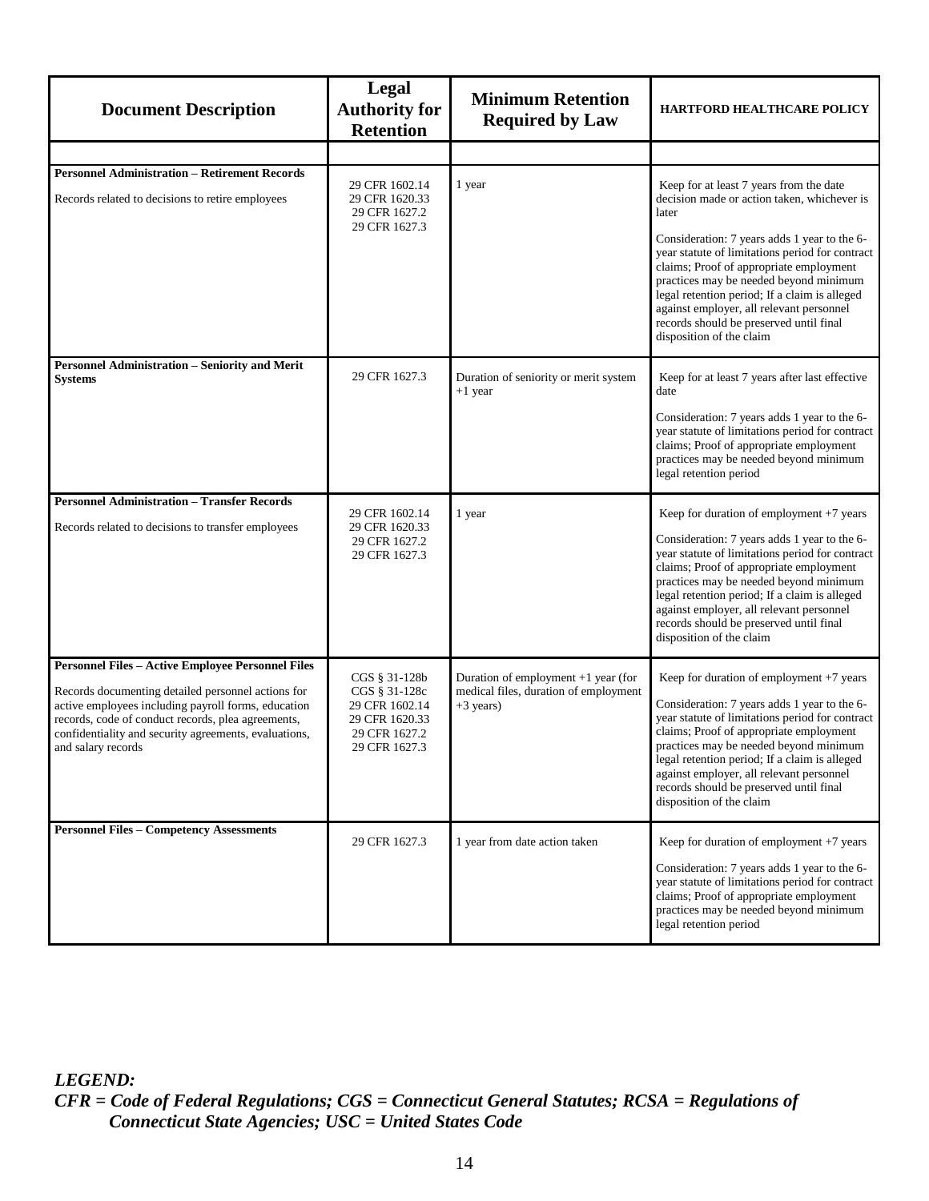| Document Description | Legal Authority for Retention | Minimum Retention Required by Law | HARTFORD HEALTHCARE POLICY |
|---|---|---|---|
| | | | |
| **Personnel Administration – Retirement Records**<br><br>Records related to decisions to retire employees | 29 CFR 1602.14<br>29 CFR 1620.33<br>29 CFR 1627.2<br>29 CFR 1627.3 | 1 year | Keep for at least 7 years from the date decision made or action taken, whichever is later<br><br>Consideration: 7 years adds 1 year to the 6-year statute of limitations period for contract claims; Proof of appropriate employment practices may be needed beyond minimum legal retention period; If a claim is alleged against employer, all relevant personnel records should be preserved until final disposition of the claim |
| **Personnel Administration – Seniority and Merit Systems** | 29 CFR 1627.3 | Duration of seniority or merit system +1 year | Keep for at least 7 years after last effective date<br><br>Consideration: 7 years adds 1 year to the 6-year statute of limitations period for contract claims; Proof of appropriate employment practices may be needed beyond minimum legal retention period |
| **Personnel Administration – Transfer Records**<br><br>Records related to decisions to transfer employees | 29 CFR 1602.14<br>29 CFR 1620.33<br>29 CFR 1627.2<br>29 CFR 1627.3 | 1 year | Keep for duration of employment +7 years<br><br>Consideration: 7 years adds 1 year to the 6-year statute of limitations period for contract claims; Proof of appropriate employment practices may be needed beyond minimum legal retention period; If a claim is alleged against employer, all relevant personnel records should be preserved until final disposition of the claim |
| **Personnel Files – Active Employee Personnel Files**<br><br>Records documenting detailed personnel actions for active employees including payroll forms, education records, code of conduct records, plea agreements, confidentiality and security agreements, evaluations, and salary records | CGS § 31-128b<br>CGS § 31-128c<br>29 CFR 1602.14<br>29 CFR 1620.33<br>29 CFR 1627.2<br>29 CFR 1627.3 | Duration of employment +1 year (for medical files, duration of employment +3 years) | Keep for duration of employment +7 years<br><br>Consideration: 7 years adds 1 year to the 6-year statute of limitations period for contract claims; Proof of appropriate employment practices may be needed beyond minimum legal retention period; If a claim is alleged against employer, all relevant personnel records should be preserved until final disposition of the claim |
| **Personnel Files – Competency Assessments** | 29 CFR 1627.3 | 1 year from date action taken | Keep for duration of employment +7 years<br><br>Consideration: 7 years adds 1 year to the 6-year statute of limitations period for contract claims; Proof of appropriate employment practices may be needed beyond minimum legal retention period |

***LEGEND:***
***CFR = Code of Federal Regulations; CGS = Connecticut General Statutes; RCSA = Regulations of Connecticut State Agencies; USC = United States Code***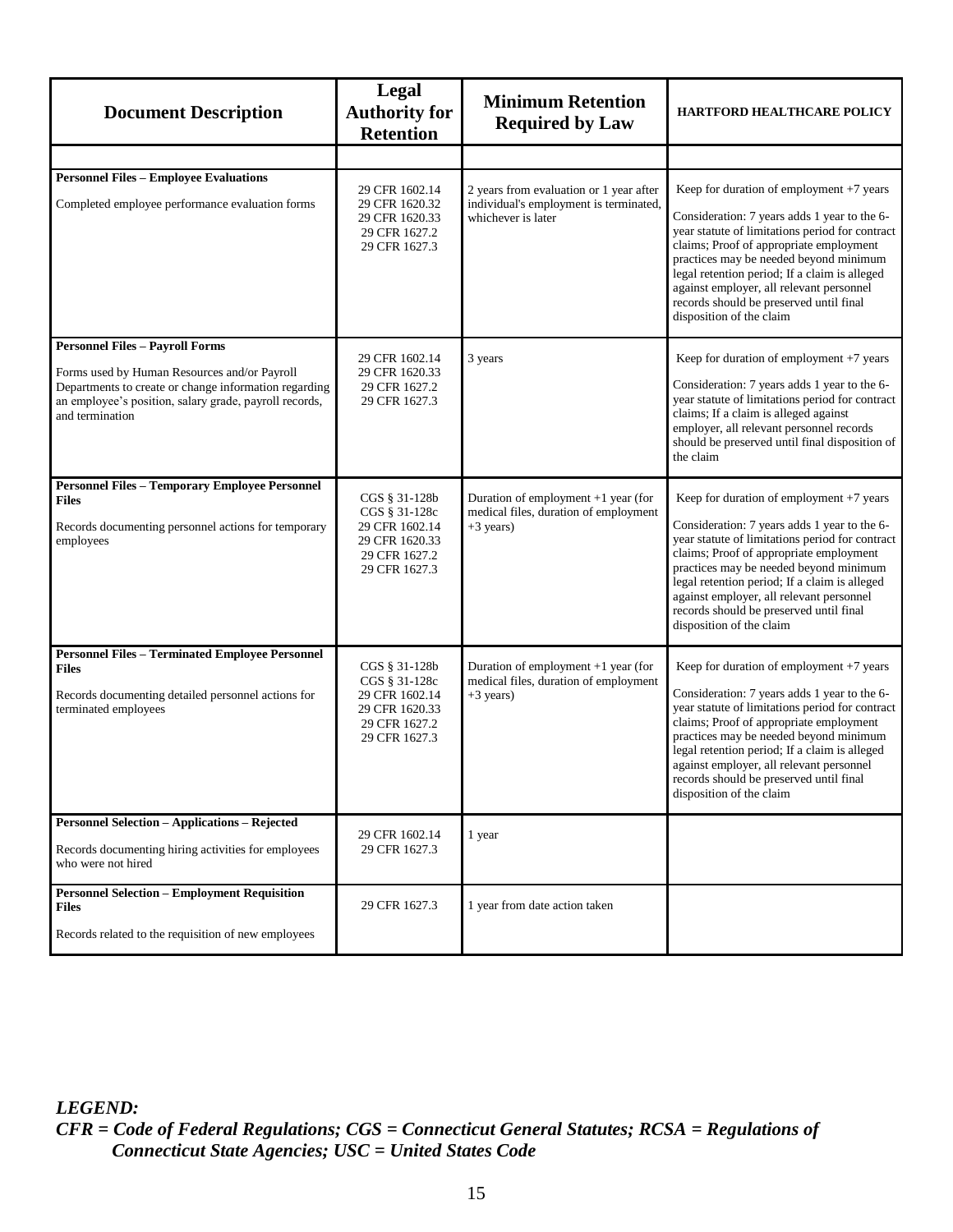| Document Description | Legal Authority for Retention | Minimum Retention Required by Law | HARTFORD HEALTHCARE POLICY |
|---|---|---|---|
| | | | |
| **Personnel Files – Employee Evaluations**<br><br>Completed employee performance evaluation forms | 29 CFR 1602.14<br>29 CFR 1620.32<br>29 CFR 1620.33<br>29 CFR 1627.2<br>29 CFR 1627.3 | 2 years from evaluation or 1 year after individual's employment is terminated, whichever is later | Keep for duration of employment +7 years<br><br>Consideration: 7 years adds 1 year to the 6-year statute of limitations period for contract claims; Proof of appropriate employment practices may be needed beyond minimum legal retention period; If a claim is alleged against employer, all relevant personnel records should be preserved until final disposition of the claim |
| **Personnel Files – Payroll Forms**<br><br>Forms used by Human Resources and/or Payroll Departments to create or change information regarding an employee's position, salary grade, payroll records, and termination | 29 CFR 1602.14<br>29 CFR 1620.33<br>29 CFR 1627.2<br>29 CFR 1627.3 | 3 years | Keep for duration of employment +7 years<br><br>Consideration: 7 years adds 1 year to the 6-year statute of limitations period for contract claims; If a claim is alleged against employer, all relevant personnel records should be preserved until final disposition of the claim |
| **Personnel Files – Temporary Employee Personnel Files**<br><br>Records documenting personnel actions for temporary employees | CGS § 31-128b<br>CGS § 31-128c<br>29 CFR 1602.14<br>29 CFR 1620.33<br>29 CFR 1627.2<br>29 CFR 1627.3 | Duration of employment +1 year (for medical files, duration of employment +3 years) | Keep for duration of employment +7 years<br><br>Consideration: 7 years adds 1 year to the 6-year statute of limitations period for contract claims; Proof of appropriate employment practices may be needed beyond minimum legal retention period; If a claim is alleged against employer, all relevant personnel records should be preserved until final disposition of the claim |
| **Personnel Files – Terminated Employee Personnel Files**<br><br>Records documenting detailed personnel actions for terminated employees | CGS § 31-128b<br>CGS § 31-128c<br>29 CFR 1602.14<br>29 CFR 1620.33<br>29 CFR 1627.2<br>29 CFR 1627.3 | Duration of employment +1 year (for medical files, duration of employment +3 years) | Keep for duration of employment +7 years<br><br>Consideration: 7 years adds 1 year to the 6-year statute of limitations period for contract claims; Proof of appropriate employment practices may be needed beyond minimum legal retention period; If a claim is alleged against employer, all relevant personnel records should be preserved until final disposition of the claim |
| **Personnel Selection – Applications – Rejected**<br><br>Records documenting hiring activities for employees who were not hired | 29 CFR 1602.14<br>29 CFR 1627.3 | 1 year | |
| **Personnel Selection – Employment Requisition Files**<br><br>Records related to the requisition of new employees | 29 CFR 1627.3 | 1 year from date action taken | |

***LEGEND:***
***CFR = Code of Federal Regulations; CGS = Connecticut General Statutes; RCSA = Regulations of Connecticut State Agencies; USC = United States Code***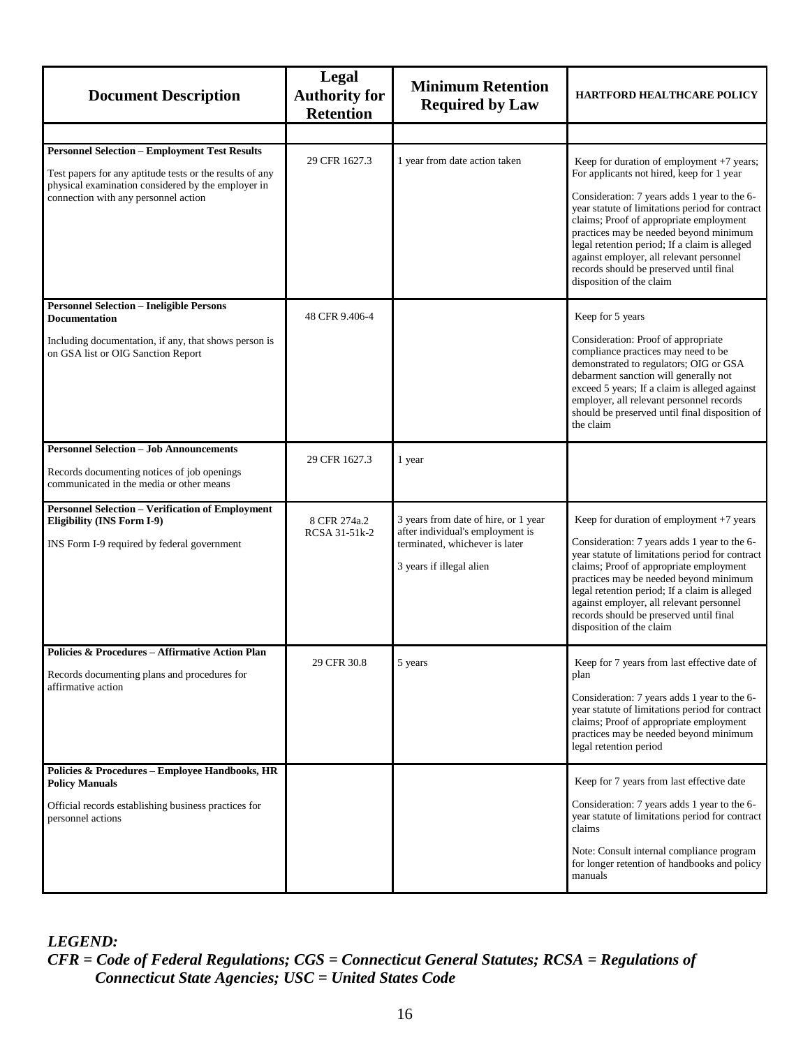| Document Description | Legal Authority for Retention | Minimum Retention Required by Law | HARTFORD HEALTHCARE POLICY |
|---|---|---|---|
| | | | |
| **Personnel Selection – Employment Test Results**<br><br>Test papers for any aptitude tests or the results of any physical examination considered by the employer in connection with any personnel action | 29 CFR 1627.3 | 1 year from date action taken | Keep for duration of employment +7 years; For applicants not hired, keep for 1 year<br><br>Consideration: 7 years adds 1 year to the 6-year statute of limitations period for contract claims; Proof of appropriate employment practices may be needed beyond minimum legal retention period; If a claim is alleged against employer, all relevant personnel records should be preserved until final disposition of the claim |
| **Personnel Selection – Ineligible Persons Documentation**<br><br>Including documentation, if any, that shows person is on GSA list or OIG Sanction Report | 48 CFR 9.406-4 | | Keep for 5 years<br><br>Consideration: Proof of appropriate compliance practices may need to be demonstrated to regulators; OIG or GSA debarment sanction will generally not exceed 5 years; If a claim is alleged against employer, all relevant personnel records should be preserved until final disposition of the claim |
| **Personnel Selection – Job Announcements**<br><br>Records documenting notices of job openings communicated in the media or other means | 29 CFR 1627.3 | 1 year | |
| **Personnel Selection – Verification of Employment Eligibility (INS Form I-9)**<br><br>INS Form I-9 required by federal government | 8 CFR 274a.2<br>RCSA 31-51k-2 | 3 years from date of hire, or 1 year after individual's employment is terminated, whichever is later<br><br>3 years if illegal alien | Keep for duration of employment +7 years<br><br>Consideration: 7 years adds 1 year to the 6-year statute of limitations period for contract claims; Proof of appropriate employment practices may be needed beyond minimum legal retention period; If a claim is alleged against employer, all relevant personnel records should be preserved until final disposition of the claim |
| **Policies & Procedures – Affirmative Action Plan**<br><br>Records documenting plans and procedures for affirmative action | 29 CFR 30.8 | 5 years | Keep for 7 years from last effective date of plan<br><br>Consideration: 7 years adds 1 year to the 6-year statute of limitations period for contract claims; Proof of appropriate employment practices may be needed beyond minimum legal retention period |
| **Policies & Procedures – Employee Handbooks, HR Policy Manuals**<br><br>Official records establishing business practices for personnel actions | | | Keep for 7 years from last effective date<br><br>Consideration: 7 years adds 1 year to the 6-year statute of limitations period for contract claims<br><br>Note: Consult internal compliance program for longer retention of handbooks and policy manuals |

***LEGEND:***
***CFR = Code of Federal Regulations; CGS = Connecticut General Statutes; RCSA = Regulations of Connecticut State Agencies; USC = United States Code***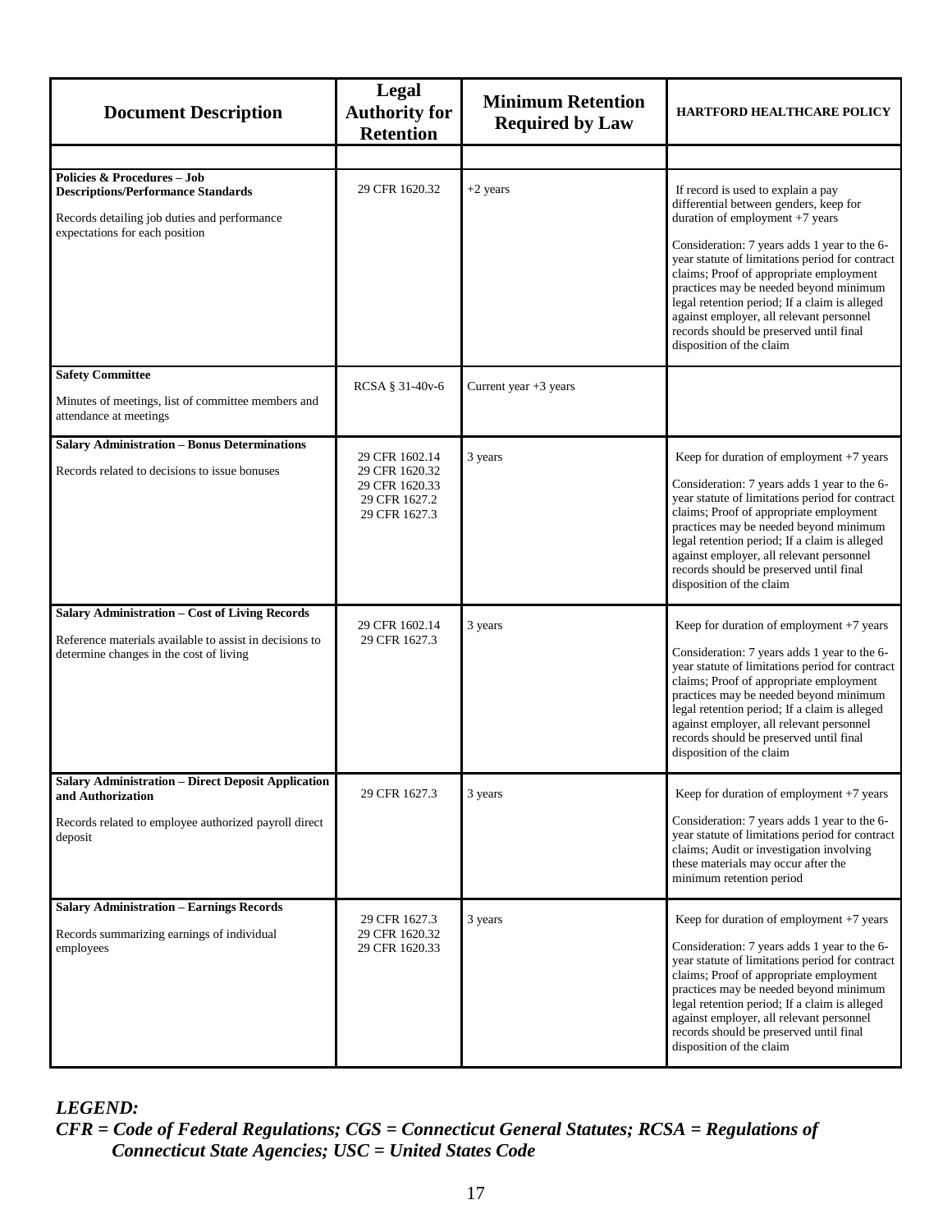| Document Description | Legal Authority for Retention | Minimum Retention Required by Law | HARTFORD HEALTHCARE POLICY |
|---|---|---|---|
| | | | |
| **Policies & Procedures – Job Descriptions/Performance Standards**<br><br>Records detailing job duties and performance expectations for each position | 29 CFR 1620.32 | +2 years | If record is used to explain a pay differential between genders, keep for duration of employment +7 years<br><br>Consideration: 7 years adds 1 year to the 6-year statute of limitations period for contract claims; Proof of appropriate employment practices may be needed beyond minimum legal retention period; If a claim is alleged against employer, all relevant personnel records should be preserved until final disposition of the claim |
| **Safety Committee**<br><br>Minutes of meetings, list of committee members and attendance at meetings | RCSA § 31-40v-6 | Current year +3 years | |
| **Salary Administration – Bonus Determinations**<br><br>Records related to decisions to issue bonuses | 29 CFR 1602.14<br>29 CFR 1620.32<br>29 CFR 1620.33<br>29 CFR 1627.2<br>29 CFR 1627.3 | 3 years | Keep for duration of employment +7 years<br><br>Consideration: 7 years adds 1 year to the 6-year statute of limitations period for contract claims; Proof of appropriate employment practices may be needed beyond minimum legal retention period; If a claim is alleged against employer, all relevant personnel records should be preserved until final disposition of the claim |
| **Salary Administration – Cost of Living Records**<br><br>Reference materials available to assist in decisions to determine changes in the cost of living | 29 CFR 1602.14<br>29 CFR 1627.3 | 3 years | Keep for duration of employment +7 years<br><br>Consideration: 7 years adds 1 year to the 6-year statute of limitations period for contract claims; Proof of appropriate employment practices may be needed beyond minimum legal retention period; If a claim is alleged against employer, all relevant personnel records should be preserved until final disposition of the claim |
| **Salary Administration – Direct Deposit Application and Authorization**<br><br>Records related to employee authorized payroll direct deposit | 29 CFR 1627.3 | 3 years | Keep for duration of employment +7 years<br><br>Consideration: 7 years adds 1 year to the 6-year statute of limitations period for contract claims; Audit or investigation involving these materials may occur after the minimum retention period |
| **Salary Administration – Earnings Records**<br><br>Records summarizing earnings of individual employees | 29 CFR 1627.3<br>29 CFR 1620.32<br>29 CFR 1620.33 | 3 years | Keep for duration of employment +7 years<br><br>Consideration: 7 years adds 1 year to the 6-year statute of limitations period for contract claims; Proof of appropriate employment practices may be needed beyond minimum legal retention period; If a claim is alleged against employer, all relevant personnel records should be preserved until final disposition of the claim |

***LEGEND:***
***CFR = Code of Federal Regulations; CGS = Connecticut General Statutes; RCSA = Regulations of Connecticut State Agencies; USC = United States Code***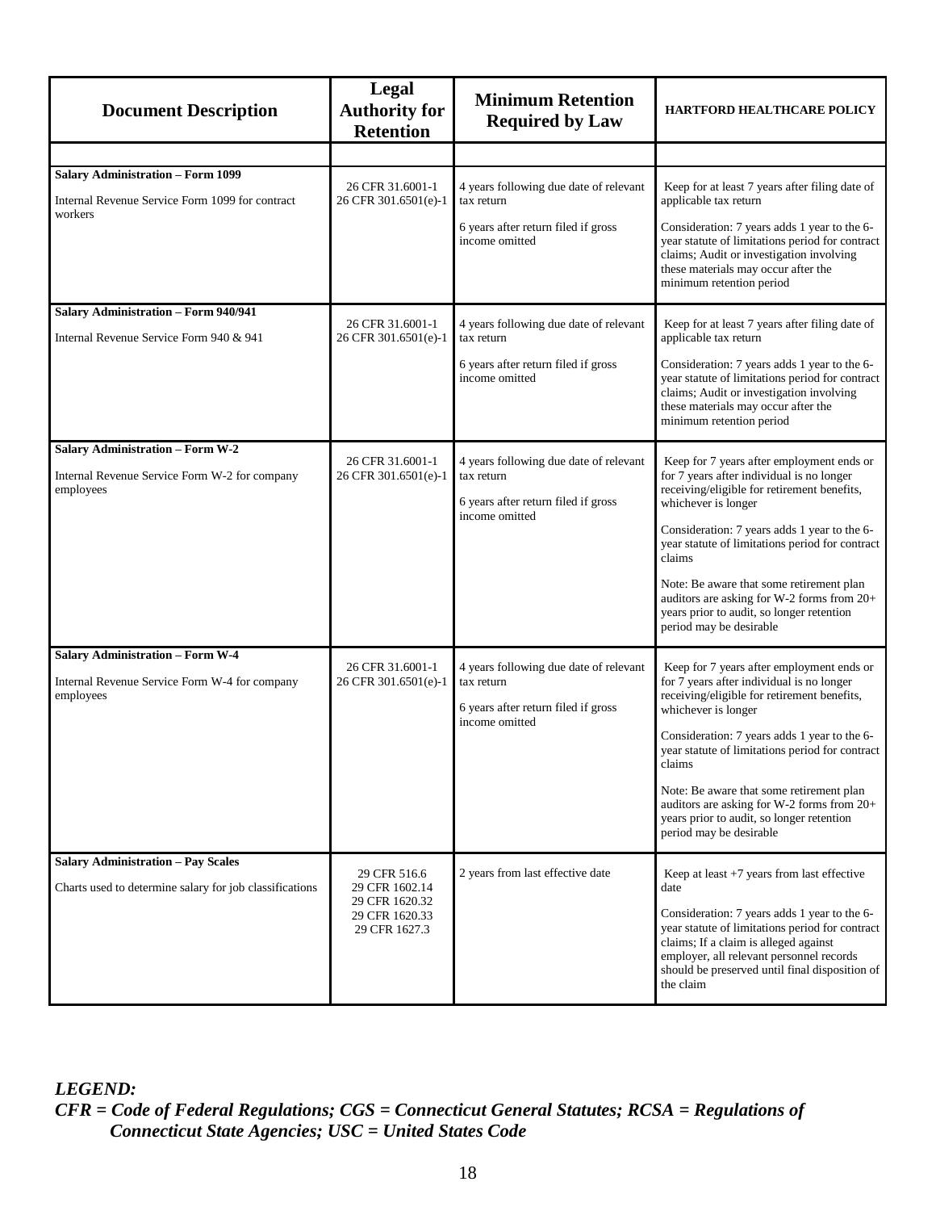| Document Description | Legal Authority for Retention | Minimum Retention Required by Law | HARTFORD HEALTHCARE POLICY |
|---|---|---|---|
| | | | |
| **Salary Administration – Form 1099**<br><br>Internal Revenue Service Form 1099 for contract workers | 26 CFR 31.6001-1<br>26 CFR 301.6501(e)-1 | 4 years following due date of relevant tax return<br><br>6 years after return filed if gross income omitted | Keep for at least 7 years after filing date of applicable tax return<br><br>Consideration: 7 years adds 1 year to the 6-year statute of limitations period for contract claims; Audit or investigation involving these materials may occur after the minimum retention period |
| **Salary Administration – Form 940/941**<br><br>Internal Revenue Service Form 940 & 941 | 26 CFR 31.6001-1<br>26 CFR 301.6501(e)-1 | 4 years following due date of relevant tax return<br><br>6 years after return filed if gross income omitted | Keep for at least 7 years after filing date of applicable tax return<br><br>Consideration: 7 years adds 1 year to the 6-year statute of limitations period for contract claims; Audit or investigation involving these materials may occur after the minimum retention period |
| **Salary Administration – Form W-2**<br><br>Internal Revenue Service Form W-2 for company employees | 26 CFR 31.6001-1<br>26 CFR 301.6501(e)-1 | 4 years following due date of relevant tax return<br><br>6 years after return filed if gross income omitted | Keep for 7 years after employment ends or for 7 years after individual is no longer receiving/eligible for retirement benefits, whichever is longer<br><br>Consideration: 7 years adds 1 year to the 6-year statute of limitations period for contract claims<br><br>Note: Be aware that some retirement plan auditors are asking for W-2 forms from 20+ years prior to audit, so longer retention period may be desirable |
| **Salary Administration – Form W-4**<br><br>Internal Revenue Service Form W-4 for company employees | 26 CFR 31.6001-1<br>26 CFR 301.6501(e)-1 | 4 years following due date of relevant tax return<br><br>6 years after return filed if gross income omitted | Keep for 7 years after employment ends or for 7 years after individual is no longer receiving/eligible for retirement benefits, whichever is longer<br><br>Consideration: 7 years adds 1 year to the 6-year statute of limitations period for contract claims<br><br>Note: Be aware that some retirement plan auditors are asking for W-2 forms from 20+ years prior to audit, so longer retention period may be desirable |
| **Salary Administration – Pay Scales**<br><br>Charts used to determine salary for job classifications | 29 CFR 516.6<br>29 CFR 1602.14<br>29 CFR 1620.32<br>29 CFR 1620.33<br>29 CFR 1627.3 | 2 years from last effective date | Keep at least +7 years from last effective date<br><br>Consideration: 7 years adds 1 year to the 6-year statute of limitations period for contract claims; If a claim is alleged against employer, all relevant personnel records should be preserved until final disposition of the claim |

***LEGEND:***
***CFR = Code of Federal Regulations; CGS = Connecticut General Statutes; RCSA = Regulations of Connecticut State Agencies; USC = United States Code***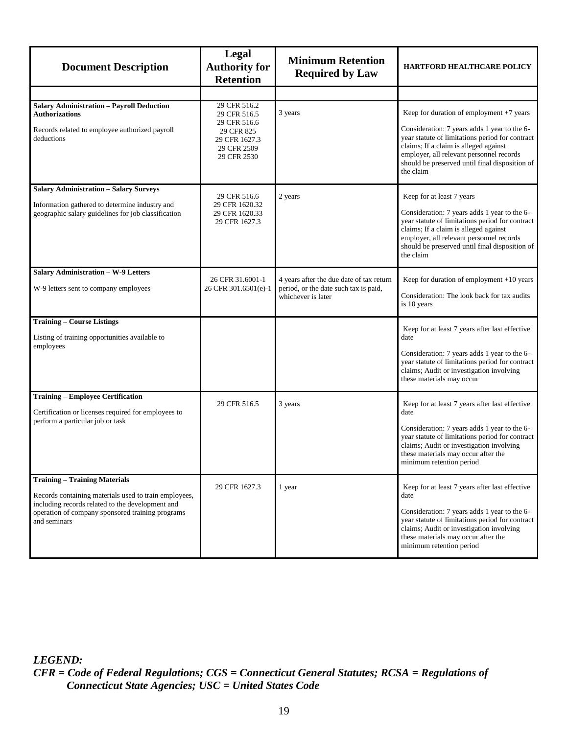| Document Description | Legal Authority for Retention | Minimum Retention Required by Law | HARTFORD HEALTHCARE POLICY |
|---|---|---|---|
| | | | |
| **Salary Administration – Payroll Deduction Authorizations**<br><br>Records related to employee authorized payroll deductions | 29 CFR 516.2<br>29 CFR 516.5<br>29 CFR 516.6<br>29 CFR 825<br>29 CFR 1627.3<br>29 CFR 2509<br>29 CFR 2530 | 3 years | Keep for duration of employment +7 years<br><br>Consideration: 7 years adds 1 year to the 6-year statute of limitations period for contract claims; If a claim is alleged against employer, all relevant personnel records should be preserved until final disposition of the claim |
| **Salary Administration – Salary Surveys**<br><br>Information gathered to determine industry and geographic salary guidelines for job classification | 29 CFR 516.6<br>29 CFR 1620.32<br>29 CFR 1620.33<br>29 CFR 1627.3 | 2 years | Keep for at least 7 years<br><br>Consideration: 7 years adds 1 year to the 6-year statute of limitations period for contract claims; If a claim is alleged against employer, all relevant personnel records should be preserved until final disposition of the claim |
| **Salary Administration – W-9 Letters**<br><br>W-9 letters sent to company employees | 26 CFR 31.6001-1<br>26 CFR 301.6501(e)-1 | 4 years after the due date of tax return period, or the date such tax is paid, whichever is later | Keep for duration of employment +10 years<br><br>Consideration: The look back for tax audits is 10 years |
| **Training – Course Listings**<br><br>Listing of training opportunities available to employees | | | Keep for at least 7 years after last effective date<br><br>Consideration: 7 years adds 1 year to the 6-year statute of limitations period for contract claims; Audit or investigation involving these materials may occur |
| **Training – Employee Certification**<br><br>Certification or licenses required for employees to perform a particular job or task | 29 CFR 516.5 | 3 years | Keep for at least 7 years after last effective date<br><br>Consideration: 7 years adds 1 year to the 6-year statute of limitations period for contract claims; Audit or investigation involving these materials may occur after the minimum retention period |
| **Training – Training Materials**<br><br>Records containing materials used to train employees, including records related to the development and operation of company sponsored training programs and seminars | 29 CFR 1627.3 | 1 year | Keep for at least 7 years after last effective date<br><br>Consideration: 7 years adds 1 year to the 6-year statute of limitations period for contract claims; Audit or investigation involving these materials may occur after the minimum retention period |

***LEGEND:***
***CFR = Code of Federal Regulations; CGS = Connecticut General Statutes; RCSA = Regulations of Connecticut State Agencies; USC = United States Code***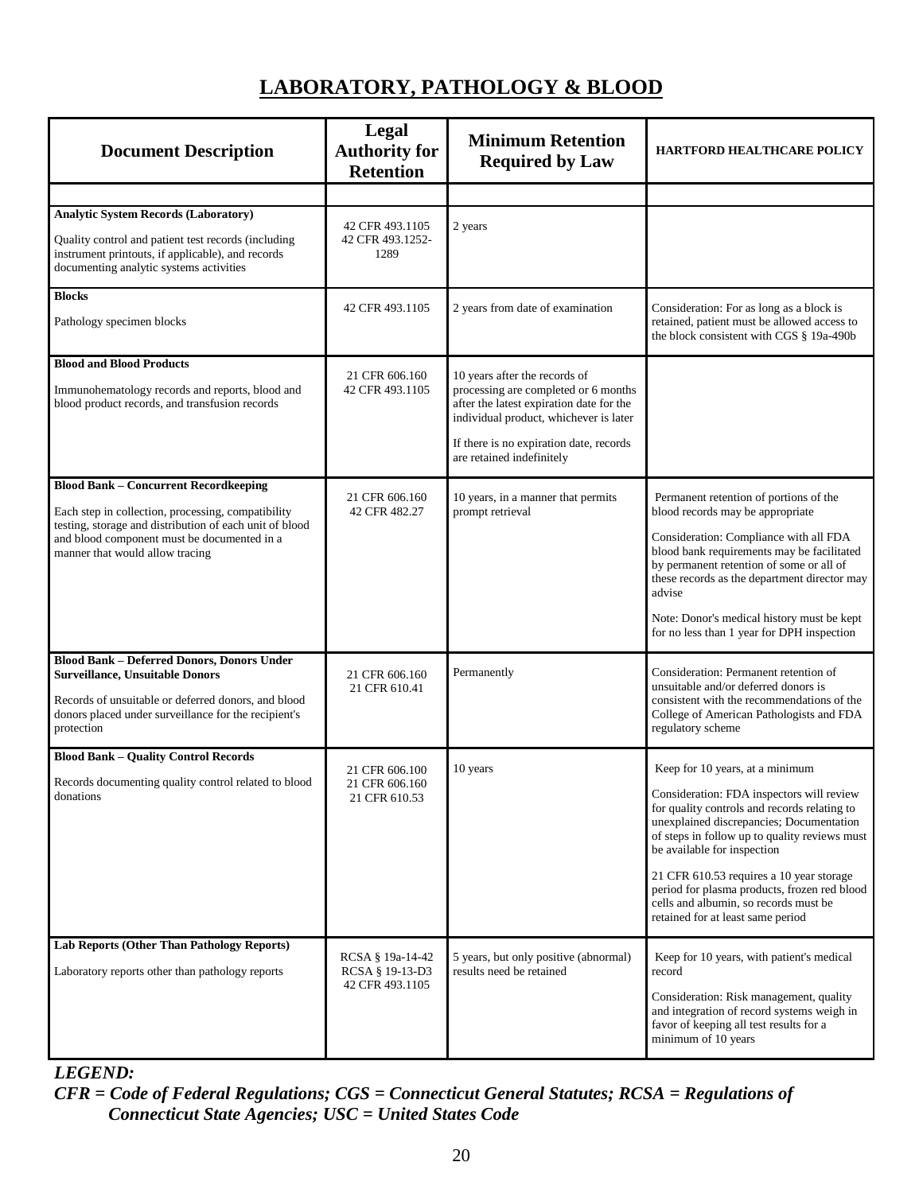# LABORATORY, PATHOLOGY & BLOOD

| Document Description | Legal Authority for Retention | Minimum Retention Required by Law | HARTFORD HEALTHCARE POLICY |
|---|---|---|---|
| | | | |
| **Analytic System Records (Laboratory)**<br><br>Quality control and patient test records (including instrument printouts, if applicable), and records documenting analytic systems activities | 42 CFR 493.1105<br>42 CFR 493.1252-1289 | 2 years | |
| **Blocks**<br><br>Pathology specimen blocks | 42 CFR 493.1105 | 2 years from date of examination | Consideration: For as long as a block is retained, patient must be allowed access to the block consistent with CGS § 19a-490b |
| **Blood and Blood Products**<br><br>Immunohematology records and reports, blood and blood product records, and transfusion records | 21 CFR 606.160<br>42 CFR 493.1105 | 10 years after the records of processing are completed or 6 months after the latest expiration date for the individual product, whichever is later<br><br>If there is no expiration date, records are retained indefinitely | |
| **Blood Bank – Concurrent Recordkeeping**<br><br>Each step in collection, processing, compatibility testing, storage and distribution of each unit of blood and blood component must be documented in a manner that would allow tracing | 21 CFR 606.160<br>42 CFR 482.27 | 10 years, in a manner that permits prompt retrieval | Permanent retention of portions of the blood records may be appropriate<br><br>Consideration: Compliance with all FDA blood bank requirements may be facilitated by permanent retention of some or all of these records as the department director may advise<br><br>Note: Donor's medical history must be kept for no less than 1 year for DPH inspection |
| **Blood Bank – Deferred Donors, Donors Under Surveillance, Unsuitable Donors**<br><br>Records of unsuitable or deferred donors, and blood donors placed under surveillance for the recipient's protection | 21 CFR 606.160<br>21 CFR 610.41 | Permanently | Consideration: Permanent retention of unsuitable and/or deferred donors is consistent with the recommendations of the College of American Pathologists and FDA regulatory scheme |
| **Blood Bank – Quality Control Records**<br><br>Records documenting quality control related to blood donations | 21 CFR 606.100<br>21 CFR 606.160<br>21 CFR 610.53 | 10 years | Keep for 10 years, at a minimum<br><br>Consideration: FDA inspectors will review for quality controls and records relating to unexplained discrepancies; Documentation of steps in follow up to quality reviews must be available for inspection<br><br>21 CFR 610.53 requires a 10 year storage period for plasma products, frozen red blood cells and albumin, so records must be retained for at least same period |
| **Lab Reports (Other Than Pathology Reports)**<br><br>Laboratory reports other than pathology reports | RCSA § 19a-14-42<br>RCSA § 19-13-D3<br>42 CFR 493.1105 | 5 years, but only positive (abnormal) results need be retained | Keep for 10 years, with patient's medical record<br><br>Consideration: Risk management, quality and integration of record systems weigh in favor of keeping all test results for a minimum of 10 years |

***LEGEND:***

***CFR = Code of Federal Regulations; CGS = Connecticut General Statutes; RCSA = Regulations of Connecticut State Agencies; USC = United States Code***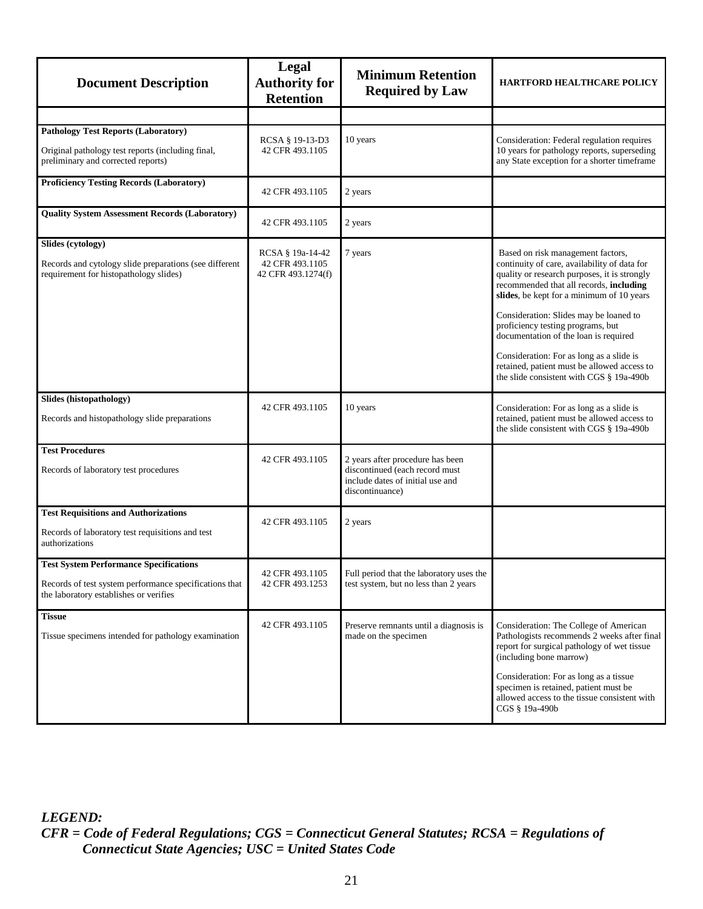| Document Description | Legal Authority for Retention | Minimum Retention Required by Law | HARTFORD HEALTHCARE POLICY |
|---|---|---|---|
| | | | |
| **Pathology Test Reports (Laboratory)**<br>Original pathology test reports (including final, preliminary and corrected reports) | RCSA § 19-13-D3<br>42 CFR 493.1105 | 10 years | Consideration: Federal regulation requires 10 years for pathology reports, superseding any State exception for a shorter timeframe |
| **Proficiency Testing Records (Laboratory)** | 42 CFR 493.1105 | 2 years | |
| **Quality System Assessment Records (Laboratory)** | 42 CFR 493.1105 | 2 years | |
| **Slides (cytology)**<br>Records and cytology slide preparations (see different requirement for histopathology slides) | RCSA § 19a-14-42<br>42 CFR 493.1105<br>42 CFR 493.1274(f) | 7 years | Based on risk management factors, continuity of care, availability of data for quality or research purposes, it is strongly recommended that all records, **including slides**, be kept for a minimum of 10 years<br><br>Consideration: Slides may be loaned to proficiency testing programs, but documentation of the loan is required<br><br>Consideration: For as long as a slide is retained, patient must be allowed access to the slide consistent with CGS § 19a-490b |
| **Slides (histopathology)**<br>Records and histopathology slide preparations | 42 CFR 493.1105 | 10 years | Consideration: For as long as a slide is retained, patient must be allowed access to the slide consistent with CGS § 19a-490b |
| **Test Procedures**<br>Records of laboratory test procedures | 42 CFR 493.1105 | 2 years after procedure has been discontinued (each record must include dates of initial use and discontinuance) | |
| **Test Requisitions and Authorizations**<br>Records of laboratory test requisitions and test authorizations | 42 CFR 493.1105 | 2 years | |
| **Test System Performance Specifications**<br>Records of test system performance specifications that the laboratory establishes or verifies | 42 CFR 493.1105<br>42 CFR 493.1253 | Full period that the laboratory uses the test system, but no less than 2 years | |
| **Tissue**<br>Tissue specimens intended for pathology examination | 42 CFR 493.1105 | Preserve remnants until a diagnosis is made on the specimen | Consideration: The College of American Pathologists recommends 2 weeks after final report for surgical pathology of wet tissue (including bone marrow)<br><br>Consideration: For as long as a tissue specimen is retained, patient must be allowed access to the tissue consistent with CGS § 19a-490b |

***LEGEND:***
***CFR = Code of Federal Regulations; CGS = Connecticut General Statutes; RCSA = Regulations of Connecticut State Agencies; USC = United States Code***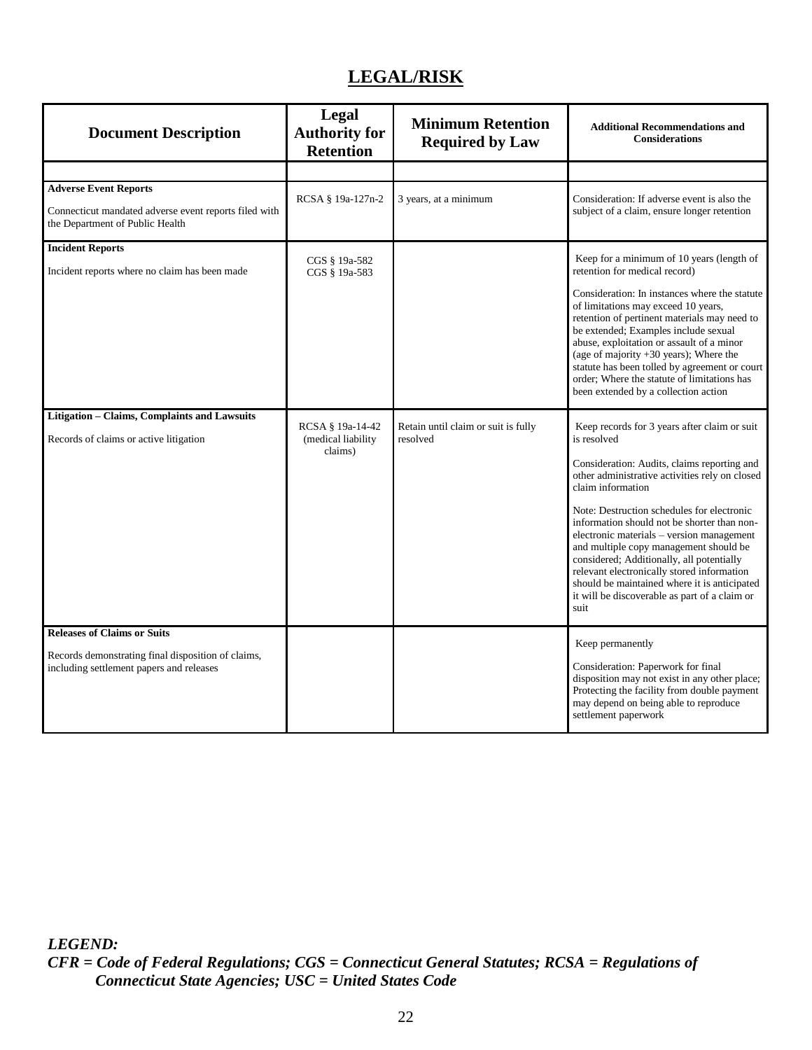# LEGAL/RISK

| Document Description | Legal Authority for Retention | Minimum Retention Required by Law | Additional Recommendations and Considerations |
|---|---|---|---|
| | | | |
| **Adverse Event Reports**<br><br>Connecticut mandated adverse event reports filed with the Department of Public Health | RCSA § 19a-127n-2 | 3 years, at a minimum | Consideration: If adverse event is also the subject of a claim, ensure longer retention |
| **Incident Reports**<br><br>Incident reports where no claim has been made | CGS § 19a-582<br>CGS § 19a-583 | | Keep for a minimum of 10 years (length of retention for medical record)<br><br>Consideration: In instances where the statute of limitations may exceed 10 years, retention of pertinent materials may need to be extended; Examples include sexual abuse, exploitation or assault of a minor (age of majority +30 years); Where the statute has been tolled by agreement or court order; Where the statute of limitations has been extended by a collection action |
| **Litigation – Claims, Complaints and Lawsuits**<br><br>Records of claims or active litigation | RCSA § 19a-14-42 (medical liability claims) | Retain until claim or suit is fully resolved | Keep records for 3 years after claim or suit is resolved<br><br>Consideration: Audits, claims reporting and other administrative activities rely on closed claim information<br><br>Note: Destruction schedules for electronic information should not be shorter than non-electronic materials – version management and multiple copy management should be considered; Additionally, all potentially relevant electronically stored information should be maintained where it is anticipated it will be discoverable as part of a claim or suit |
| **Releases of Claims or Suits**<br><br>Records demonstrating final disposition of claims, including settlement papers and releases | | | Keep permanently<br><br>Consideration: Paperwork for final disposition may not exist in any other place; Protecting the facility from double payment may depend on being able to reproduce settlement paperwork |

***LEGEND:***
***CFR = Code of Federal Regulations; CGS = Connecticut General Statutes; RCSA = Regulations of Connecticut State Agencies; USC = United States Code***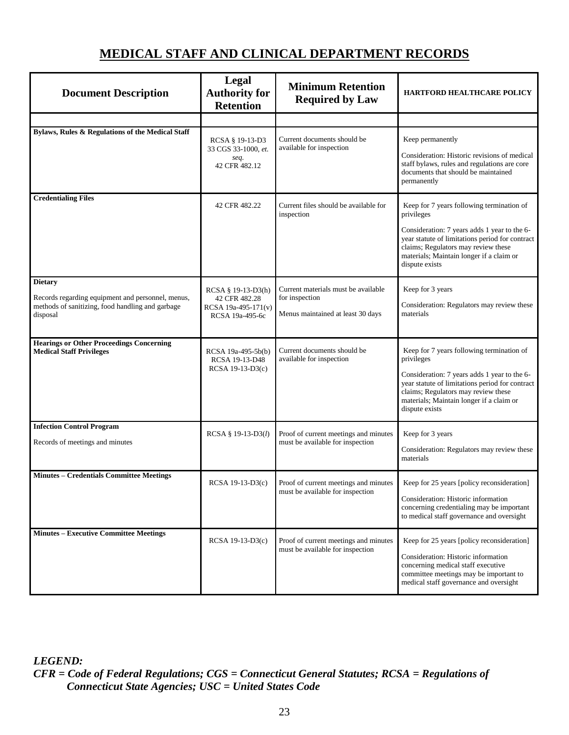# MEDICAL STAFF AND CLINICAL DEPARTMENT RECORDS

| Document Description | Legal Authority for Retention | Minimum Retention Required by Law | HARTFORD HEALTHCARE POLICY |
|---|---|---|---|
| | | | |
| **Bylaws, Rules & Regulations of the Medical Staff** | RCSA § 19-13-D3<br>33 CGS 33-1000, *et. seq.*<br>42 CFR 482.12 | Current documents should be available for inspection | Keep permanently<br><br>Consideration: Historic revisions of medical staff bylaws, rules and regulations are core documents that should be maintained permanently |
| **Credentialing Files** | 42 CFR 482.22 | Current files should be available for inspection | Keep for 7 years following termination of privileges<br><br>Consideration: 7 years adds 1 year to the 6-year statute of limitations period for contract claims; Regulators may review these materials; Maintain longer if a claim or dispute exists |
| **Dietary**<br><br>Records regarding equipment and personnel, menus, methods of sanitizing, food handling and garbage disposal | RCSA § 19-13-D3(h)<br>42 CFR 482.28<br>RCSA 19a-495-171(v)<br>RCSA 19a-495-6c | Current materials must be available for inspection<br><br>Menus maintained at least 30 days | Keep for 3 years<br><br>Consideration: Regulators may review these materials |
| **Hearings or Other Proceedings Concerning Medical Staff Privileges** | RCSA 19a-495-5b(b)<br>RCSA 19-13-D48<br>RCSA 19-13-D3(c) | Current documents should be available for inspection | Keep for 7 years following termination of privileges<br><br>Consideration: 7 years adds 1 year to the 6-year statute of limitations period for contract claims; Regulators may review these materials; Maintain longer if a claim or dispute exists |
| **Infection Control Program**<br><br>Records of meetings and minutes | RCSA § 19-13-D3(*l*) | Proof of current meetings and minutes must be available for inspection | Keep for 3 years<br><br>Consideration: Regulators may review these materials |
| **Minutes – Credentials Committee Meetings** | RCSA 19-13-D3(c) | Proof of current meetings and minutes must be available for inspection | Keep for 25 years [policy reconsideration]<br><br>Consideration: Historic information concerning credentialing may be important to medical staff governance and oversight |
| **Minutes – Executive Committee Meetings** | RCSA 19-13-D3(c) | Proof of current meetings and minutes must be available for inspection | Keep for 25 years [policy reconsideration]<br><br>Consideration: Historic information concerning medical staff executive committee meetings may be important to medical staff governance and oversight |

***LEGEND:***
***CFR = Code of Federal Regulations; CGS = Connecticut General Statutes; RCSA = Regulations of Connecticut State Agencies; USC = United States Code***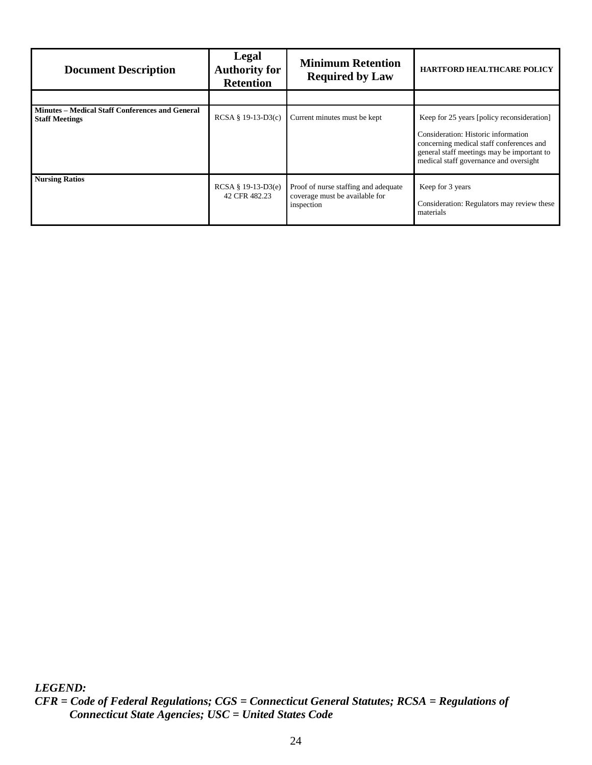| Document Description | Legal Authority for Retention | Minimum Retention Required by Law | HARTFORD HEALTHCARE POLICY |
|---|---|---|---|
| | | | |
| **Minutes – Medical Staff Conferences and General Staff Meetings** | RCSA § 19-13-D3(c) | Current minutes must be kept | Keep for 25 years [policy reconsideration]<br><br>Consideration: Historic information concerning medical staff conferences and general staff meetings may be important to medical staff governance and oversight |
| **Nursing Ratios** | RCSA § 19-13-D3(e)<br>42 CFR 482.23 | Proof of nurse staffing and adequate coverage must be available for inspection | Keep for 3 years<br><br>Consideration: Regulators may review these materials |

***LEGEND:***
***CFR = Code of Federal Regulations; CGS = Connecticut General Statutes; RCSA = Regulations of Connecticut State Agencies; USC = United States Code***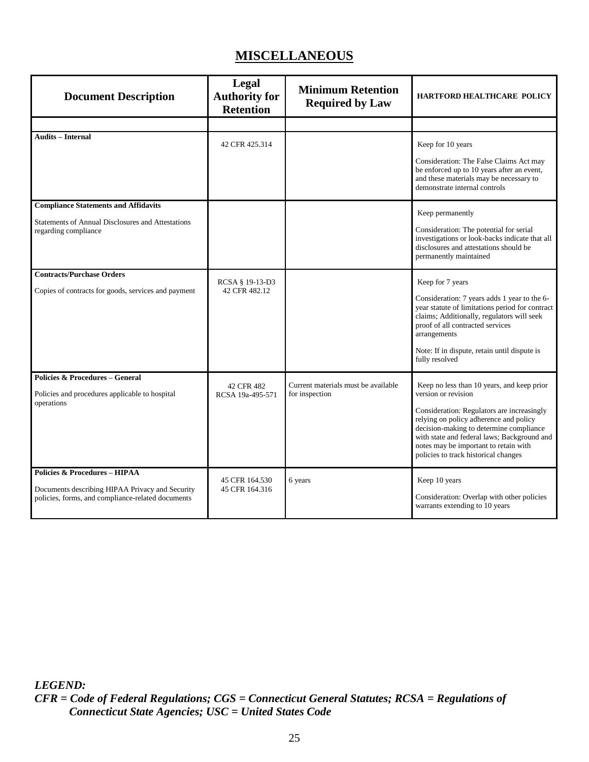## MISCELLANEOUS

| Document Description | Legal Authority for Retention | Minimum Retention Required by Law | HARTFORD HEALTHCARE POLICY |
|---|---|---|---|
| | | | |
| **Audits – Internal** | 42 CFR 425.314 | | Keep for 10 years<br><br>Consideration: The False Claims Act may be enforced up to 10 years after an event, and these materials may be necessary to demonstrate internal controls |
| **Compliance Statements and Affidavits**<br><br>Statements of Annual Disclosures and Attestations regarding compliance | | | Keep permanently<br><br>Consideration: The potential for serial investigations or look-backs indicate that all disclosures and attestations should be permanently maintained |
| **Contracts/Purchase Orders**<br><br>Copies of contracts for goods, services and payment | RCSA § 19-13-D3<br>42 CFR 482.12 | | Keep for 7 years<br><br>Consideration: 7 years adds 1 year to the 6-year statute of limitations period for contract claims; Additionally, regulators will seek proof of all contracted services arrangements<br><br>Note: If in dispute, retain until dispute is fully resolved |
| **Policies & Procedures – General**<br><br>Policies and procedures applicable to hospital operations | 42 CFR 482<br>RCSA 19a-495-571 | Current materials must be available for inspection | Keep no less than 10 years, and keep prior version or revision<br><br>Consideration: Regulators are increasingly relying on policy adherence and policy decision-making to determine compliance with state and federal laws; Background and notes may be important to retain with policies to track historical changes |
| **Policies & Procedures – HIPAA**<br><br>Documents describing HIPAA Privacy and Security policies, forms, and compliance-related documents | 45 CFR 164.530<br>45 CFR 164.316 | 6 years | Keep 10 years<br><br>Consideration: Overlap with other policies warrants extending to 10 years |

***LEGEND:***
***CFR = Code of Federal Regulations; CGS = Connecticut General Statutes; RCSA = Regulations of Connecticut State Agencies; USC = United States Code***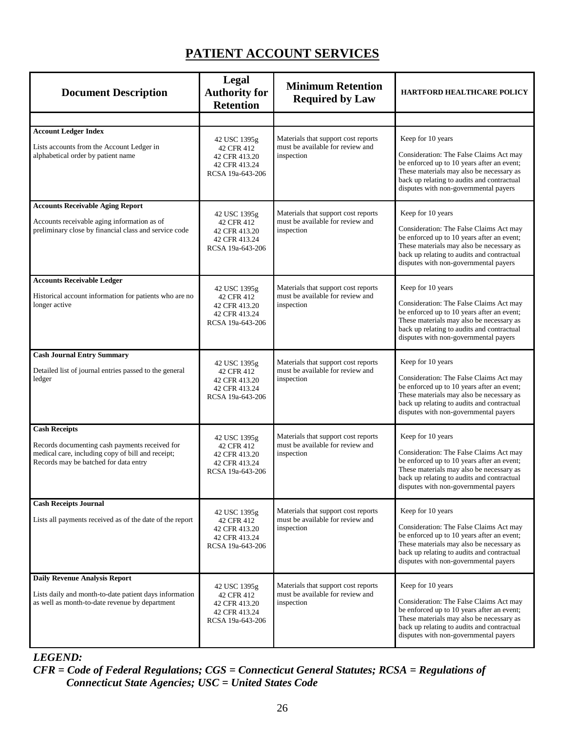# PATIENT ACCOUNT SERVICES

| Document Description | Legal Authority for Retention | Minimum Retention Required by Law | HARTFORD HEALTHCARE POLICY |
|---|---|---|---|
| | | | |
| **Account Ledger Index**<br><br>Lists accounts from the Account Ledger in alphabetical order by patient name | 42 USC 1395g<br>42 CFR 412<br>42 CFR 413.20<br>42 CFR 413.24<br>RCSA 19a-643-206 | Materials that support cost reports must be available for review and inspection | Keep for 10 years<br><br>Consideration: The False Claims Act may be enforced up to 10 years after an event; These materials may also be necessary as back up relating to audits and contractual disputes with non-governmental payers |
| **Accounts Receivable Aging Report**<br><br>Accounts receivable aging information as of preliminary close by financial class and service code | 42 USC 1395g<br>42 CFR 412<br>42 CFR 413.20<br>42 CFR 413.24<br>RCSA 19a-643-206 | Materials that support cost reports must be available for review and inspection | Keep for 10 years<br><br>Consideration: The False Claims Act may be enforced up to 10 years after an event; These materials may also be necessary as back up relating to audits and contractual disputes with non-governmental payers |
| **Accounts Receivable Ledger**<br><br>Historical account information for patients who are no longer active | 42 USC 1395g<br>42 CFR 412<br>42 CFR 413.20<br>42 CFR 413.24<br>RCSA 19a-643-206 | Materials that support cost reports must be available for review and inspection | Keep for 10 years<br><br>Consideration: The False Claims Act may be enforced up to 10 years after an event; These materials may also be necessary as back up relating to audits and contractual disputes with non-governmental payers |
| **Cash Journal Entry Summary**<br><br>Detailed list of journal entries passed to the general ledger | 42 USC 1395g<br>42 CFR 412<br>42 CFR 413.20<br>42 CFR 413.24<br>RCSA 19a-643-206 | Materials that support cost reports must be available for review and inspection | Keep for 10 years<br><br>Consideration: The False Claims Act may be enforced up to 10 years after an event; These materials may also be necessary as back up relating to audits and contractual disputes with non-governmental payers |
| **Cash Receipts**<br><br>Records documenting cash payments received for medical care, including copy of bill and receipt; Records may be batched for data entry | 42 USC 1395g<br>42 CFR 412<br>42 CFR 413.20<br>42 CFR 413.24<br>RCSA 19a-643-206 | Materials that support cost reports must be available for review and inspection | Keep for 10 years<br><br>Consideration: The False Claims Act may be enforced up to 10 years after an event; These materials may also be necessary as back up relating to audits and contractual disputes with non-governmental payers |
| **Cash Receipts Journal**<br><br>Lists all payments received as of the date of the report | 42 USC 1395g<br>42 CFR 412<br>42 CFR 413.20<br>42 CFR 413.24<br>RCSA 19a-643-206 | Materials that support cost reports must be available for review and inspection | Keep for 10 years<br><br>Consideration: The False Claims Act may be enforced up to 10 years after an event; These materials may also be necessary as back up relating to audits and contractual disputes with non-governmental payers |
| **Daily Revenue Analysis Report**<br><br>Lists daily and month-to-date patient days information as well as month-to-date revenue by department | 42 USC 1395g<br>42 CFR 412<br>42 CFR 413.20<br>42 CFR 413.24<br>RCSA 19a-643-206 | Materials that support cost reports must be available for review and inspection | Keep for 10 years<br><br>Consideration: The False Claims Act may be enforced up to 10 years after an event; These materials may also be necessary as back up relating to audits and contractual disputes with non-governmental payers |

***LEGEND:***
***CFR = Code of Federal Regulations; CGS = Connecticut General Statutes; RCSA = Regulations of Connecticut State Agencies; USC = United States Code***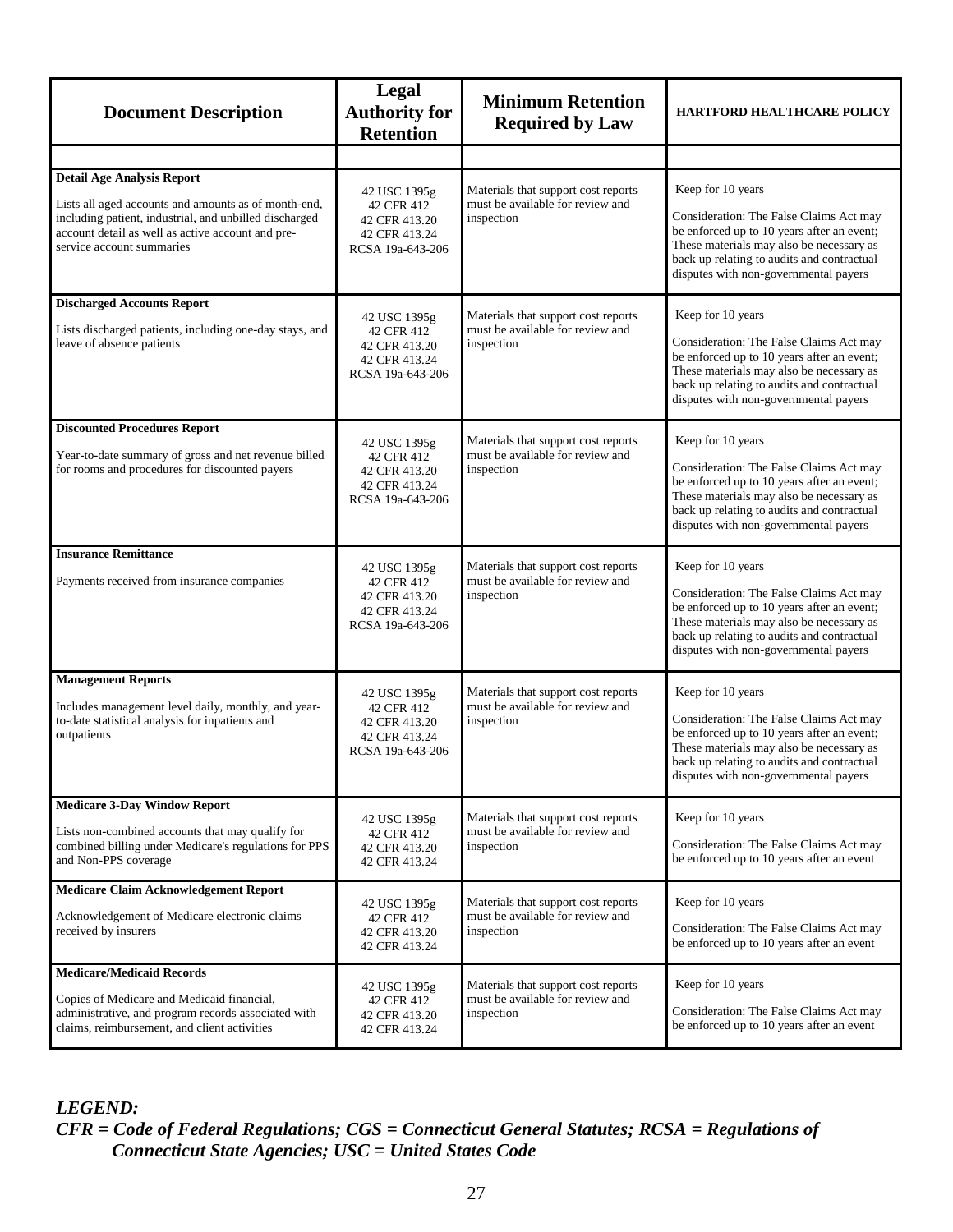| Document Description | Legal Authority for Retention | Minimum Retention Required by Law | HARTFORD HEALTHCARE POLICY |
|---|---|---|---|
| | | | |
| **Detail Age Analysis Report**<br>Lists all aged accounts and amounts as of month-end, including patient, industrial, and unbilled discharged account detail as well as active account and pre-service account summaries | 42 USC 1395g<br>42 CFR 412<br>42 CFR 413.20<br>42 CFR 413.24<br>RCSA 19a-643-206 | Materials that support cost reports must be available for review and inspection | Keep for 10 years<br>Consideration: The False Claims Act may be enforced up to 10 years after an event; These materials may also be necessary as back up relating to audits and contractual disputes with non-governmental payers |
| **Discharged Accounts Report**<br>Lists discharged patients, including one-day stays, and leave of absence patients | 42 USC 1395g<br>42 CFR 412<br>42 CFR 413.20<br>42 CFR 413.24<br>RCSA 19a-643-206 | Materials that support cost reports must be available for review and inspection | Keep for 10 years<br>Consideration: The False Claims Act may be enforced up to 10 years after an event; These materials may also be necessary as back up relating to audits and contractual disputes with non-governmental payers |
| **Discounted Procedures Report**<br>Year-to-date summary of gross and net revenue billed for rooms and procedures for discounted payers | 42 USC 1395g<br>42 CFR 412<br>42 CFR 413.20<br>42 CFR 413.24<br>RCSA 19a-643-206 | Materials that support cost reports must be available for review and inspection | Keep for 10 years<br>Consideration: The False Claims Act may be enforced up to 10 years after an event; These materials may also be necessary as back up relating to audits and contractual disputes with non-governmental payers |
| **Insurance Remittance**<br>Payments received from insurance companies | 42 USC 1395g<br>42 CFR 412<br>42 CFR 413.20<br>42 CFR 413.24<br>RCSA 19a-643-206 | Materials that support cost reports must be available for review and inspection | Keep for 10 years<br>Consideration: The False Claims Act may be enforced up to 10 years after an event; These materials may also be necessary as back up relating to audits and contractual disputes with non-governmental payers |
| **Management Reports**<br>Includes management level daily, monthly, and year-to-date statistical analysis for inpatients and outpatients | 42 USC 1395g<br>42 CFR 412<br>42 CFR 413.20<br>42 CFR 413.24<br>RCSA 19a-643-206 | Materials that support cost reports must be available for review and inspection | Keep for 10 years<br>Consideration: The False Claims Act may be enforced up to 10 years after an event; These materials may also be necessary as back up relating to audits and contractual disputes with non-governmental payers |
| **Medicare 3-Day Window Report**<br>Lists non-combined accounts that may qualify for combined billing under Medicare's regulations for PPS and Non-PPS coverage | 42 USC 1395g<br>42 CFR 412<br>42 CFR 413.20<br>42 CFR 413.24 | Materials that support cost reports must be available for review and inspection | Keep for 10 years<br>Consideration: The False Claims Act may be enforced up to 10 years after an event |
| **Medicare Claim Acknowledgement Report**<br>Acknowledgement of Medicare electronic claims received by insurers | 42 USC 1395g<br>42 CFR 412<br>42 CFR 413.20<br>42 CFR 413.24 | Materials that support cost reports must be available for review and inspection | Keep for 10 years<br>Consideration: The False Claims Act may be enforced up to 10 years after an event |
| **Medicare/Medicaid Records**<br>Copies of Medicare and Medicaid financial, administrative, and program records associated with claims, reimbursement, and client activities | 42 USC 1395g<br>42 CFR 412<br>42 CFR 413.20<br>42 CFR 413.24 | Materials that support cost reports must be available for review and inspection | Keep for 10 years<br>Consideration: The False Claims Act may be enforced up to 10 years after an event |

***LEGEND:***
***CFR = Code of Federal Regulations; CGS = Connecticut General Statutes; RCSA = Regulations of Connecticut State Agencies; USC = United States Code***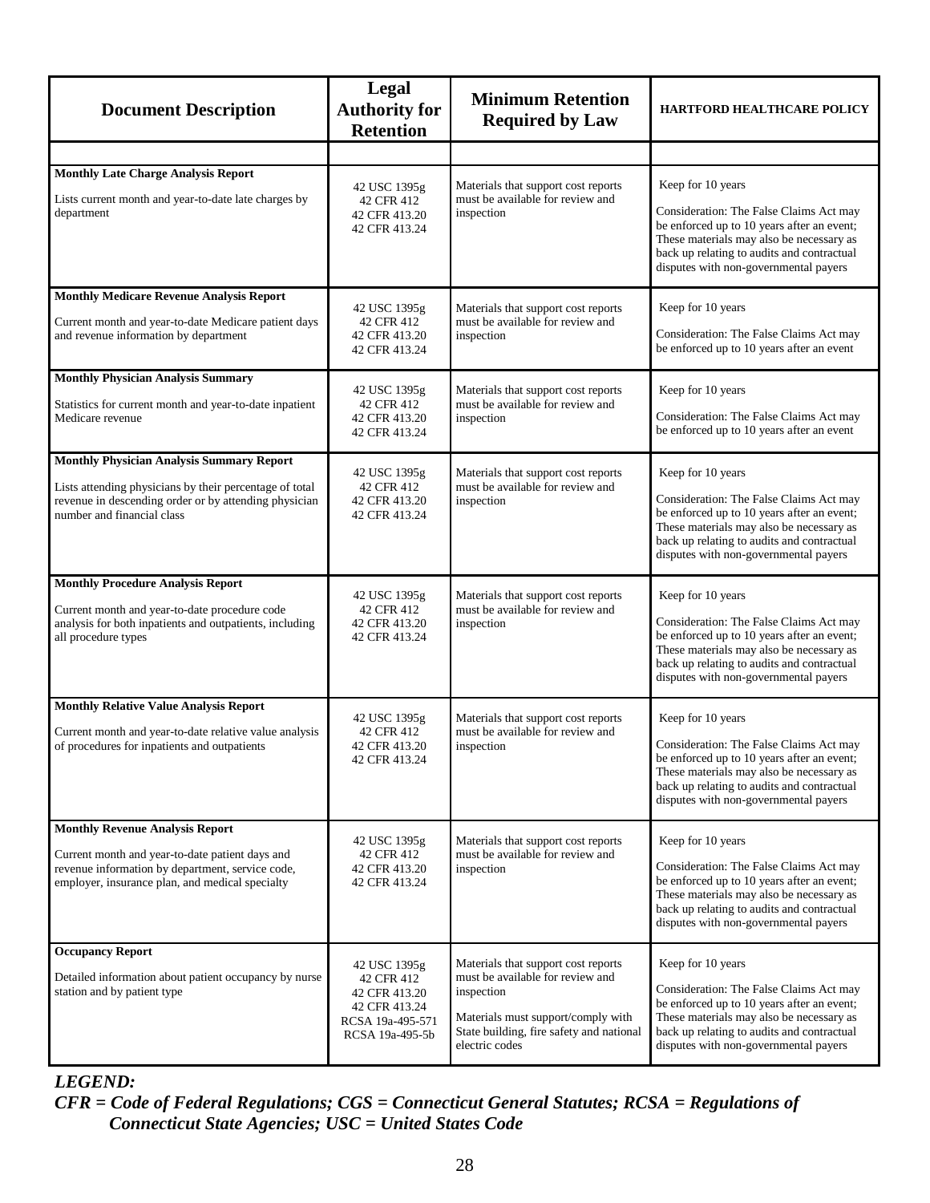| Document Description | Legal Authority for Retention | Minimum Retention Required by Law | HARTFORD HEALTHCARE POLICY |
|---|---|---|---|
| | | | |
| **Monthly Late Charge Analysis Report**<br><br>Lists current month and year-to-date late charges by department | 42 USC 1395g<br>42 CFR 412<br>42 CFR 413.20<br>42 CFR 413.24 | Materials that support cost reports must be available for review and inspection | Keep for 10 years<br><br>Consideration: The False Claims Act may be enforced up to 10 years after an event; These materials may also be necessary as back up relating to audits and contractual disputes with non-governmental payers |
| **Monthly Medicare Revenue Analysis Report**<br><br>Current month and year-to-date Medicare patient days and revenue information by department | 42 USC 1395g<br>42 CFR 412<br>42 CFR 413.20<br>42 CFR 413.24 | Materials that support cost reports must be available for review and inspection | Keep for 10 years<br><br>Consideration: The False Claims Act may be enforced up to 10 years after an event |
| **Monthly Physician Analysis Summary**<br><br>Statistics for current month and year-to-date inpatient Medicare revenue | 42 USC 1395g<br>42 CFR 412<br>42 CFR 413.20<br>42 CFR 413.24 | Materials that support cost reports must be available for review and inspection | Keep for 10 years<br><br>Consideration: The False Claims Act may be enforced up to 10 years after an event |
| **Monthly Physician Analysis Summary Report**<br><br>Lists attending physicians by their percentage of total revenue in descending order or by attending physician number and financial class | 42 USC 1395g<br>42 CFR 412<br>42 CFR 413.20<br>42 CFR 413.24 | Materials that support cost reports must be available for review and inspection | Keep for 10 years<br><br>Consideration: The False Claims Act may be enforced up to 10 years after an event; These materials may also be necessary as back up relating to audits and contractual disputes with non-governmental payers |
| **Monthly Procedure Analysis Report**<br><br>Current month and year-to-date procedure code analysis for both inpatients and outpatients, including all procedure types | 42 USC 1395g<br>42 CFR 412<br>42 CFR 413.20<br>42 CFR 413.24 | Materials that support cost reports must be available for review and inspection | Keep for 10 years<br><br>Consideration: The False Claims Act may be enforced up to 10 years after an event; These materials may also be necessary as back up relating to audits and contractual disputes with non-governmental payers |
| **Monthly Relative Value Analysis Report**<br><br>Current month and year-to-date relative value analysis of procedures for inpatients and outpatients | 42 USC 1395g<br>42 CFR 412<br>42 CFR 413.20<br>42 CFR 413.24 | Materials that support cost reports must be available for review and inspection | Keep for 10 years<br><br>Consideration: The False Claims Act may be enforced up to 10 years after an event; These materials may also be necessary as back up relating to audits and contractual disputes with non-governmental payers |
| **Monthly Revenue Analysis Report**<br><br>Current month and year-to-date patient days and revenue information by department, service code, employer, insurance plan, and medical specialty | 42 USC 1395g<br>42 CFR 412<br>42 CFR 413.20<br>42 CFR 413.24 | Materials that support cost reports must be available for review and inspection | Keep for 10 years<br><br>Consideration: The False Claims Act may be enforced up to 10 years after an event; These materials may also be necessary as back up relating to audits and contractual disputes with non-governmental payers |
| **Occupancy Report**<br><br>Detailed information about patient occupancy by nurse station and by patient type | 42 USC 1395g<br>42 CFR 412<br>42 CFR 413.20<br>42 CFR 413.24<br>RCSA 19a-495-571<br>RCSA 19a-495-5b | Materials that support cost reports must be available for review and inspection<br><br>Materials must support/comply with State building, fire safety and national electric codes | Keep for 10 years<br><br>Consideration: The False Claims Act may be enforced up to 10 years after an event; These materials may also be necessary as back up relating to audits and contractual disputes with non-governmental payers |

***LEGEND:***
***CFR = Code of Federal Regulations; CGS = Connecticut General Statutes; RCSA = Regulations of Connecticut State Agencies; USC = United States Code***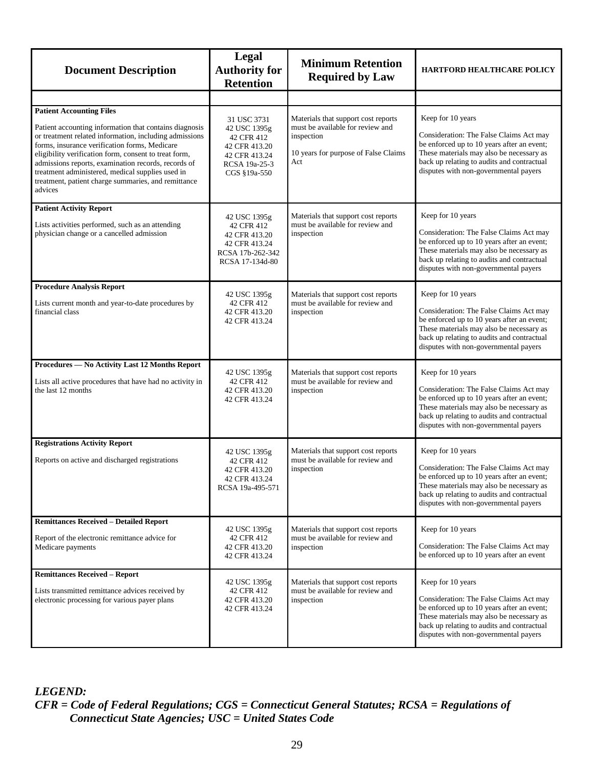| Document Description | Legal Authority for Retention | Minimum Retention Required by Law | HARTFORD HEALTHCARE POLICY |
|---|---|---|---|
| | | | |
| **Patient Accounting Files**<br><br>Patient accounting information that contains diagnosis or treatment related information, including admissions forms, insurance verification forms, Medicare eligibility verification form, consent to treat form, admissions reports, examination records, records of treatment administered, medical supplies used in treatment, patient charge summaries, and remittance advices | 31 USC 3731<br>42 USC 1395g<br>42 CFR 412<br>42 CFR 413.20<br>42 CFR 413.24<br>RCSA 19a-25-3<br>CGS §19a-550 | Materials that support cost reports must be available for review and inspection<br><br>10 years for purpose of False Claims Act | Keep for 10 years<br><br>Consideration: The False Claims Act may be enforced up to 10 years after an event; These materials may also be necessary as back up relating to audits and contractual disputes with non-governmental payers |
| **Patient Activity Report**<br><br>Lists activities performed, such as an attending physician change or a cancelled admission | 42 USC 1395g<br>42 CFR 412<br>42 CFR 413.20<br>42 CFR 413.24<br>RCSA 17b-262-342<br>RCSA 17-134d-80 | Materials that support cost reports must be available for review and inspection | Keep for 10 years<br><br>Consideration: The False Claims Act may be enforced up to 10 years after an event; These materials may also be necessary as back up relating to audits and contractual disputes with non-governmental payers |
| **Procedure Analysis Report**<br><br>Lists current month and year-to-date procedures by financial class | 42 USC 1395g<br>42 CFR 412<br>42 CFR 413.20<br>42 CFR 413.24 | Materials that support cost reports must be available for review and inspection | Keep for 10 years<br><br>Consideration: The False Claims Act may be enforced up to 10 years after an event; These materials may also be necessary as back up relating to audits and contractual disputes with non-governmental payers |
| **Procedures — No Activity Last 12 Months Report**<br><br>Lists all active procedures that have had no activity in the last 12 months | 42 USC 1395g<br>42 CFR 412<br>42 CFR 413.20<br>42 CFR 413.24 | Materials that support cost reports must be available for review and inspection | Keep for 10 years<br><br>Consideration: The False Claims Act may be enforced up to 10 years after an event; These materials may also be necessary as back up relating to audits and contractual disputes with non-governmental payers |
| **Registrations Activity Report**<br><br>Reports on active and discharged registrations | 42 USC 1395g<br>42 CFR 412<br>42 CFR 413.20<br>42 CFR 413.24<br>RCSA 19a-495-571 | Materials that support cost reports must be available for review and inspection | Keep for 10 years<br><br>Consideration: The False Claims Act may be enforced up to 10 years after an event; These materials may also be necessary as back up relating to audits and contractual disputes with non-governmental payers |
| **Remittances Received – Detailed Report**<br><br>Report of the electronic remittance advice for Medicare payments | 42 USC 1395g<br>42 CFR 412<br>42 CFR 413.20<br>42 CFR 413.24 | Materials that support cost reports must be available for review and inspection | Keep for 10 years<br><br>Consideration: The False Claims Act may be enforced up to 10 years after an event |
| **Remittances Received – Report**<br><br>Lists transmitted remittance advices received by electronic processing for various payer plans | 42 USC 1395g<br>42 CFR 412<br>42 CFR 413.20<br>42 CFR 413.24 | Materials that support cost reports must be available for review and inspection | Keep for 10 years<br><br>Consideration: The False Claims Act may be enforced up to 10 years after an event; These materials may also be necessary as back up relating to audits and contractual disputes with non-governmental payers |

***LEGEND:***
***CFR = Code of Federal Regulations; CGS = Connecticut General Statutes; RCSA = Regulations of Connecticut State Agencies; USC = United States Code***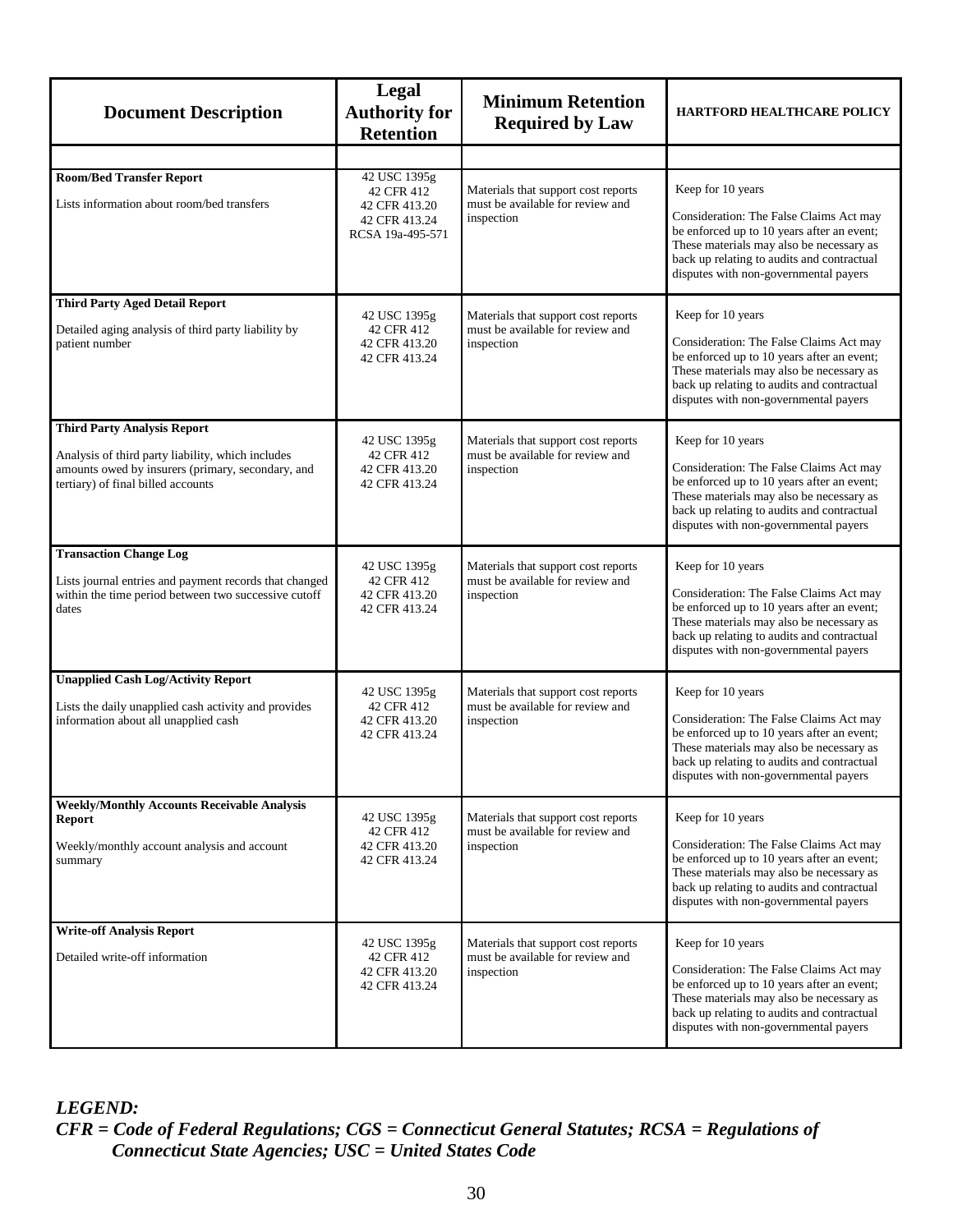| Document Description | Legal Authority for Retention | Minimum Retention Required by Law | HARTFORD HEALTHCARE POLICY |
|---|---|---|---|
| | | | |
| **Room/Bed Transfer Report**<br><br>Lists information about room/bed transfers | 42 USC 1395g<br>42 CFR 412<br>42 CFR 413.20<br>42 CFR 413.24<br>RCSA 19a-495-571 | Materials that support cost reports must be available for review and inspection | Keep for 10 years<br><br>Consideration: The False Claims Act may be enforced up to 10 years after an event; These materials may also be necessary as back up relating to audits and contractual disputes with non-governmental payers |
| **Third Party Aged Detail Report**<br><br>Detailed aging analysis of third party liability by patient number | 42 USC 1395g<br>42 CFR 412<br>42 CFR 413.20<br>42 CFR 413.24 | Materials that support cost reports must be available for review and inspection | Keep for 10 years<br><br>Consideration: The False Claims Act may be enforced up to 10 years after an event; These materials may also be necessary as back up relating to audits and contractual disputes with non-governmental payers |
| **Third Party Analysis Report**<br><br>Analysis of third party liability, which includes amounts owed by insurers (primary, secondary, and tertiary) of final billed accounts | 42 USC 1395g<br>42 CFR 412<br>42 CFR 413.20<br>42 CFR 413.24 | Materials that support cost reports must be available for review and inspection | Keep for 10 years<br><br>Consideration: The False Claims Act may be enforced up to 10 years after an event; These materials may also be necessary as back up relating to audits and contractual disputes with non-governmental payers |
| **Transaction Change Log**<br><br>Lists journal entries and payment records that changed within the time period between two successive cutoff dates | 42 USC 1395g<br>42 CFR 412<br>42 CFR 413.20<br>42 CFR 413.24 | Materials that support cost reports must be available for review and inspection | Keep for 10 years<br><br>Consideration: The False Claims Act may be enforced up to 10 years after an event; These materials may also be necessary as back up relating to audits and contractual disputes with non-governmental payers |
| **Unapplied Cash Log/Activity Report**<br><br>Lists the daily unapplied cash activity and provides information about all unapplied cash | 42 USC 1395g<br>42 CFR 412<br>42 CFR 413.20<br>42 CFR 413.24 | Materials that support cost reports must be available for review and inspection | Keep for 10 years<br><br>Consideration: The False Claims Act may be enforced up to 10 years after an event; These materials may also be necessary as back up relating to audits and contractual disputes with non-governmental payers |
| **Weekly/Monthly Accounts Receivable Analysis Report**<br><br>Weekly/monthly account analysis and account summary | 42 USC 1395g<br>42 CFR 412<br>42 CFR 413.20<br>42 CFR 413.24 | Materials that support cost reports must be available for review and inspection | Keep for 10 years<br><br>Consideration: The False Claims Act may be enforced up to 10 years after an event; These materials may also be necessary as back up relating to audits and contractual disputes with non-governmental payers |
| **Write-off Analysis Report**<br><br>Detailed write-off information | 42 USC 1395g<br>42 CFR 412<br>42 CFR 413.20<br>42 CFR 413.24 | Materials that support cost reports must be available for review and inspection | Keep for 10 years<br><br>Consideration: The False Claims Act may be enforced up to 10 years after an event; These materials may also be necessary as back up relating to audits and contractual disputes with non-governmental payers |

***LEGEND:***
***CFR = Code of Federal Regulations; CGS = Connecticut General Statutes; RCSA = Regulations of Connecticut State Agencies; USC = United States Code***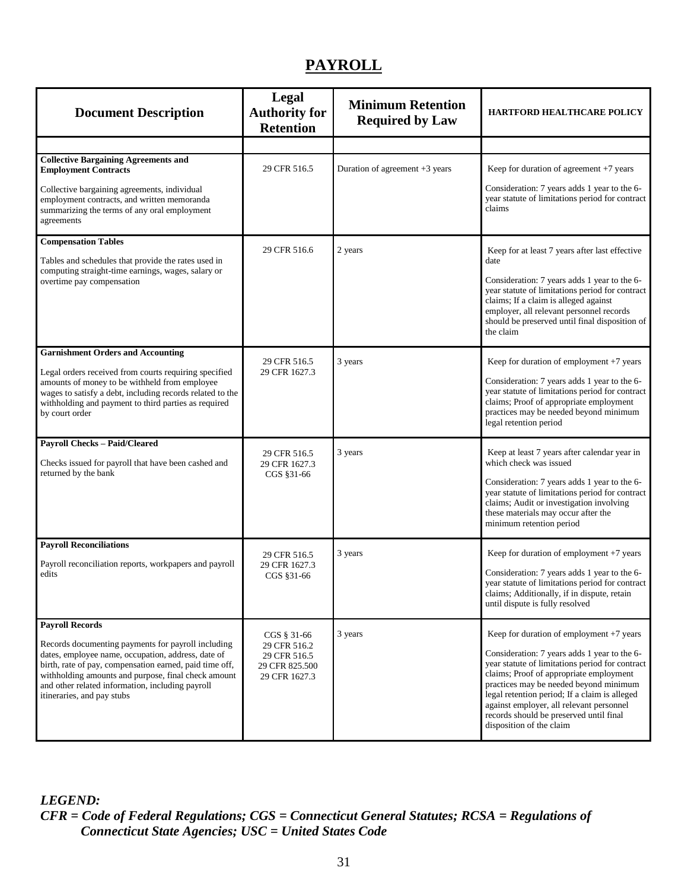# PAYROLL

| Document Description | Legal Authority for Retention | Minimum Retention Required by Law | HARTFORD HEALTHCARE POLICY |
|---|---|---|---|
| **Collective Bargaining Agreements and Employment Contracts**<br><br>Collective bargaining agreements, individual employment contracts, and written memoranda summarizing the terms of any oral employment agreements | 29 CFR 516.5 | Duration of agreement +3 years | Keep for duration of agreement +7 years<br><br>Consideration: 7 years adds 1 year to the 6-year statute of limitations period for contract claims |
| **Compensation Tables**<br><br>Tables and schedules that provide the rates used in computing straight-time earnings, wages, salary or overtime pay compensation | 29 CFR 516.6 | 2 years | Keep for at least 7 years after last effective date<br><br>Consideration: 7 years adds 1 year to the 6-year statute of limitations period for contract claims; If a claim is alleged against employer, all relevant personnel records should be preserved until final disposition of the claim |
| **Garnishment Orders and Accounting**<br><br>Legal orders received from courts requiring specified amounts of money to be withheld from employee wages to satisfy a debt, including records related to the withholding and payment to third parties as required by court order | 29 CFR 516.5<br>29 CFR 1627.3 | 3 years | Keep for duration of employment +7 years<br><br>Consideration: 7 years adds 1 year to the 6-year statute of limitations period for contract claims; Proof of appropriate employment practices may be needed beyond minimum legal retention period |
| **Payroll Checks – Paid/Cleared**<br><br>Checks issued for payroll that have been cashed and returned by the bank | 29 CFR 516.5<br>29 CFR 1627.3<br>CGS §31-66 | 3 years | Keep at least 7 years after calendar year in which check was issued<br><br>Consideration: 7 years adds 1 year to the 6-year statute of limitations period for contract claims; Audit or investigation involving these materials may occur after the minimum retention period |
| **Payroll Reconciliations**<br><br>Payroll reconciliation reports, workpapers and payroll edits | 29 CFR 516.5<br>29 CFR 1627.3<br>CGS §31-66 | 3 years | Keep for duration of employment +7 years<br><br>Consideration: 7 years adds 1 year to the 6-year statute of limitations period for contract claims; Additionally, if in dispute, retain until dispute is fully resolved |
| **Payroll Records**<br><br>Records documenting payments for payroll including dates, employee name, occupation, address, date of birth, rate of pay, compensation earned, paid time off, withholding amounts and purpose, final check amount and other related information, including payroll itineraries, and pay stubs | CGS § 31-66<br>29 CFR 516.2<br>29 CFR 516.5<br>29 CFR 825.500<br>29 CFR 1627.3 | 3 years | Keep for duration of employment +7 years<br><br>Consideration: 7 years adds 1 year to the 6-year statute of limitations period for contract claims; Proof of appropriate employment practices may be needed beyond minimum legal retention period; If a claim is alleged against employer, all relevant personnel records should be preserved until final disposition of the claim |

***LEGEND:***
***CFR = Code of Federal Regulations; CGS = Connecticut General Statutes; RCSA = Regulations of Connecticut State Agencies; USC = United States Code***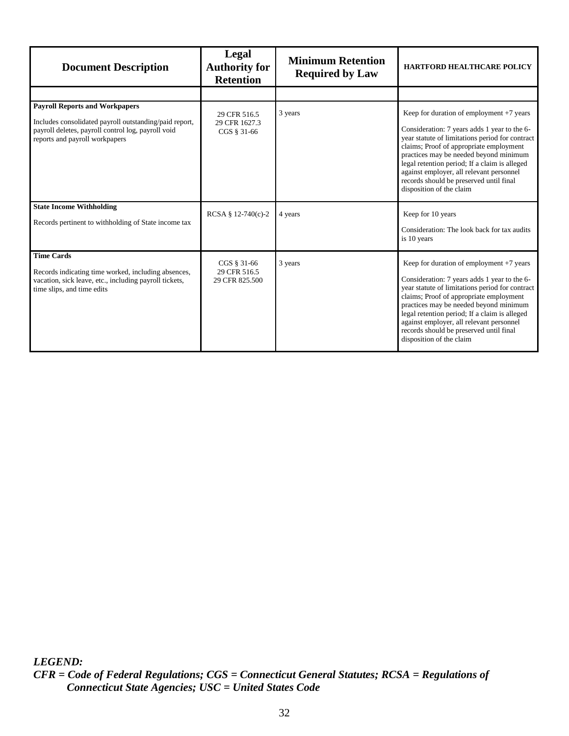| Document Description | Legal Authority for Retention | Minimum Retention Required by Law | HARTFORD HEALTHCARE POLICY |
|---|---|---|---|
| | | | |
| **Payroll Reports and Workpapers**<br>Includes consolidated payroll outstanding/paid report, payroll deletes, payroll control log, payroll void reports and payroll workpapers | 29 CFR 516.5<br>29 CFR 1627.3<br>CGS § 31-66 | 3 years | Keep for duration of employment +7 years<br>Consideration: 7 years adds 1 year to the 6-year statute of limitations period for contract claims; Proof of appropriate employment practices may be needed beyond minimum legal retention period; If a claim is alleged against employer, all relevant personnel records should be preserved until final disposition of the claim |
| **State Income Withholding**<br>Records pertinent to withholding of State income tax | RCSA § 12-740(c)-2 | 4 years | Keep for 10 years<br>Consideration: The look back for tax audits is 10 years |
| **Time Cards**<br>Records indicating time worked, including absences, vacation, sick leave, etc., including payroll tickets, time slips, and time edits | CGS § 31-66<br>29 CFR 516.5<br>29 CFR 825.500 | 3 years | Keep for duration of employment +7 years<br>Consideration: 7 years adds 1 year to the 6-year statute of limitations period for contract claims; Proof of appropriate employment practices may be needed beyond minimum legal retention period; If a claim is alleged against employer, all relevant personnel records should be preserved until final disposition of the claim |

***LEGEND:***
***CFR = Code of Federal Regulations; CGS = Connecticut General Statutes; RCSA = Regulations of Connecticut State Agencies; USC = United States Code***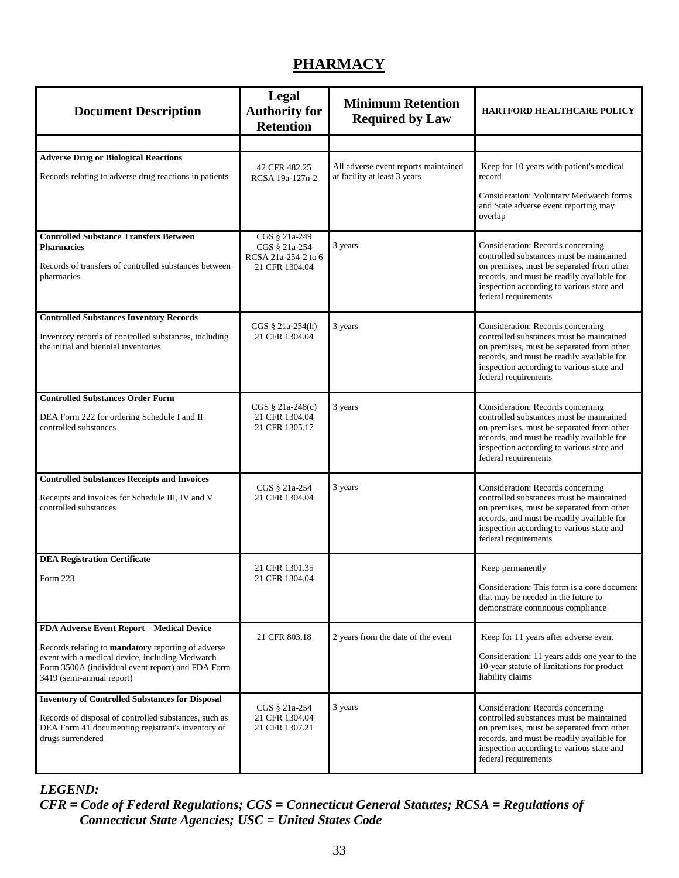# PHARMACY

| Document Description | Legal Authority for Retention | Minimum Retention Required by Law | HARTFORD HEALTHCARE POLICY |
|---|---|---|---|
| | | | |
| **Adverse Drug or Biological Reactions**<br><br>Records relating to adverse drug reactions in patients | 42 CFR 482.25<br>RCSA 19a-127n-2 | All adverse event reports maintained at facility at least 3 years | Keep for 10 years with patient's medical record<br><br>Consideration: Voluntary Medwatch forms and State adverse event reporting may overlap |
| **Controlled Substance Transfers Between Pharmacies**<br><br>Records of transfers of controlled substances between pharmacies | CGS § 21a-249<br>CGS § 21a-254<br>RCSA 21a-254-2 to 6<br>21 CFR 1304.04 | 3 years | Consideration: Records concerning controlled substances must be maintained on premises, must be separated from other records, and must be readily available for inspection according to various state and federal requirements |
| **Controlled Substances Inventory Records**<br><br>Inventory records of controlled substances, including the initial and biennial inventories | CGS § 21a-254(h)<br>21 CFR 1304.04 | 3 years | Consideration: Records concerning controlled substances must be maintained on premises, must be separated from other records, and must be readily available for inspection according to various state and federal requirements |
| **Controlled Substances Order Form**<br><br>DEA Form 222 for ordering Schedule I and II controlled substances | CGS § 21a-248(c)<br>21 CFR 1304.04<br>21 CFR 1305.17 | 3 years | Consideration: Records concerning controlled substances must be maintained on premises, must be separated from other records, and must be readily available for inspection according to various state and federal requirements |
| **Controlled Substances Receipts and Invoices**<br><br>Receipts and invoices for Schedule III, IV and V controlled substances | CGS § 21a-254<br>21 CFR 1304.04 | 3 years | Consideration: Records concerning controlled substances must be maintained on premises, must be separated from other records, and must be readily available for inspection according to various state and federal requirements |
| **DEA Registration Certificate**<br><br>Form 223 | 21 CFR 1301.35<br>21 CFR 1304.04 | | Keep permanently<br><br>Consideration: This form is a core document that may be needed in the future to demonstrate continuous compliance |
| **FDA Adverse Event Report – Medical Device**<br><br>Records relating to **mandatory** reporting of adverse event with a medical device, including Medwatch Form 3500A (individual event report) and FDA Form 3419 (semi-annual report) | 21 CFR 803.18 | 2 years from the date of the event | Keep for 11 years after adverse event<br><br>Consideration: 11 years adds one year to the 10-year statute of limitations for product liability claims |
| **Inventory of Controlled Substances for Disposal**<br><br>Records of disposal of controlled substances, such as DEA Form 41 documenting registrant's inventory of drugs surrendered | CGS § 21a-254<br>21 CFR 1304.04<br>21 CFR 1307.21 | 3 years | Consideration: Records concerning controlled substances must be maintained on premises, must be separated from other records, and must be readily available for inspection according to various state and federal requirements |

***LEGEND:***

***CFR = Code of Federal Regulations; CGS = Connecticut General Statutes; RCSA = Regulations of Connecticut State Agencies; USC = United States Code***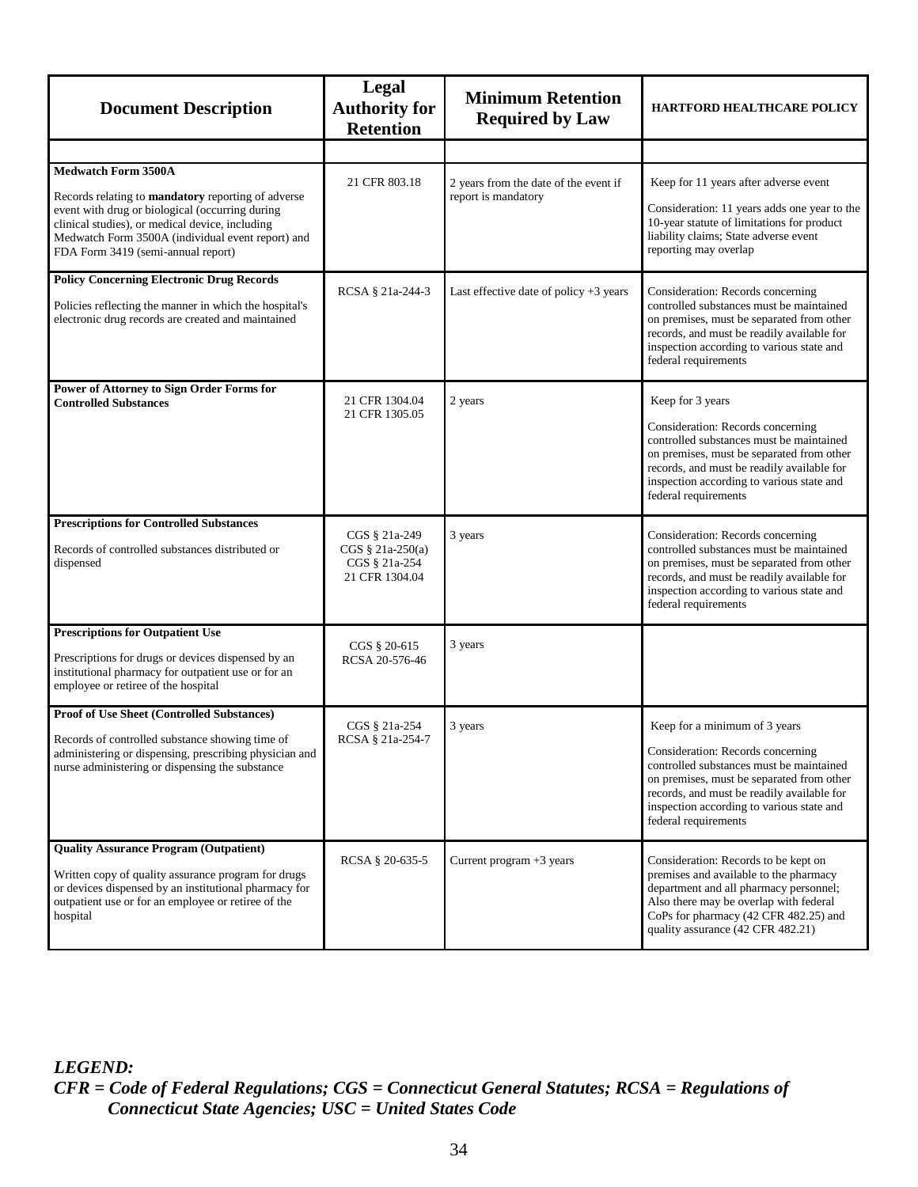| Document Description | Legal Authority for Retention | Minimum Retention Required by Law | HARTFORD HEALTHCARE POLICY |
|---|---|---|---|
| | | | |
| **Medwatch Form 3500A**<br><br>Records relating to **mandatory** reporting of adverse event with drug or biological (occurring during clinical studies), or medical device, including Medwatch Form 3500A (individual event report) and FDA Form 3419 (semi-annual report) | 21 CFR 803.18 | 2 years from the date of the event if report is mandatory | Keep for 11 years after adverse event<br><br>Consideration: 11 years adds one year to the 10-year statute of limitations for product liability claims; State adverse event reporting may overlap |
| **Policy Concerning Electronic Drug Records**<br><br>Policies reflecting the manner in which the hospital's electronic drug records are created and maintained | RCSA § 21a-244-3 | Last effective date of policy +3 years | Consideration: Records concerning controlled substances must be maintained on premises, must be separated from other records, and must be readily available for inspection according to various state and federal requirements |
| **Power of Attorney to Sign Order Forms for Controlled Substances** | 21 CFR 1304.04<br>21 CFR 1305.05 | 2 years | Keep for 3 years<br><br>Consideration: Records concerning controlled substances must be maintained on premises, must be separated from other records, and must be readily available for inspection according to various state and federal requirements |
| **Prescriptions for Controlled Substances**<br><br>Records of controlled substances distributed or dispensed | CGS § 21a-249<br>CGS § 21a-250(a)<br>CGS § 21a-254<br>21 CFR 1304.04 | 3 years | Consideration: Records concerning controlled substances must be maintained on premises, must be separated from other records, and must be readily available for inspection according to various state and federal requirements |
| **Prescriptions for Outpatient Use**<br><br>Prescriptions for drugs or devices dispensed by an institutional pharmacy for outpatient use or for an employee or retiree of the hospital | CGS § 20-615<br>RCSA 20-576-46 | 3 years | |
| **Proof of Use Sheet (Controlled Substances)**<br><br>Records of controlled substance showing time of administering or dispensing, prescribing physician and nurse administering or dispensing the substance | CGS § 21a-254<br>RCSA § 21a-254-7 | 3 years | Keep for a minimum of 3 years<br><br>Consideration: Records concerning controlled substances must be maintained on premises, must be separated from other records, and must be readily available for inspection according to various state and federal requirements |
| **Quality Assurance Program (Outpatient)**<br><br>Written copy of quality assurance program for drugs or devices dispensed by an institutional pharmacy for outpatient use or for an employee or retiree of the hospital | RCSA § 20-635-5 | Current program +3 years | Consideration: Records to be kept on premises and available to the pharmacy department and all pharmacy personnel; Also there may be overlap with federal CoPs for pharmacy (42 CFR 482.25) and quality assurance (42 CFR 482.21) |

***LEGEND:***
***CFR = Code of Federal Regulations; CGS = Connecticut General Statutes; RCSA = Regulations of Connecticut State Agencies; USC = United States Code***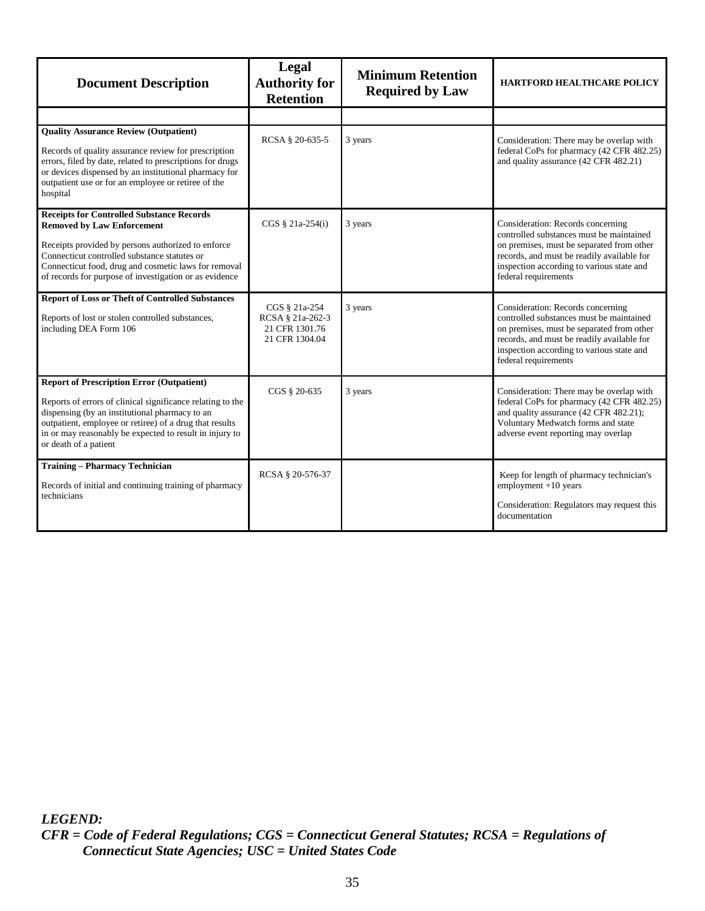| Document Description | Legal Authority for Retention | Minimum Retention Required by Law | HARTFORD HEALTHCARE POLICY |
|---|---|---|---|
| | | | |
| **Quality Assurance Review (Outpatient)**<br><br>Records of quality assurance review for prescription errors, filed by date, related to prescriptions for drugs or devices dispensed by an institutional pharmacy for outpatient use or for an employee or retiree of the hospital | RCSA § 20-635-5 | 3 years | Consideration: There may be overlap with federal CoPs for pharmacy (42 CFR 482.25) and quality assurance (42 CFR 482.21) |
| **Receipts for Controlled Substance Records Removed by Law Enforcement**<br><br>Receipts provided by persons authorized to enforce Connecticut controlled substance statutes or Connecticut food, drug and cosmetic laws for removal of records for purpose of investigation or as evidence | CGS § 21a-254(i) | 3 years | Consideration: Records concerning controlled substances must be maintained on premises, must be separated from other records, and must be readily available for inspection according to various state and federal requirements |
| **Report of Loss or Theft of Controlled Substances**<br><br>Reports of lost or stolen controlled substances, including DEA Form 106 | CGS § 21a-254<br>RCSA § 21a-262-3<br>21 CFR 1301.76<br>21 CFR 1304.04 | 3 years | Consideration: Records concerning controlled substances must be maintained on premises, must be separated from other records, and must be readily available for inspection according to various state and federal requirements |
| **Report of Prescription Error (Outpatient)**<br><br>Reports of errors of clinical significance relating to the dispensing (by an institutional pharmacy to an outpatient, employee or retiree) of a drug that results in or may reasonably be expected to result in injury to or death of a patient | CGS § 20-635 | 3 years | Consideration: There may be overlap with federal CoPs for pharmacy (42 CFR 482.25) and quality assurance (42 CFR 482.21); Voluntary Medwatch forms and state adverse event reporting may overlap |
| **Training – Pharmacy Technician**<br><br>Records of initial and continuing training of pharmacy technicians | RCSA § 20-576-37 | | Keep for length of pharmacy technician's employment +10 years<br><br>Consideration: Regulators may request this documentation |

***LEGEND:***
***CFR = Code of Federal Regulations; CGS = Connecticut General Statutes; RCSA = Regulations of Connecticut State Agencies; USC = United States Code***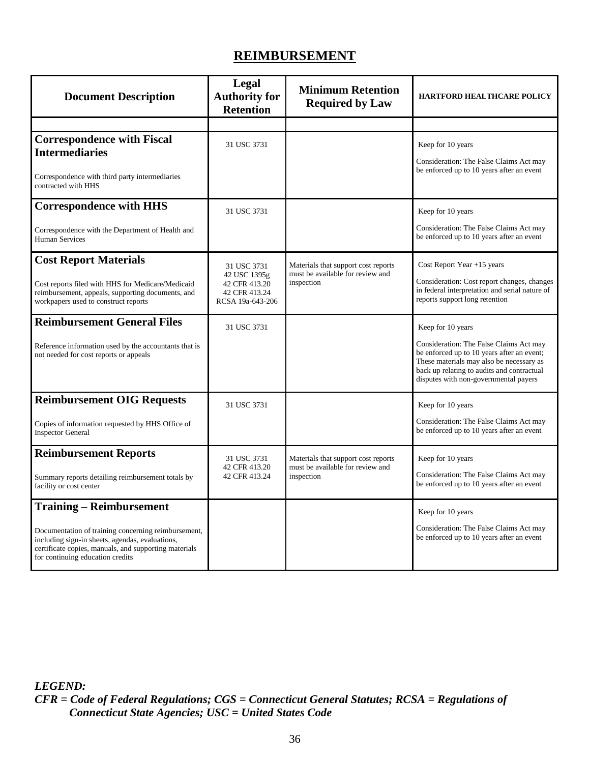## REIMBURSEMENT

| Document Description | Legal Authority for Retention | Minimum Retention Required by Law | HARTFORD HEALTHCARE POLICY |
|---|---|---|---|
| | | | |
| **Correspondence with Fiscal Intermediaries**<br><br>Correspondence with third party intermediaries contracted with HHS | 31 USC 3731 | | Keep for 10 years<br><br>Consideration: The False Claims Act may be enforced up to 10 years after an event |
| **Correspondence with HHS**<br><br>Correspondence with the Department of Health and Human Services | 31 USC 3731 | | Keep for 10 years<br><br>Consideration: The False Claims Act may be enforced up to 10 years after an event |
| **Cost Report Materials**<br><br>Cost reports filed with HHS for Medicare/Medicaid reimbursement, appeals, supporting documents, and workpapers used to construct reports | 31 USC 3731<br>42 USC 1395g<br>42 CFR 413.20<br>42 CFR 413.24<br>RCSA 19a-643-206 | Materials that support cost reports must be available for review and inspection | Cost Report Year +15 years<br><br>Consideration: Cost report changes, changes in federal interpretation and serial nature of reports support long retention |
| **Reimbursement General Files**<br><br>Reference information used by the accountants that is not needed for cost reports or appeals | 31 USC 3731 | | Keep for 10 years<br><br>Consideration: The False Claims Act may be enforced up to 10 years after an event; These materials may also be necessary as back up relating to audits and contractual disputes with non-governmental payers |
| **Reimbursement OIG Requests**<br><br>Copies of information requested by HHS Office of Inspector General | 31 USC 3731 | | Keep for 10 years<br><br>Consideration: The False Claims Act may be enforced up to 10 years after an event |
| **Reimbursement Reports**<br><br>Summary reports detailing reimbursement totals by facility or cost center | 31 USC 3731<br>42 CFR 413.20<br>42 CFR 413.24 | Materials that support cost reports must be available for review and inspection | Keep for 10 years<br><br>Consideration: The False Claims Act may be enforced up to 10 years after an event |
| **Training – Reimbursement**<br><br>Documentation of training concerning reimbursement, including sign-in sheets, agendas, evaluations, certificate copies, manuals, and supporting materials for continuing education credits | | | Keep for 10 years<br><br>Consideration: The False Claims Act may be enforced up to 10 years after an event |

***LEGEND:***
***CFR = Code of Federal Regulations; CGS = Connecticut General Statutes; RCSA = Regulations of Connecticut State Agencies; USC = United States Code***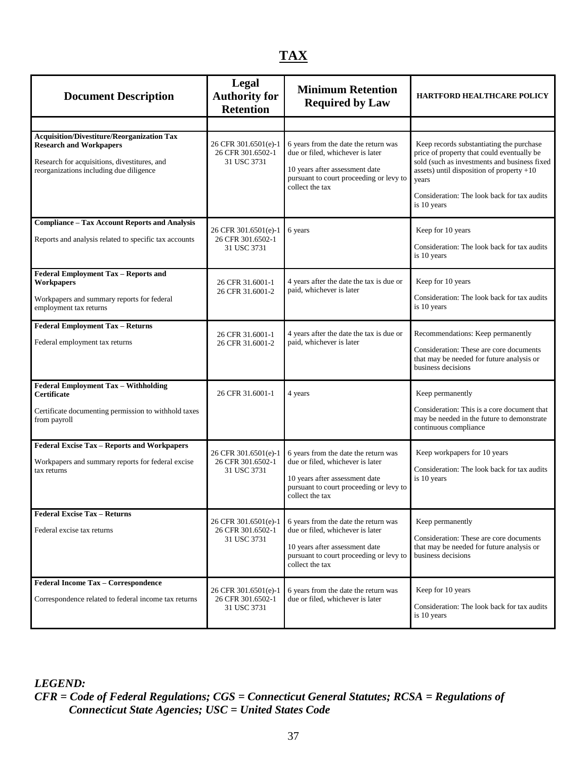# TAX

| Document Description | Legal Authority for Retention | Minimum Retention Required by Law | HARTFORD HEALTHCARE POLICY |
|---|---|---|---|
| | | | |
| **Acquisition/Divestiture/Reorganization Tax Research and Workpapers**<br><br>Research for acquisitions, divestitures, and reorganizations including due diligence | 26 CFR 301.6501(e)-1<br>26 CFR 301.6502-1<br>31 USC 3731 | 6 years from the date the return was due or filed, whichever is later<br><br>10 years after assessment date pursuant to court proceeding or levy to collect the tax | Keep records substantiating the purchase price of property that could eventually be sold (such as investments and business fixed assets) until disposition of property +10 years<br><br>Consideration: The look back for tax audits is 10 years |
| **Compliance – Tax Account Reports and Analysis**<br><br>Reports and analysis related to specific tax accounts | 26 CFR 301.6501(e)-1<br>26 CFR 301.6502-1<br>31 USC 3731 | 6 years | Keep for 10 years<br><br>Consideration: The look back for tax audits is 10 years |
| **Federal Employment Tax – Reports and Workpapers**<br><br>Workpapers and summary reports for federal employment tax returns | 26 CFR 31.6001-1<br>26 CFR 31.6001-2 | 4 years after the date the tax is due or paid, whichever is later | Keep for 10 years<br><br>Consideration: The look back for tax audits is 10 years |
| **Federal Employment Tax – Returns**<br><br>Federal employment tax returns | 26 CFR 31.6001-1<br>26 CFR 31.6001-2 | 4 years after the date the tax is due or paid, whichever is later | Recommendations: Keep permanently<br><br>Consideration: These are core documents that may be needed for future analysis or business decisions |
| **Federal Employment Tax – Withholding Certificate**<br><br>Certificate documenting permission to withhold taxes from payroll | 26 CFR 31.6001-1 | 4 years | Keep permanently<br><br>Consideration: This is a core document that may be needed in the future to demonstrate continuous compliance |
| **Federal Excise Tax – Reports and Workpapers**<br><br>Workpapers and summary reports for federal excise tax returns | 26 CFR 301.6501(e)-1<br>26 CFR 301.6502-1<br>31 USC 3731 | 6 years from the date the return was due or filed, whichever is later<br><br>10 years after assessment date pursuant to court proceeding or levy to collect the tax | Keep workpapers for 10 years<br><br>Consideration: The look back for tax audits is 10 years |
| **Federal Excise Tax – Returns**<br><br>Federal excise tax returns | 26 CFR 301.6501(e)-1<br>26 CFR 301.6502-1<br>31 USC 3731 | 6 years from the date the return was due or filed, whichever is later<br><br>10 years after assessment date pursuant to court proceeding or levy to collect the tax | Keep permanently<br><br>Consideration: These are core documents that may be needed for future analysis or business decisions |
| **Federal Income Tax – Correspondence**<br><br>Correspondence related to federal income tax returns | 26 CFR 301.6501(e)-1<br>26 CFR 301.6502-1<br>31 USC 3731 | 6 years from the date the return was due or filed, whichever is later | Keep for 10 years<br><br>Consideration: The look back for tax audits is 10 years |

***LEGEND:***
***CFR = Code of Federal Regulations; CGS = Connecticut General Statutes; RCSA = Regulations of Connecticut State Agencies; USC = United States Code***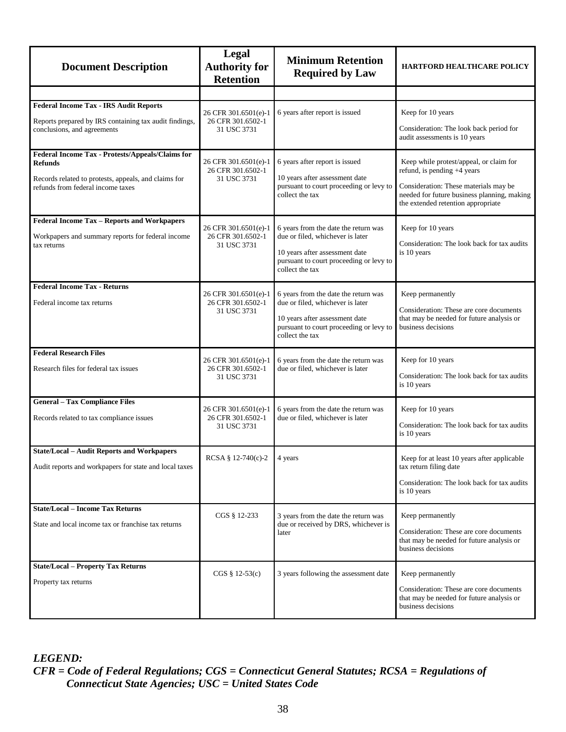| Document Description | Legal Authority for Retention | Minimum Retention Required by Law | HARTFORD HEALTHCARE POLICY |
|---|---|---|---|
| | | | |
| **Federal Income Tax - IRS Audit Reports**<br><br>Reports prepared by IRS containing tax audit findings, conclusions, and agreements | 26 CFR 301.6501(e)-1<br>26 CFR 301.6502-1<br>31 USC 3731 | 6 years after report is issued | Keep for 10 years<br><br>Consideration: The look back period for audit assessments is 10 years |
| **Federal Income Tax - Protests/Appeals/Claims for Refunds**<br><br>Records related to protests, appeals, and claims for refunds from federal income taxes | 26 CFR 301.6501(e)-1<br>26 CFR 301.6502-1<br>31 USC 3731 | 6 years after report is issued<br><br>10 years after assessment date pursuant to court proceeding or levy to collect the tax | Keep while protest/appeal, or claim for refund, is pending +4 years<br><br>Consideration: These materials may be needed for future business planning, making the extended retention appropriate |
| **Federal Income Tax – Reports and Workpapers**<br><br>Workpapers and summary reports for federal income tax returns | 26 CFR 301.6501(e)-1<br>26 CFR 301.6502-1<br>31 USC 3731 | 6 years from the date the return was due or filed, whichever is later<br><br>10 years after assessment date pursuant to court proceeding or levy to collect the tax | Keep for 10 years<br><br>Consideration: The look back for tax audits is 10 years |
| **Federal Income Tax - Returns**<br><br>Federal income tax returns | 26 CFR 301.6501(e)-1<br>26 CFR 301.6502-1<br>31 USC 3731 | 6 years from the date the return was due or filed, whichever is later<br><br>10 years after assessment date pursuant to court proceeding or levy to collect the tax | Keep permanently<br><br>Consideration: These are core documents that may be needed for future analysis or business decisions |
| **Federal Research Files**<br><br>Research files for federal tax issues | 26 CFR 301.6501(e)-1<br>26 CFR 301.6502-1<br>31 USC 3731 | 6 years from the date the return was due or filed, whichever is later | Keep for 10 years<br><br>Consideration: The look back for tax audits is 10 years |
| **General – Tax Compliance Files**<br><br>Records related to tax compliance issues | 26 CFR 301.6501(e)-1<br>26 CFR 301.6502-1<br>31 USC 3731 | 6 years from the date the return was due or filed, whichever is later | Keep for 10 years<br><br>Consideration: The look back for tax audits is 10 years |
| **State/Local – Audit Reports and Workpapers**<br><br>Audit reports and workpapers for state and local taxes | RCSA § 12-740(c)-2 | 4 years | Keep for at least 10 years after applicable tax return filing date<br><br>Consideration: The look back for tax audits is 10 years |
| **State/Local – Income Tax Returns**<br><br>State and local income tax or franchise tax returns | CGS § 12-233 | 3 years from the date the return was due or received by DRS, whichever is later | Keep permanently<br><br>Consideration: These are core documents that may be needed for future analysis or business decisions |
| **State/Local – Property Tax Returns**<br><br>Property tax returns | CGS § 12-53(c) | 3 years following the assessment date | Keep permanently<br><br>Consideration: These are core documents that may be needed for future analysis or business decisions |

***LEGEND:***
***CFR = Code of Federal Regulations; CGS = Connecticut General Statutes; RCSA = Regulations of Connecticut State Agencies; USC = United States Code***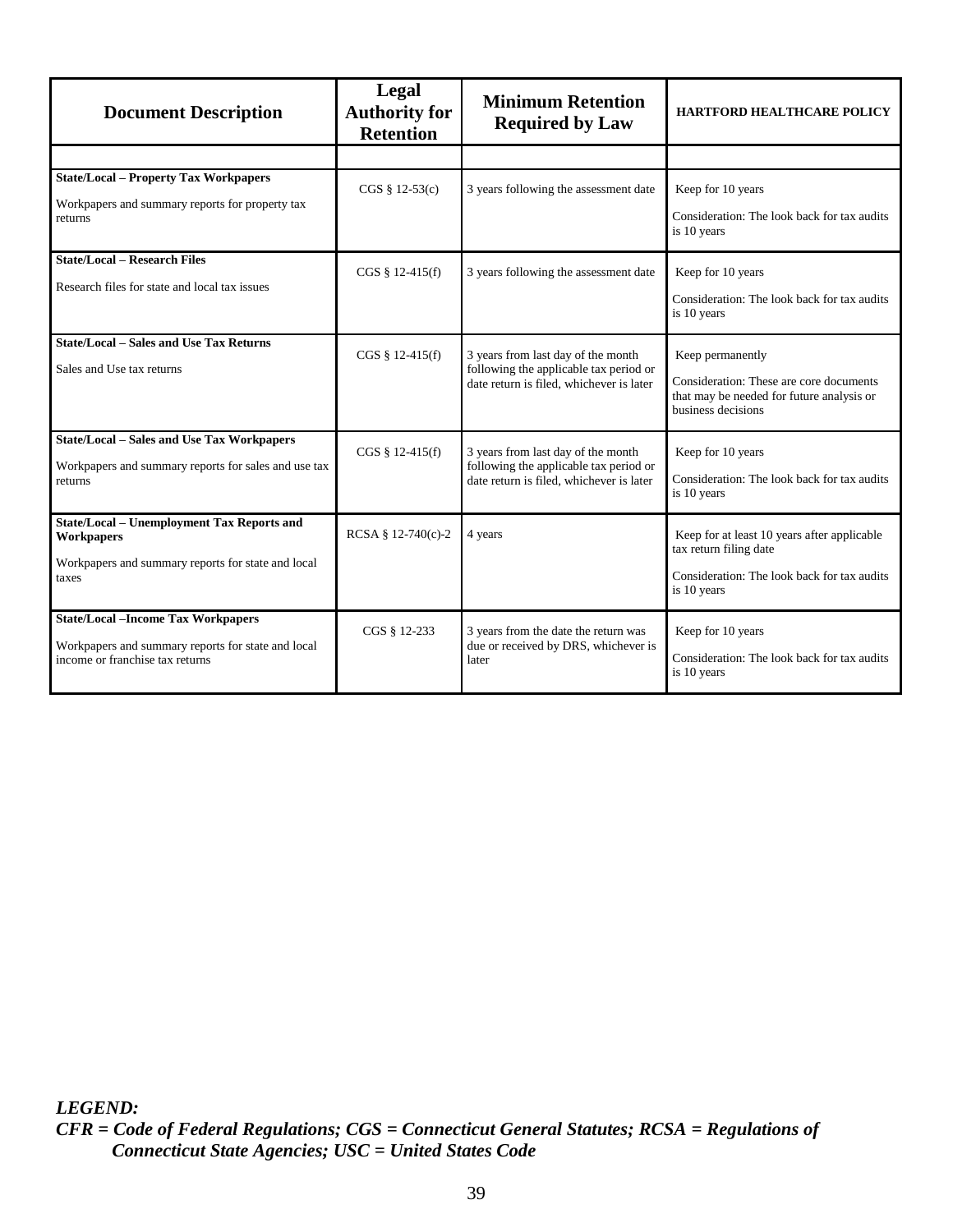| Document Description | Legal Authority for Retention | Minimum Retention Required by Law | HARTFORD HEALTHCARE POLICY |
|---|---|---|---|
| | | | |
| **State/Local – Property Tax Workpapers**<br><br>Workpapers and summary reports for property tax returns | CGS § 12-53(c) | 3 years following the assessment date | Keep for 10 years<br><br>Consideration: The look back for tax audits is 10 years |
| **State/Local – Research Files**<br><br>Research files for state and local tax issues | CGS § 12-415(f) | 3 years following the assessment date | Keep for 10 years<br><br>Consideration: The look back for tax audits is 10 years |
| **State/Local – Sales and Use Tax Returns**<br><br>Sales and Use tax returns | CGS § 12-415(f) | 3 years from last day of the month following the applicable tax period or date return is filed, whichever is later | Keep permanently<br><br>Consideration: These are core documents that may be needed for future analysis or business decisions |
| **State/Local – Sales and Use Tax Workpapers**<br><br>Workpapers and summary reports for sales and use tax returns | CGS § 12-415(f) | 3 years from last day of the month following the applicable tax period or date return is filed, whichever is later | Keep for 10 years<br><br>Consideration: The look back for tax audits is 10 years |
| **State/Local – Unemployment Tax Reports and Workpapers**<br><br>Workpapers and summary reports for state and local taxes | RCSA § 12-740(c)-2 | 4 years | Keep for at least 10 years after applicable tax return filing date<br><br>Consideration: The look back for tax audits is 10 years |
| **State/Local –Income Tax Workpapers**<br><br>Workpapers and summary reports for state and local income or franchise tax returns | CGS § 12-233 | 3 years from the date the return was due or received by DRS, whichever is later | Keep for 10 years<br><br>Consideration: The look back for tax audits is 10 years |

***LEGEND:***
***CFR = Code of Federal Regulations; CGS = Connecticut General Statutes; RCSA = Regulations of Connecticut State Agencies; USC = United States Code***